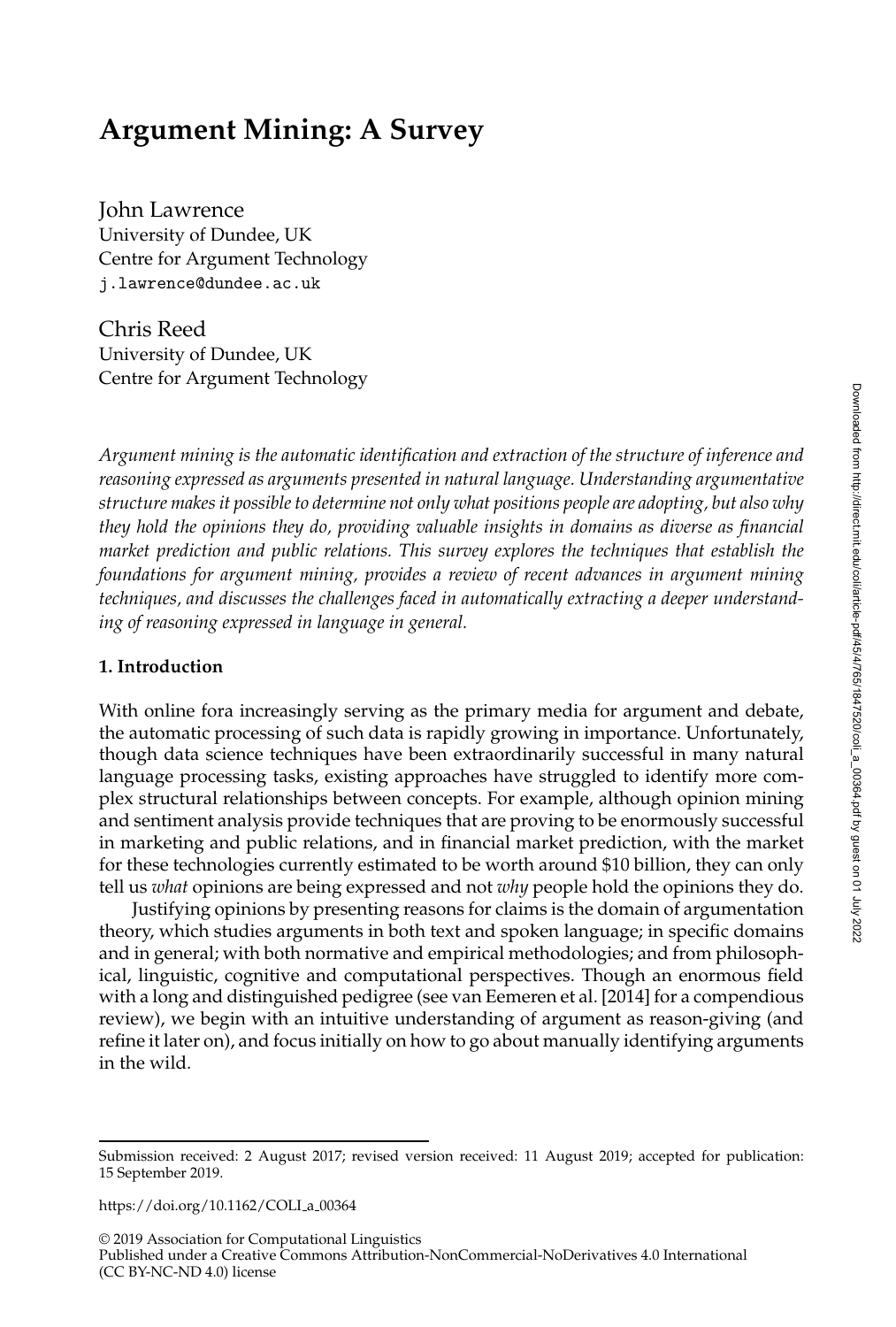# Argument Mining: A Survey

John Lawrence
University of Dundee, UK
Centre for Argument Technology
j.lawrence@dundee.ac.uk

Chris Reed
University of Dundee, UK
Centre for Argument Technology

*Argument mining is the automatic identification and extraction of the structure of inference and reasoning expressed as arguments presented in natural language. Understanding argumentative structure makes it possible to determine not only what positions people are adopting, but also why they hold the opinions they do, providing valuable insights in domains as diverse as financial market prediction and public relations. This survey explores the techniques that establish the foundations for argument mining, provides a review of recent advances in argument mining techniques, and discusses the challenges faced in automatically extracting a deeper understanding of reasoning expressed in language in general.*

## 1. Introduction

With online fora increasingly serving as the primary media for argument and debate, the automatic processing of such data is rapidly growing in importance. Unfortunately, though data science techniques have been extraordinarily successful in many natural language processing tasks, existing approaches have struggled to identify more complex structural relationships between concepts. For example, although opinion mining and sentiment analysis provide techniques that are proving to be enormously successful in marketing and public relations, and in financial market prediction, with the market for these technologies currently estimated to be worth around $10 billion, they can only tell us *what* opinions are being expressed and not *why* people hold the opinions they do.

Justifying opinions by presenting reasons for claims is the domain of argumentation theory, which studies arguments in both text and spoken language; in specific domains and in general; with both normative and empirical methodologies; and from philosophical, linguistic, cognitive and computational perspectives. Though an enormous field with a long and distinguished pedigree (see van Eemeren et al. [2014] for a compendious review), we begin with an intuitive understanding of argument as reason-giving (and refine it later on), and focus initially on how to go about manually identifying arguments in the wild.

---

Submission received: 2 August 2017; revised version received: 11 August 2019; accepted for publication: 15 September 2019.

https://doi.org/10.1162/COLI_a_00364

© 2019 Association for Computational Linguistics
Published under a Creative Commons Attribution-NonCommercial-NoDerivatives 4.0 International (CC BY-NC-ND 4.0) license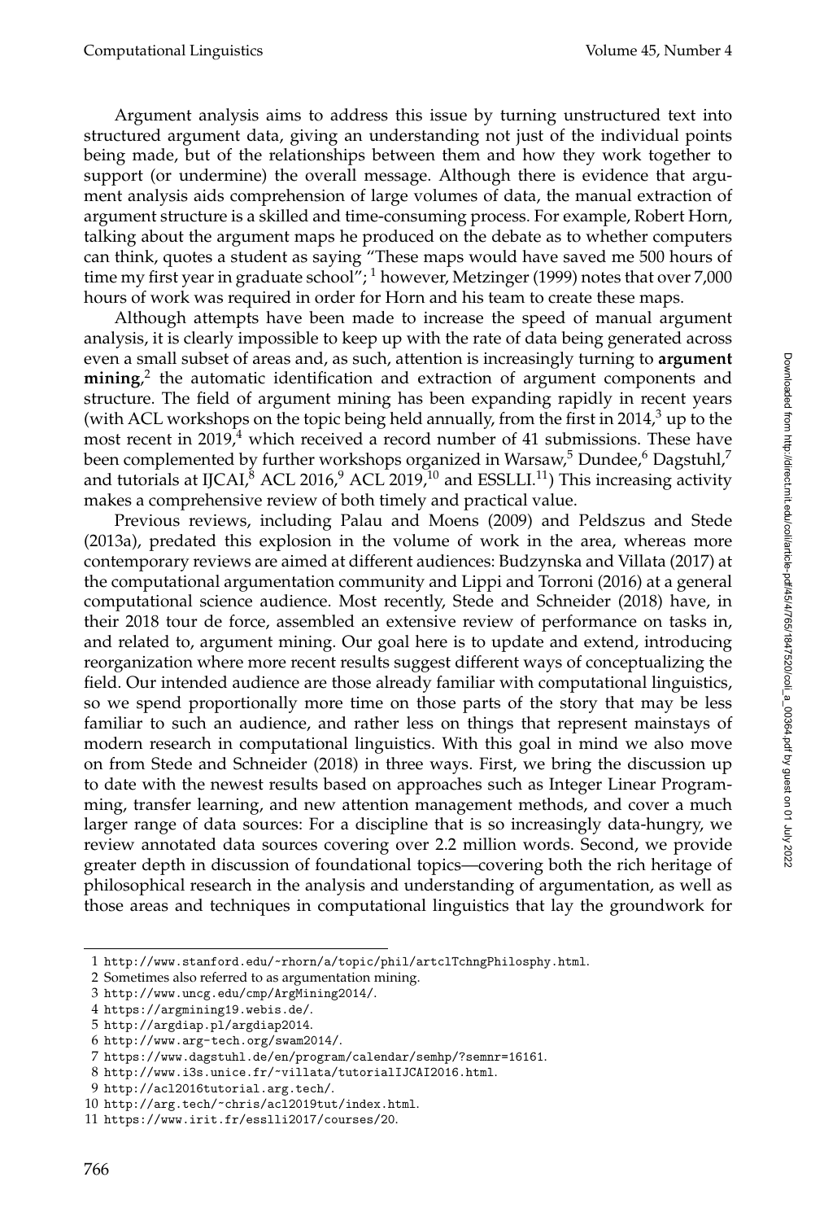Argument analysis aims to address this issue by turning unstructured text into structured argument data, giving an understanding not just of the individual points being made, but of the relationships between them and how they work together to support (or undermine) the overall message. Although there is evidence that argument analysis aids comprehension of large volumes of data, the manual extraction of argument structure is a skilled and time-consuming process. For example, Robert Horn, talking about the argument maps he produced on the debate as to whether computers can think, quotes a student as saying "These maps would have saved me 500 hours of time my first year in graduate school";[1] however, Metzinger (1999) notes that over 7,000 hours of work was required in order for Horn and his team to create these maps.

Although attempts have been made to increase the speed of manual argument analysis, it is clearly impossible to keep up with the rate of data being generated across even a small subset of areas and, as such, attention is increasingly turning to **argument mining**,[2] the automatic identification and extraction of argument components and structure. The field of argument mining has been expanding rapidly in recent years (with ACL workshops on the topic being held annually, from the first in 2014,[3] up to the most recent in 2019,[4] which received a record number of 41 submissions. These have been complemented by further workshops organized in Warsaw,[5] Dundee,[6] Dagstuhl,[7] and tutorials at IJCAI,[8] ACL 2016,[9] ACL 2019,[10] and ESSLLI.[11]) This increasing activity makes a comprehensive review of both timely and practical value.

Previous reviews, including Palau and Moens (2009) and Peldszus and Stede (2013a), predated this explosion in the volume of work in the area, whereas more contemporary reviews are aimed at different audiences: Budzynska and Villata (2017) at the computational argumentation community and Lippi and Torroni (2016) at a general computational science audience. Most recently, Stede and Schneider (2018) have, in their 2018 tour de force, assembled an extensive review of performance on tasks in, and related to, argument mining. Our goal here is to update and extend, introducing reorganization where more recent results suggest different ways of conceptualizing the field. Our intended audience are those already familiar with computational linguistics, so we spend proportionally more time on those parts of the story that may be less familiar to such an audience, and rather less on things that represent mainstays of modern research in computational linguistics. With this goal in mind we also move on from Stede and Schneider (2018) in three ways. First, we bring the discussion up to date with the newest results based on approaches such as Integer Linear Programming, transfer learning, and new attention management methods, and cover a much larger range of data sources: For a discipline that is so increasingly data-hungry, we review annotated data sources covering over 2.2 million words. Second, we provide greater depth in discussion of foundational topics—covering both the rich heritage of philosophical research in the analysis and understanding of argumentation, as well as those areas and techniques in computational linguistics that lay the groundwork for

---

1 http://www.stanford.edu/~rhorn/a/topic/phil/artclTchngPhilosphy.html.
2 Sometimes also referred to as argumentation mining.
3 http://www.uncg.edu/cmp/ArgMining2014/.
4 https://argmining19.webis.de/.
5 http://argdiap.pl/argdiap2014.
6 http://www.arg-tech.org/swam2014/.
7 https://www.dagstuhl.de/en/program/calendar/semhp/?semnr=16161.
8 http://www.i3s.unice.fr/~villata/tutorialIJCAI2016.html.
9 http://acl2016tutorial.arg.tech/.
10 http://arg.tech/~chris/acl2019tut/index.html.
11 https://www.irit.fr/esslli2017/courses/20.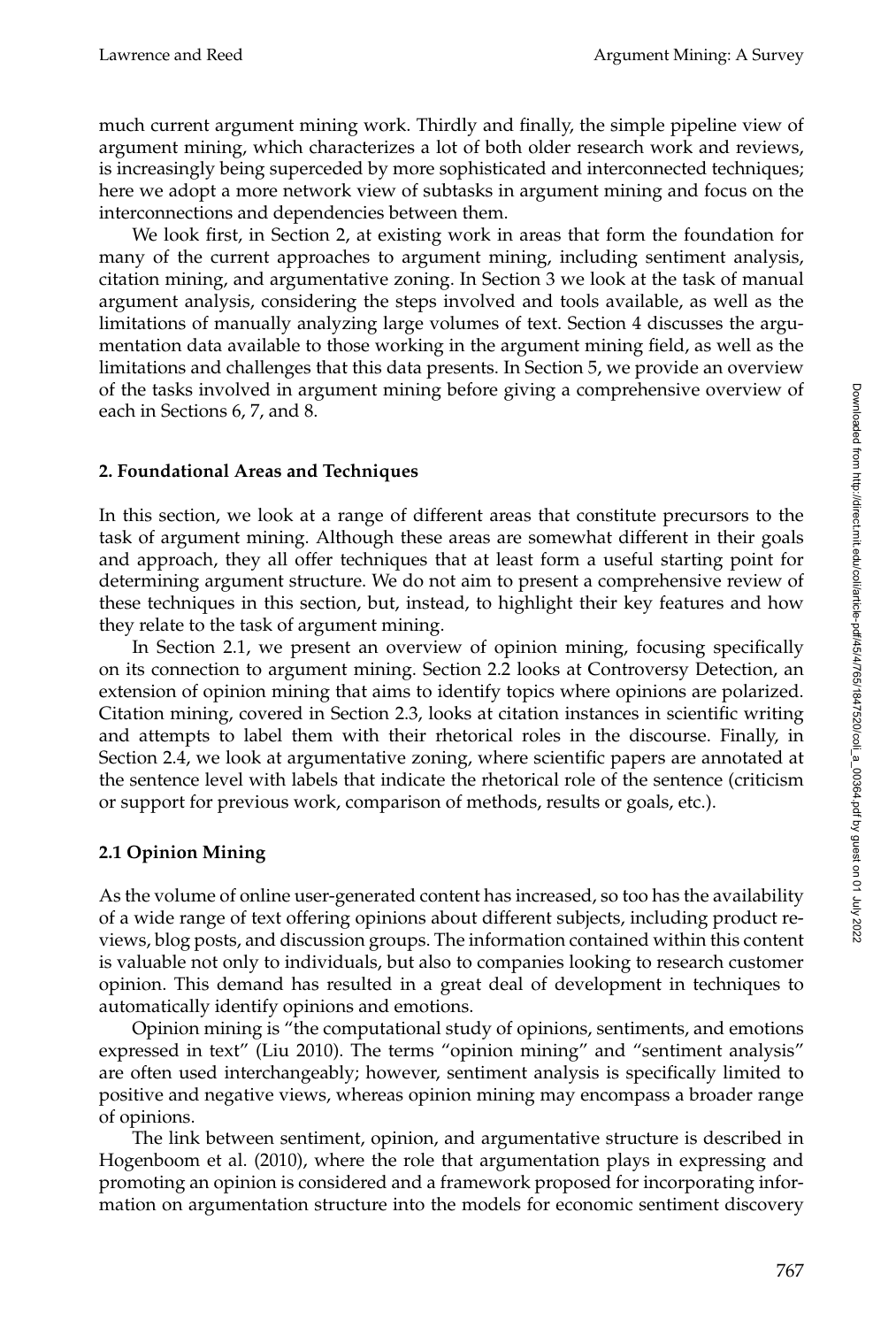much current argument mining work. Thirdly and finally, the simple pipeline view of argument mining, which characterizes a lot of both older research work and reviews, is increasingly being superceded by more sophisticated and interconnected techniques; here we adopt a more network view of subtasks in argument mining and focus on the interconnections and dependencies between them.

We look first, in Section 2, at existing work in areas that form the foundation for many of the current approaches to argument mining, including sentiment analysis, citation mining, and argumentative zoning. In Section 3 we look at the task of manual argument analysis, considering the steps involved and tools available, as well as the limitations of manually analyzing large volumes of text. Section 4 discusses the argumentation data available to those working in the argument mining field, as well as the limitations and challenges that this data presents. In Section 5, we provide an overview of the tasks involved in argument mining before giving a comprehensive overview of each in Sections 6, 7, and 8.

## 2. Foundational Areas and Techniques

In this section, we look at a range of different areas that constitute precursors to the task of argument mining. Although these areas are somewhat different in their goals and approach, they all offer techniques that at least form a useful starting point for determining argument structure. We do not aim to present a comprehensive review of these techniques in this section, but, instead, to highlight their key features and how they relate to the task of argument mining.

In Section 2.1, we present an overview of opinion mining, focusing specifically on its connection to argument mining. Section 2.2 looks at Controversy Detection, an extension of opinion mining that aims to identify topics where opinions are polarized. Citation mining, covered in Section 2.3, looks at citation instances in scientific writing and attempts to label them with their rhetorical roles in the discourse. Finally, in Section 2.4, we look at argumentative zoning, where scientific papers are annotated at the sentence level with labels that indicate the rhetorical role of the sentence (criticism or support for previous work, comparison of methods, results or goals, etc.).

### 2.1 Opinion Mining

As the volume of online user-generated content has increased, so too has the availability of a wide range of text offering opinions about different subjects, including product reviews, blog posts, and discussion groups. The information contained within this content is valuable not only to individuals, but also to companies looking to research customer opinion. This demand has resulted in a great deal of development in techniques to automatically identify opinions and emotions.

Opinion mining is "the computational study of opinions, sentiments, and emotions expressed in text" (Liu 2010). The terms "opinion mining" and "sentiment analysis" are often used interchangeably; however, sentiment analysis is specifically limited to positive and negative views, whereas opinion mining may encompass a broader range of opinions.

The link between sentiment, opinion, and argumentative structure is described in Hogenboom et al. (2010), where the role that argumentation plays in expressing and promoting an opinion is considered and a framework proposed for incorporating information on argumentation structure into the models for economic sentiment discovery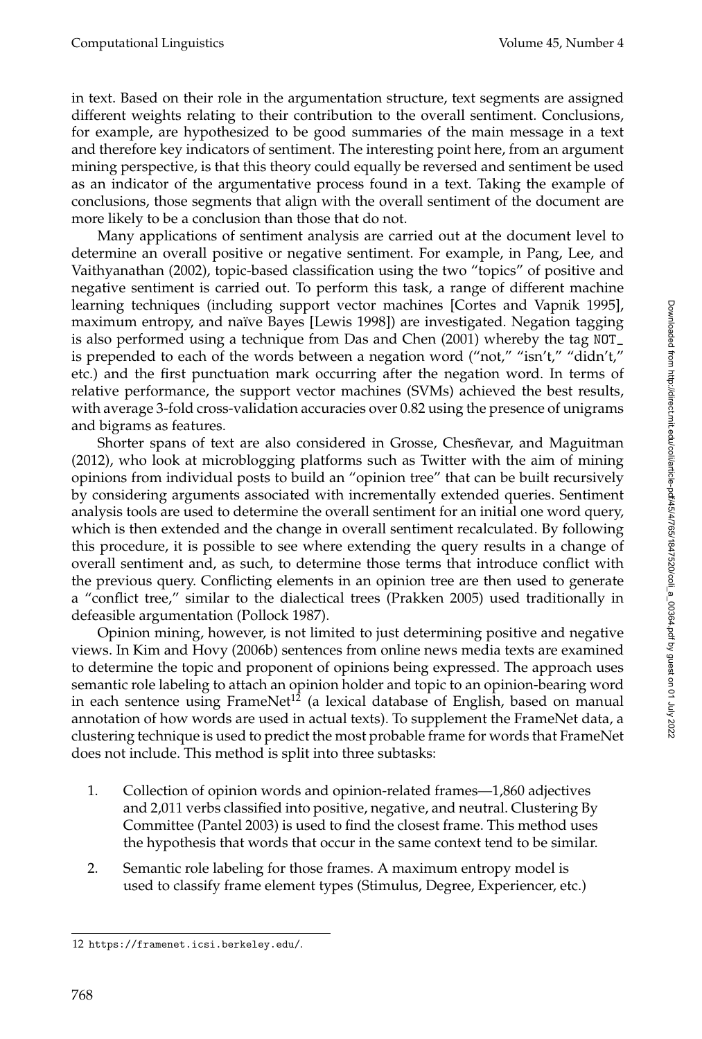in text. Based on their role in the argumentation structure, text segments are assigned different weights relating to their contribution to the overall sentiment. Conclusions, for example, are hypothesized to be good summaries of the main message in a text and therefore key indicators of sentiment. The interesting point here, from an argument mining perspective, is that this theory could equally be reversed and sentiment be used as an indicator of the argumentative process found in a text. Taking the example of conclusions, those segments that align with the overall sentiment of the document are more likely to be a conclusion than those that do not.

Many applications of sentiment analysis are carried out at the document level to determine an overall positive or negative sentiment. For example, in Pang, Lee, and Vaithyanathan (2002), topic-based classification using the two "topics" of positive and negative sentiment is carried out. To perform this task, a range of different machine learning techniques (including support vector machines [Cortes and Vapnik 1995], maximum entropy, and naïve Bayes [Lewis 1998]) are investigated. Negation tagging is also performed using a technique from Das and Chen (2001) whereby the tag `NOT_` is prepended to each of the words between a negation word ("not," "isn't," "didn't," etc.) and the first punctuation mark occurring after the negation word. In terms of relative performance, the support vector machines (SVMs) achieved the best results, with average 3-fold cross-validation accuracies over 0.82 using the presence of unigrams and bigrams as features.

Shorter spans of text are also considered in Grosse, Chesñevar, and Maguitman (2012), who look at microblogging platforms such as Twitter with the aim of mining opinions from individual posts to build an "opinion tree" that can be built recursively by considering arguments associated with incrementally extended queries. Sentiment analysis tools are used to determine the overall sentiment for an initial one word query, which is then extended and the change in overall sentiment recalculated. By following this procedure, it is possible to see where extending the query results in a change of overall sentiment and, as such, to determine those terms that introduce conflict with the previous query. Conflicting elements in an opinion tree are then used to generate a "conflict tree," similar to the dialectical trees (Prakken 2005) used traditionally in defeasible argumentation (Pollock 1987).

Opinion mining, however, is not limited to just determining positive and negative views. In Kim and Hovy (2006b) sentences from online news media texts are examined to determine the topic and proponent of opinions being expressed. The approach uses semantic role labeling to attach an opinion holder and topic to an opinion-bearing word in each sentence using FrameNet[12] (a lexical database of English, based on manual annotation of how words are used in actual texts). To supplement the FrameNet data, a clustering technique is used to predict the most probable frame for words that FrameNet does not include. This method is split into three subtasks:

1. Collection of opinion words and opinion-related frames—1,860 adjectives and 2,011 verbs classified into positive, negative, and neutral. Clustering By Committee (Pantel 2003) is used to find the closest frame. This method uses the hypothesis that words that occur in the same context tend to be similar.
2. Semantic role labeling for those frames. A maximum entropy model is used to classify frame element types (Stimulus, Degree, Experiencer, etc.)

12 https://framenet.icsi.berkeley.edu/.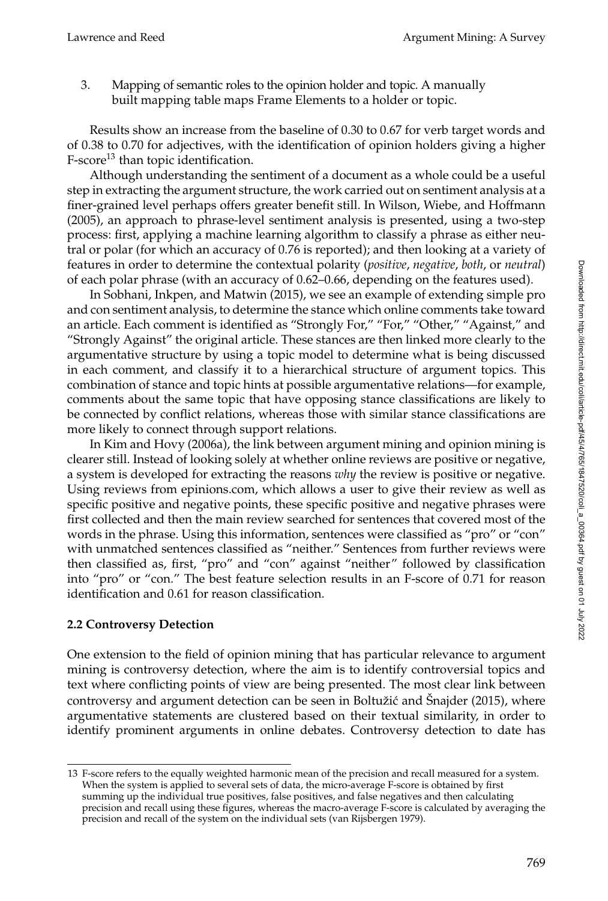3. Mapping of semantic roles to the opinion holder and topic. A manually built mapping table maps Frame Elements to a holder or topic.

Results show an increase from the baseline of 0.30 to 0.67 for verb target words and of 0.38 to 0.70 for adjectives, with the identification of opinion holders giving a higher F-score[13] than topic identification.

Although understanding the sentiment of a document as a whole could be a useful step in extracting the argument structure, the work carried out on sentiment analysis at a finer-grained level perhaps offers greater benefit still. In Wilson, Wiebe, and Hoffmann (2005), an approach to phrase-level sentiment analysis is presented, using a two-step process: first, applying a machine learning algorithm to classify a phrase as either neutral or polar (for which an accuracy of 0.76 is reported); and then looking at a variety of features in order to determine the contextual polarity (*positive*, *negative*, *both*, or *neutral*) of each polar phrase (with an accuracy of 0.62–0.66, depending on the features used).

In Sobhani, Inkpen, and Matwin (2015), we see an example of extending simple pro and con sentiment analysis, to determine the stance which online comments take toward an article. Each comment is identified as "Strongly For," "For," "Other," "Against," and "Strongly Against" the original article. These stances are then linked more clearly to the argumentative structure by using a topic model to determine what is being discussed in each comment, and classify it to a hierarchical structure of argument topics. This combination of stance and topic hints at possible argumentative relations—for example, comments about the same topic that have opposing stance classifications are likely to be connected by conflict relations, whereas those with similar stance classifications are more likely to connect through support relations.

In Kim and Hovy (2006a), the link between argument mining and opinion mining is clearer still. Instead of looking solely at whether online reviews are positive or negative, a system is developed for extracting the reasons *why* the review is positive or negative. Using reviews from epinions.com, which allows a user to give their review as well as specific positive and negative points, these specific positive and negative phrases were first collected and then the main review searched for sentences that covered most of the words in the phrase. Using this information, sentences were classified as "pro" or "con" with unmatched sentences classified as "neither." Sentences from further reviews were then classified as, first, "pro" and "con" against "neither" followed by classification into "pro" or "con." The best feature selection results in an F-score of 0.71 for reason identification and 0.61 for reason classification.

### 2.2 Controversy Detection

One extension to the field of opinion mining that has particular relevance to argument mining is controversy detection, where the aim is to identify controversial topics and text where conflicting points of view are being presented. The most clear link between controversy and argument detection can be seen in Boltužić and Šnajder (2015), where argumentative statements are clustered based on their textual similarity, in order to identify prominent arguments in online debates. Controversy detection to date has

[13] F-score refers to the equally weighted harmonic mean of the precision and recall measured for a system. When the system is applied to several sets of data, the micro-average F-score is obtained by first summing up the individual true positives, false positives, and false negatives and then calculating precision and recall using these figures, whereas the macro-average F-score is calculated by averaging the precision and recall of the system on the individual sets (van Rijsbergen 1979).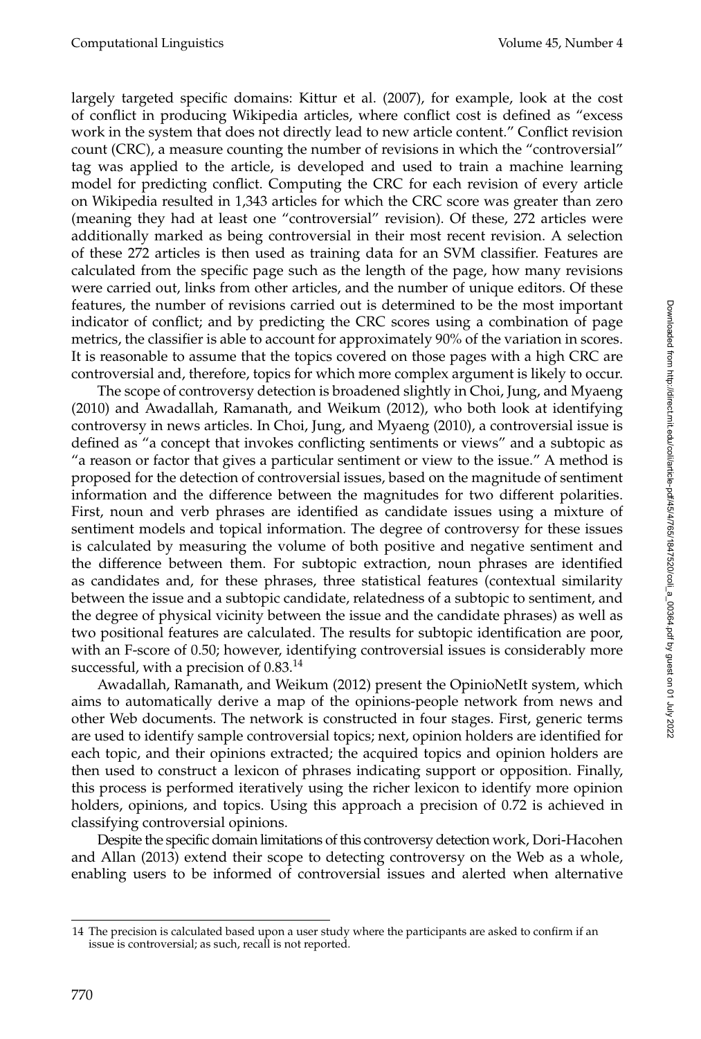largely targeted specific domains: Kittur et al. (2007), for example, look at the cost of conflict in producing Wikipedia articles, where conflict cost is defined as "excess work in the system that does not directly lead to new article content." Conflict revision count (CRC), a measure counting the number of revisions in which the "controversial" tag was applied to the article, is developed and used to train a machine learning model for predicting conflict. Computing the CRC for each revision of every article on Wikipedia resulted in 1,343 articles for which the CRC score was greater than zero (meaning they had at least one "controversial" revision). Of these, 272 articles were additionally marked as being controversial in their most recent revision. A selection of these 272 articles is then used as training data for an SVM classifier. Features are calculated from the specific page such as the length of the page, how many revisions were carried out, links from other articles, and the number of unique editors. Of these features, the number of revisions carried out is determined to be the most important indicator of conflict; and by predicting the CRC scores using a combination of page metrics, the classifier is able to account for approximately 90% of the variation in scores. It is reasonable to assume that the topics covered on those pages with a high CRC are controversial and, therefore, topics for which more complex argument is likely to occur.

The scope of controversy detection is broadened slightly in Choi, Jung, and Myaeng (2010) and Awadallah, Ramanath, and Weikum (2012), who both look at identifying controversy in news articles. In Choi, Jung, and Myaeng (2010), a controversial issue is defined as "a concept that invokes conflicting sentiments or views" and a subtopic as "a reason or factor that gives a particular sentiment or view to the issue." A method is proposed for the detection of controversial issues, based on the magnitude of sentiment information and the difference between the magnitudes for two different polarities. First, noun and verb phrases are identified as candidate issues using a mixture of sentiment models and topical information. The degree of controversy for these issues is calculated by measuring the volume of both positive and negative sentiment and the difference between them. For subtopic extraction, noun phrases are identified as candidates and, for these phrases, three statistical features (contextual similarity between the issue and a subtopic candidate, relatedness of a subtopic to sentiment, and the degree of physical vicinity between the issue and the candidate phrases) as well as two positional features are calculated. The results for subtopic identification are poor, with an F-score of 0.50; however, identifying controversial issues is considerably more successful, with a precision of 0.83.[14]

Awadallah, Ramanath, and Weikum (2012) present the OpinioNetIt system, which aims to automatically derive a map of the opinions-people network from news and other Web documents. The network is constructed in four stages. First, generic terms are used to identify sample controversial topics; next, opinion holders are identified for each topic, and their opinions extracted; the acquired topics and opinion holders are then used to construct a lexicon of phrases indicating support or opposition. Finally, this process is performed iteratively using the richer lexicon to identify more opinion holders, opinions, and topics. Using this approach a precision of 0.72 is achieved in classifying controversial opinions.

Despite the specific domain limitations of this controversy detection work, Dori-Hacohen and Allan (2013) extend their scope to detecting controversy on the Web as a whole, enabling users to be informed of controversial issues and alerted when alternative

[14] The precision is calculated based upon a user study where the participants are asked to confirm if an issue is controversial; as such, recall is not reported.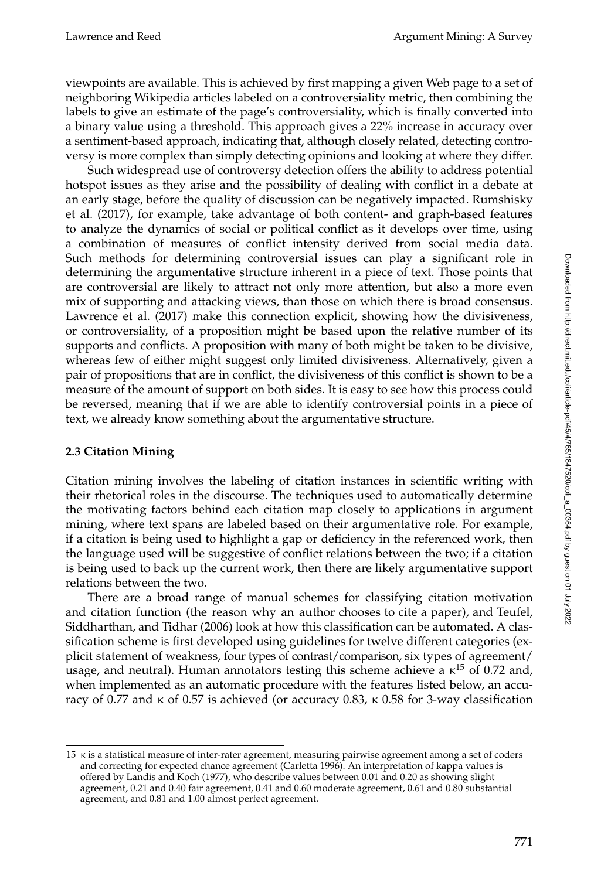viewpoints are available. This is achieved by first mapping a given Web page to a set of neighboring Wikipedia articles labeled on a controversiality metric, then combining the labels to give an estimate of the page's controversiality, which is finally converted into a binary value using a threshold. This approach gives a 22% increase in accuracy over a sentiment-based approach, indicating that, although closely related, detecting controversy is more complex than simply detecting opinions and looking at where they differ.

Such widespread use of controversy detection offers the ability to address potential hotspot issues as they arise and the possibility of dealing with conflict in a debate at an early stage, before the quality of discussion can be negatively impacted. Rumshisky et al. (2017), for example, take advantage of both content- and graph-based features to analyze the dynamics of social or political conflict as it develops over time, using a combination of measures of conflict intensity derived from social media data. Such methods for determining controversial issues can play a significant role in determining the argumentative structure inherent in a piece of text. Those points that are controversial are likely to attract not only more attention, but also a more even mix of supporting and attacking views, than those on which there is broad consensus. Lawrence et al. (2017) make this connection explicit, showing how the divisiveness, or controversiality, of a proposition might be based upon the relative number of its supports and conflicts. A proposition with many of both might be taken to be divisive, whereas few of either might suggest only limited divisiveness. Alternatively, given a pair of propositions that are in conflict, the divisiveness of this conflict is shown to be a measure of the amount of support on both sides. It is easy to see how this process could be reversed, meaning that if we are able to identify controversial points in a piece of text, we already know something about the argumentative structure.

### 2.3 Citation Mining

Citation mining involves the labeling of citation instances in scientific writing with their rhetorical roles in the discourse. The techniques used to automatically determine the motivating factors behind each citation map closely to applications in argument mining, where text spans are labeled based on their argumentative role. For example, if a citation is being used to highlight a gap or deficiency in the referenced work, then the language used will be suggestive of conflict relations between the two; if a citation is being used to back up the current work, then there are likely argumentative support relations between the two.

There are a broad range of manual schemes for classifying citation motivation and citation function (the reason why an author chooses to cite a paper), and Teufel, Siddharthan, and Tidhar (2006) look at how this classification can be automated. A classification scheme is first developed using guidelines for twelve different categories (explicit statement of weakness, four types of contrast/comparison, six types of agreement/usage, and neutral). Human annotators testing this scheme achieve a $\kappa$[15] of 0.72 and, when implemented as an automatic procedure with the features listed below, an accuracy of 0.77 and $\kappa$ of 0.57 is achieved (or accuracy 0.83, $\kappa$ 0.58 for 3-way classification

15 $\kappa$ is a statistical measure of inter-rater agreement, measuring pairwise agreement among a set of coders and correcting for expected chance agreement (Carletta 1996). An interpretation of kappa values is offered by Landis and Koch (1977), who describe values between 0.01 and 0.20 as showing slight agreement, 0.21 and 0.40 fair agreement, 0.41 and 0.60 moderate agreement, 0.61 and 0.80 substantial agreement, and 0.81 and 1.00 almost perfect agreement.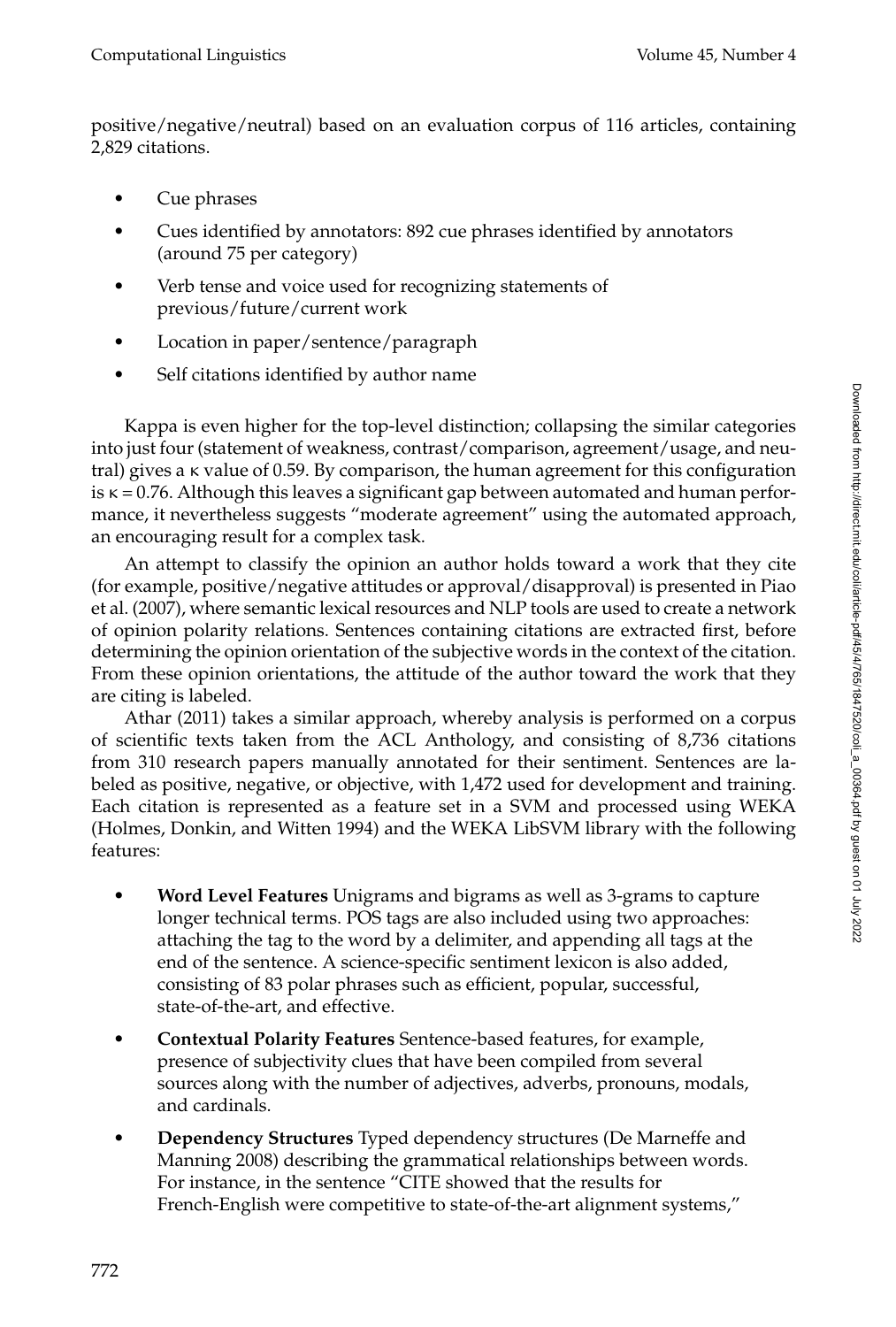positive/negative/neutral) based on an evaluation corpus of 116 articles, containing 2,829 citations.

- Cue phrases
- Cues identified by annotators: 892 cue phrases identified by annotators (around 75 per category)
- Verb tense and voice used for recognizing statements of previous/future/current work
- Location in paper/sentence/paragraph
- Self citations identified by author name

Kappa is even higher for the top-level distinction; collapsing the similar categories into just four (statement of weakness, contrast/comparison, agreement/usage, and neutral) gives a $\kappa$ value of 0.59. By comparison, the human agreement for this configuration is $\kappa = 0.76$. Although this leaves a significant gap between automated and human performance, it nevertheless suggests "moderate agreement" using the automated approach, an encouraging result for a complex task.

An attempt to classify the opinion an author holds toward a work that they cite (for example, positive/negative attitudes or approval/disapproval) is presented in Piao et al. (2007), where semantic lexical resources and NLP tools are used to create a network of opinion polarity relations. Sentences containing citations are extracted first, before determining the opinion orientation of the subjective words in the context of the citation. From these opinion orientations, the attitude of the author toward the work that they are citing is labeled.

Athar (2011) takes a similar approach, whereby analysis is performed on a corpus of scientific texts taken from the ACL Anthology, and consisting of 8,736 citations from 310 research papers manually annotated for their sentiment. Sentences are labeled as positive, negative, or objective, with 1,472 used for development and training. Each citation is represented as a feature set in a SVM and processed using WEKA (Holmes, Donkin, and Witten 1994) and the WEKA LibSVM library with the following features:

- **Word Level Features** Unigrams and bigrams as well as 3-grams to capture longer technical terms. POS tags are also included using two approaches: attaching the tag to the word by a delimiter, and appending all tags at the end of the sentence. A science-specific sentiment lexicon is also added, consisting of 83 polar phrases such as efficient, popular, successful, state-of-the-art, and effective.
- **Contextual Polarity Features** Sentence-based features, for example, presence of subjectivity clues that have been compiled from several sources along with the number of adjectives, adverbs, pronouns, modals, and cardinals.
- **Dependency Structures** Typed dependency structures (De Marneffe and Manning 2008) describing the grammatical relationships between words. For instance, in the sentence "CITE showed that the results for French-English were competitive to state-of-the-art alignment systems,"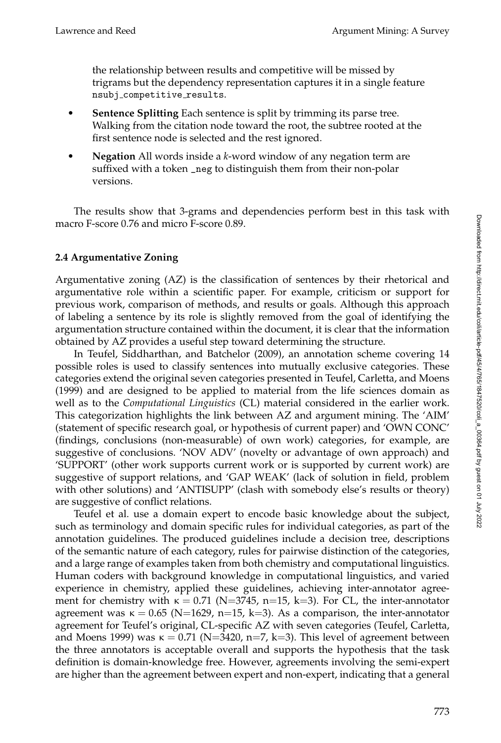the relationship between results and competitive will be missed by trigrams but the dependency representation captures it in a single feature `nsubj_competitive_results`.

- **Sentence Splitting** Each sentence is split by trimming its parse tree. Walking from the citation node toward the root, the subtree rooted at the first sentence node is selected and the rest ignored.
- **Negation** All words inside a *k*-word window of any negation term are suffixed with a token `_neg` to distinguish them from their non-polar versions.

The results show that 3-grams and dependencies perform best in this task with macro F-score 0.76 and micro F-score 0.89.

### 2.4 Argumentative Zoning

Argumentative zoning (AZ) is the classification of sentences by their rhetorical and argumentative role within a scientific paper. For example, criticism or support for previous work, comparison of methods, and results or goals. Although this approach of labeling a sentence by its role is slightly removed from the goal of identifying the argumentation structure contained within the document, it is clear that the information obtained by AZ provides a useful step toward determining the structure.

In Teufel, Siddharthan, and Batchelor (2009), an annotation scheme covering 14 possible roles is used to classify sentences into mutually exclusive categories. These categories extend the original seven categories presented in Teufel, Carletta, and Moens (1999) and are designed to be applied to material from the life sciences domain as well as to the *Computational Linguistics* (CL) material considered in the earlier work. This categorization highlights the link between AZ and argument mining. The 'AIM' (statement of specific research goal, or hypothesis of current paper) and 'OWN CONC' (findings, conclusions (non-measurable) of own work) categories, for example, are suggestive of conclusions. 'NOV ADV' (novelty or advantage of own approach) and 'SUPPORT' (other work supports current work or is supported by current work) are suggestive of support relations, and 'GAP WEAK' (lack of solution in field, problem with other solutions) and 'ANTISUPP' (clash with somebody else's results or theory) are suggestive of conflict relations.

Teufel et al. use a domain expert to encode basic knowledge about the subject, such as terminology and domain specific rules for individual categories, as part of the annotation guidelines. The produced guidelines include a decision tree, descriptions of the semantic nature of each category, rules for pairwise distinction of the categories, and a large range of examples taken from both chemistry and computational linguistics. Human coders with background knowledge in computational linguistics, and varied experience in chemistry, applied these guidelines, achieving inter-annotator agreement for chemistry with $\kappa = 0.71$ (N=3745, n=15, k=3). For CL, the inter-annotator agreement was $\kappa = 0.65$ (N=1629, n=15, k=3). As a comparison, the inter-annotator agreement for Teufel's original, CL-specific AZ with seven categories (Teufel, Carletta, and Moens 1999) was $\kappa = 0.71$ (N=3420, n=7, k=3). This level of agreement between the three annotators is acceptable overall and supports the hypothesis that the task definition is domain-knowledge free. However, agreements involving the semi-expert are higher than the agreement between expert and non-expert, indicating that a general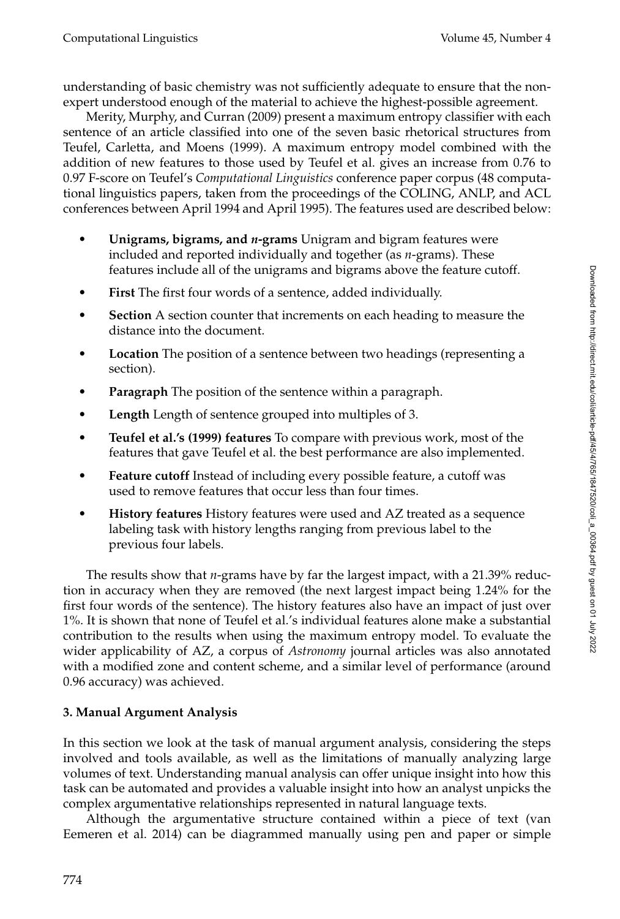understanding of basic chemistry was not sufficiently adequate to ensure that the non-expert understood enough of the material to achieve the highest-possible agreement.

Merity, Murphy, and Curran (2009) present a maximum entropy classifier with each sentence of an article classified into one of the seven basic rhetorical structures from Teufel, Carletta, and Moens (1999). A maximum entropy model combined with the addition of new features to those used by Teufel et al. gives an increase from 0.76 to 0.97 F-score on Teufel's *Computational Linguistics* conference paper corpus (48 computational linguistics papers, taken from the proceedings of the COLING, ANLP, and ACL conferences between April 1994 and April 1995). The features used are described below:

- **Unigrams, bigrams, and *n*-grams** Unigram and bigram features were included and reported individually and together (as *n*-grams). These features include all of the unigrams and bigrams above the feature cutoff.
- **First** The first four words of a sentence, added individually.
- **Section** A section counter that increments on each heading to measure the distance into the document.
- **Location** The position of a sentence between two headings (representing a section).
- **Paragraph** The position of the sentence within a paragraph.
- **Length** Length of sentence grouped into multiples of 3.
- **Teufel et al.'s (1999) features** To compare with previous work, most of the features that gave Teufel et al. the best performance are also implemented.
- **Feature cutoff** Instead of including every possible feature, a cutoff was used to remove features that occur less than four times.
- **History features** History features were used and AZ treated as a sequence labeling task with history lengths ranging from previous label to the previous four labels.

The results show that *n*-grams have by far the largest impact, with a 21.39% reduction in accuracy when they are removed (the next largest impact being 1.24% for the first four words of the sentence). The history features also have an impact of just over 1%. It is shown that none of Teufel et al.'s individual features alone make a substantial contribution to the results when using the maximum entropy model. To evaluate the wider applicability of AZ, a corpus of *Astronomy* journal articles was also annotated with a modified zone and content scheme, and a similar level of performance (around 0.96 accuracy) was achieved.

## 3. Manual Argument Analysis

In this section we look at the task of manual argument analysis, considering the steps involved and tools available, as well as the limitations of manually analyzing large volumes of text. Understanding manual analysis can offer unique insight into how this task can be automated and provides a valuable insight into how an analyst unpicks the complex argumentative relationships represented in natural language texts.

Although the argumentative structure contained within a piece of text (van Eemeren et al. 2014) can be diagrammed manually using pen and paper or simple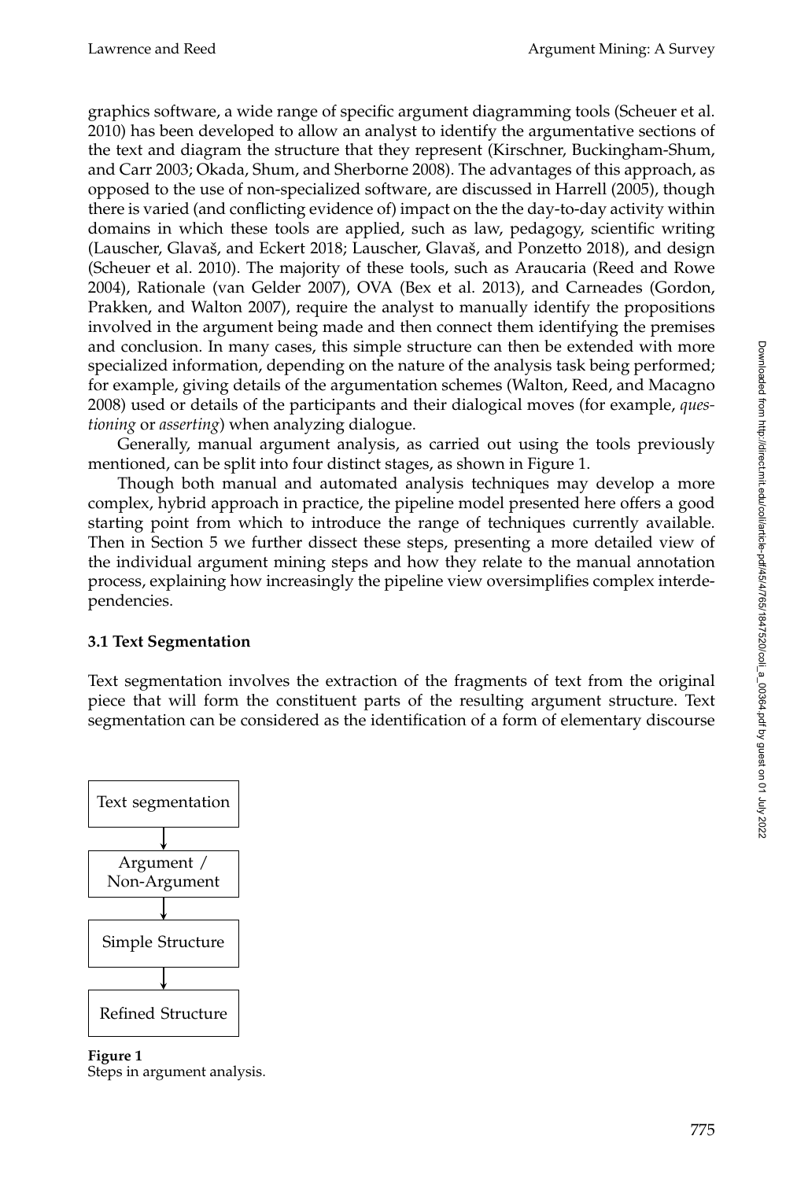graphics software, a wide range of specific argument diagramming tools (Scheuer et al. 2010) has been developed to allow an analyst to identify the argumentative sections of the text and diagram the structure that they represent (Kirschner, Buckingham-Shum, and Carr 2003; Okada, Shum, and Sherborne 2008). The advantages of this approach, as opposed to the use of non-specialized software, are discussed in Harrell (2005), though there is varied (and conflicting evidence of) impact on the the day-to-day activity within domains in which these tools are applied, such as law, pedagogy, scientific writing (Lauscher, Glavaš, and Eckert 2018; Lauscher, Glavaš, and Ponzetto 2018), and design (Scheuer et al. 2010). The majority of these tools, such as Araucaria (Reed and Rowe 2004), Rationale (van Gelder 2007), OVA (Bex et al. 2013), and Carneades (Gordon, Prakken, and Walton 2007), require the analyst to manually identify the propositions involved in the argument being made and then connect them identifying the premises and conclusion. In many cases, this simple structure can then be extended with more specialized information, depending on the nature of the analysis task being performed; for example, giving details of the argumentation schemes (Walton, Reed, and Macagno 2008) used or details of the participants and their dialogical moves (for example, *questioning* or *asserting*) when analyzing dialogue.

Generally, manual argument analysis, as carried out using the tools previously mentioned, can be split into four distinct stages, as shown in Figure 1.

Though both manual and automated analysis techniques may develop a more complex, hybrid approach in practice, the pipeline model presented here offers a good starting point from which to introduce the range of techniques currently available. Then in Section 5 we further dissect these steps, presenting a more detailed view of the individual argument mining steps and how they relate to the manual annotation process, explaining how increasingly the pipeline view oversimplifies complex interdependencies.

### 3.1 Text Segmentation

Text segmentation involves the extraction of the fragments of text from the original piece that will form the constituent parts of the resulting argument structure. Text segmentation can be considered as the identification of a form of elementary discourse

Text segmentation → Argument / Non-Argument → Simple Structure → Refined Structure

**Figure 1**
Steps in argument analysis.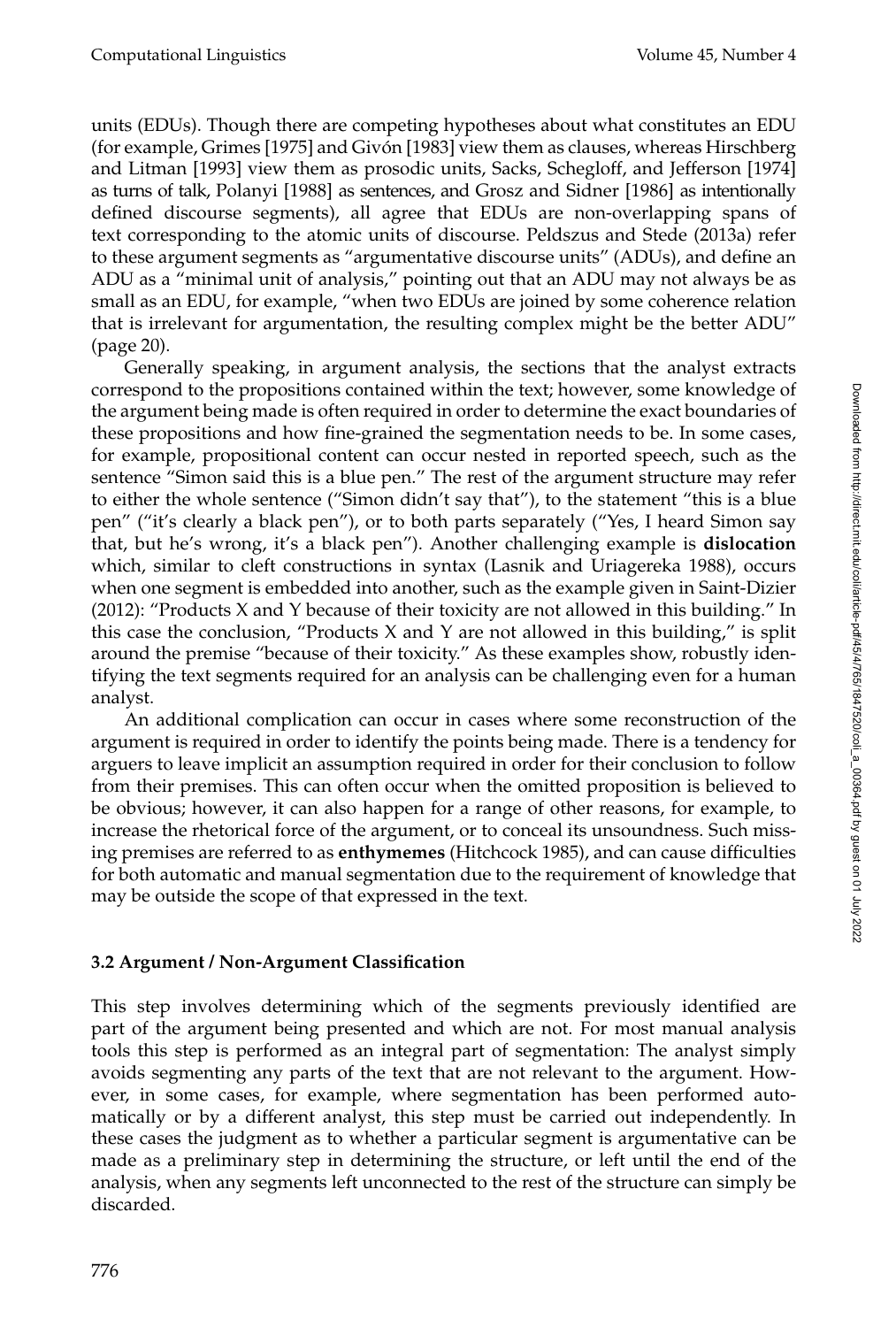units (EDUs). Though there are competing hypotheses about what constitutes an EDU (for example, Grimes [1975] and Givón [1983] view them as clauses, whereas Hirschberg and Litman [1993] view them as prosodic units, Sacks, Schegloff, and Jefferson [1974] as turns of talk, Polanyi [1988] as sentences, and Grosz and Sidner [1986] as intentionally defined discourse segments), all agree that EDUs are non-overlapping spans of text corresponding to the atomic units of discourse. Peldszus and Stede (2013a) refer to these argument segments as "argumentative discourse units" (ADUs), and define an ADU as a "minimal unit of analysis," pointing out that an ADU may not always be as small as an EDU, for example, "when two EDUs are joined by some coherence relation that is irrelevant for argumentation, the resulting complex might be the better ADU" (page 20).

Generally speaking, in argument analysis, the sections that the analyst extracts correspond to the propositions contained within the text; however, some knowledge of the argument being made is often required in order to determine the exact boundaries of these propositions and how fine-grained the segmentation needs to be. In some cases, for example, propositional content can occur nested in reported speech, such as the sentence "Simon said this is a blue pen." The rest of the argument structure may refer to either the whole sentence ("Simon didn't say that"), to the statement "this is a blue pen" ("it's clearly a black pen"), or to both parts separately ("Yes, I heard Simon say that, but he's wrong, it's a black pen"). Another challenging example is **dislocation** which, similar to cleft constructions in syntax (Lasnik and Uriagereka 1988), occurs when one segment is embedded into another, such as the example given in Saint-Dizier (2012): "Products X and Y because of their toxicity are not allowed in this building." In this case the conclusion, "Products X and Y are not allowed in this building," is split around the premise "because of their toxicity." As these examples show, robustly identifying the text segments required for an analysis can be challenging even for a human analyst.

An additional complication can occur in cases where some reconstruction of the argument is required in order to identify the points being made. There is a tendency for arguers to leave implicit an assumption required in order for their conclusion to follow from their premises. This can often occur when the omitted proposition is believed to be obvious; however, it can also happen for a range of other reasons, for example, to increase the rhetorical force of the argument, or to conceal its unsoundness. Such missing premises are referred to as **enthymemes** (Hitchcock 1985), and can cause difficulties for both automatic and manual segmentation due to the requirement of knowledge that may be outside the scope of that expressed in the text.

### 3.2 Argument / Non-Argument Classification

This step involves determining which of the segments previously identified are part of the argument being presented and which are not. For most manual analysis tools this step is performed as an integral part of segmentation: The analyst simply avoids segmenting any parts of the text that are not relevant to the argument. However, in some cases, for example, where segmentation has been performed automatically or by a different analyst, this step must be carried out independently. In these cases the judgment as to whether a particular segment is argumentative can be made as a preliminary step in determining the structure, or left until the end of the analysis, when any segments left unconnected to the rest of the structure can simply be discarded.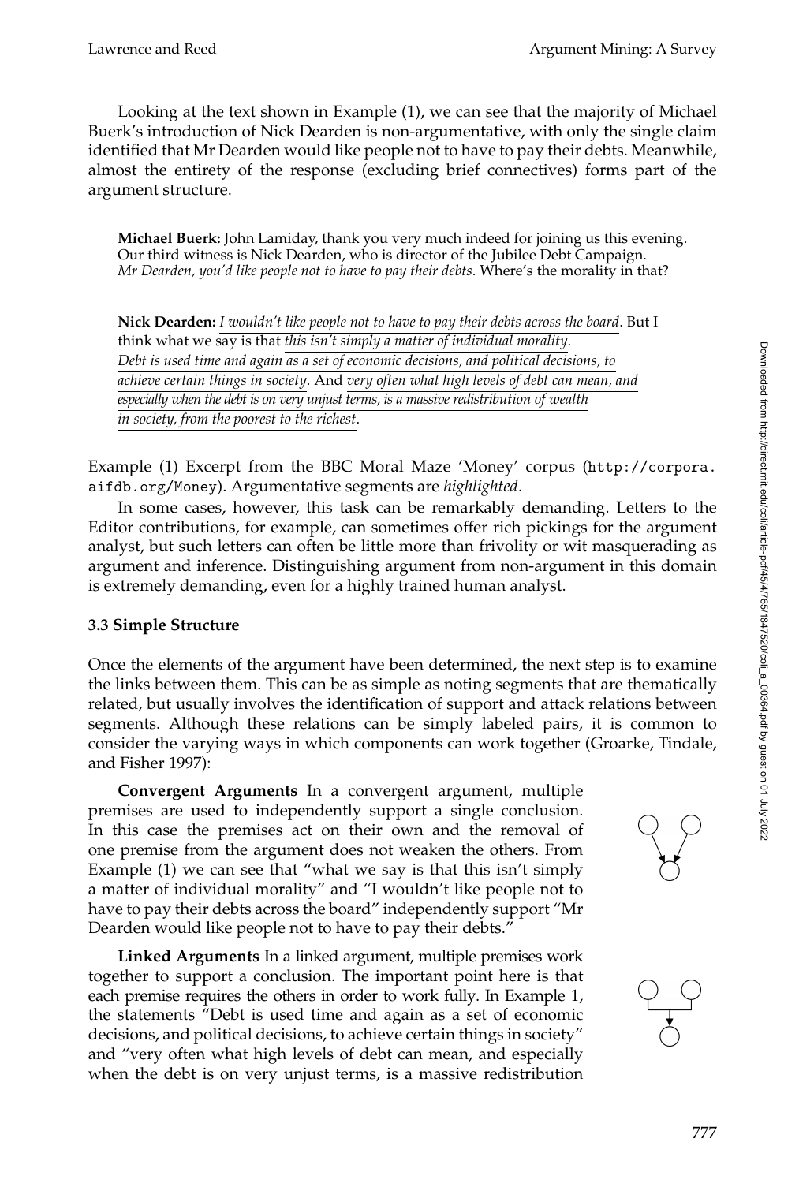Looking at the text shown in Example (1), we can see that the majority of Michael Buerk's introduction of Nick Dearden is non-argumentative, with only the single claim identified that Mr Dearden would like people not to have to pay their debts. Meanwhile, almost the entirety of the response (excluding brief connectives) forms part of the argument structure.

> **Michael Buerk:** John Lamiday, thank you very much indeed for joining us this evening. Our third witness is Nick Dearden, who is director of the Jubilee Debt Campaign. *Mr Dearden, you'd like people not to have to pay their debts*. Where's the morality in that?
>
> **Nick Dearden:** *I wouldn't like people not to have to pay their debts across the board*. But I think what we say is that *this isn't simply a matter of individual morality*. *Debt is used time and again as a set of economic decisions, and political decisions, to achieve certain things in society*. And *very often what high levels of debt can mean, and especially when the debt is on very unjust terms, is a massive redistribution of wealth in society, from the poorest to the richest*.

Example (1) Excerpt from the BBC Moral Maze 'Money' corpus (http://corpora.aifdb.org/Money). Argumentative segments are *highlighted*.

In some cases, however, this task can be remarkably demanding. Letters to the Editor contributions, for example, can sometimes offer rich pickings for the argument analyst, but such letters can often be little more than frivolity or wit masquerading as argument and inference. Distinguishing argument from non-argument in this domain is extremely demanding, even for a highly trained human analyst.

### 3.3 Simple Structure

Once the elements of the argument have been determined, the next step is to examine the links between them. This can be as simple as noting segments that are thematically related, but usually involves the identification of support and attack relations between segments. Although these relations can be simply labeled pairs, it is common to consider the varying ways in which components can work together (Groarke, Tindale, and Fisher 1997):

**Convergent Arguments** In a convergent argument, multiple premises are used to independently support a single conclusion. In this case the premises act on their own and the removal of one premise from the argument does not weaken the others. From Example (1) we can see that "what we say is that this isn't simply a matter of individual morality" and "I wouldn't like people not to have to pay their debts across the board" independently support "Mr Dearden would like people not to have to pay their debts."

**Linked Arguments** In a linked argument, multiple premises work together to support a conclusion. The important point here is that each premise requires the others in order to work fully. In Example 1, the statements "Debt is used time and again as a set of economic decisions, and political decisions, to achieve certain things in society" and "very often what high levels of debt can mean, and especially when the debt is on very unjust terms, is a massive redistribution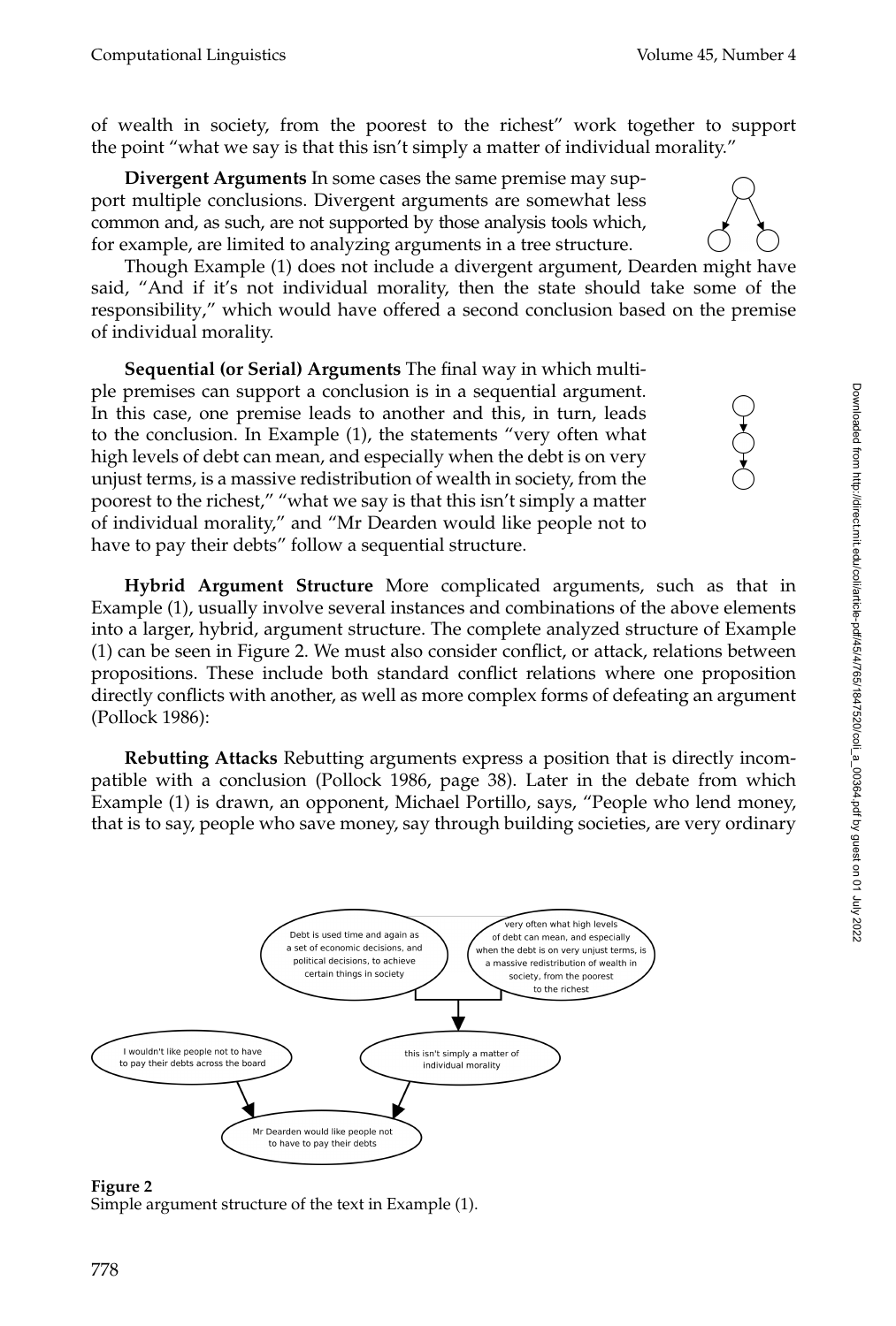of wealth in society, from the poorest to the richest" work together to support the point "what we say is that this isn't simply a matter of individual morality."

**Divergent Arguments** In some cases the same premise may support multiple conclusions. Divergent arguments are somewhat less common and, as such, are not supported by those analysis tools which, for example, are limited to analyzing arguments in a tree structure.

Though Example (1) does not include a divergent argument, Dearden might have said, "And if it's not individual morality, then the state should take some of the responsibility," which would have offered a second conclusion based on the premise of individual morality.

**Sequential (or Serial) Arguments** The final way in which multiple premises can support a conclusion is in a sequential argument. In this case, one premise leads to another and this, in turn, leads to the conclusion. In Example (1), the statements "very often what high levels of debt can mean, and especially when the debt is on very unjust terms, is a massive redistribution of wealth in society, from the poorest to the richest," "what we say is that this isn't simply a matter of individual morality," and "Mr Dearden would like people not to have to pay their debts" follow a sequential structure.

**Hybrid Argument Structure** More complicated arguments, such as that in Example (1), usually involve several instances and combinations of the above elements into a larger, hybrid, argument structure. The complete analyzed structure of Example (1) can be seen in Figure 2. We must also consider conflict, or attack, relations between propositions. These include both standard conflict relations where one proposition directly conflicts with another, as well as more complex forms of defeating an argument (Pollock 1986):

**Rebutting Attacks** Rebutting arguments express a position that is directly incompatible with a conclusion (Pollock 1986, page 38). Later in the debate from which Example (1) is drawn, an opponent, Michael Portillo, says, "People who lend money, that is to say, people who save money, say through building societies, are very ordinary

**Figure 2**
Simple argument structure of the text in Example (1).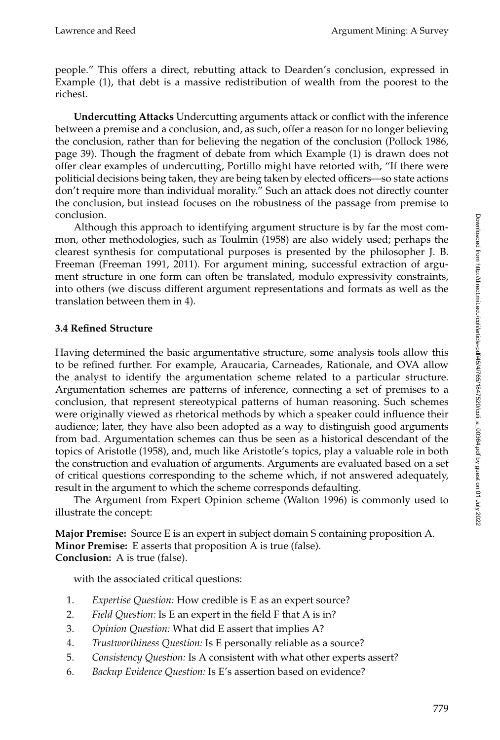people." This offers a direct, rebutting attack to Dearden's conclusion, expressed in Example (1), that debt is a massive redistribution of wealth from the poorest to the richest.

**Undercutting Attacks** Undercutting arguments attack or conflict with the inference between a premise and a conclusion, and, as such, offer a reason for no longer believing the conclusion, rather than for believing the negation of the conclusion (Pollock 1986, page 39). Though the fragment of debate from which Example (1) is drawn does not offer clear examples of undercutting, Portillo might have retorted with, "If there were politicial decisions being taken, they are being taken by elected officers—so state actions don't require more than individual morality." Such an attack does not directly counter the conclusion, but instead focuses on the robustness of the passage from premise to conclusion.

Although this approach to identifying argument structure is by far the most common, other methodologies, such as Toulmin (1958) are also widely used; perhaps the clearest synthesis for computational purposes is presented by the philosopher J. B. Freeman (Freeman 1991, 2011). For argument mining, successful extraction of argument structure in one form can often be translated, modulo expressivity constraints, into others (we discuss different argument representations and formats as well as the translation between them in 4).

### 3.4 Refined Structure

Having determined the basic argumentative structure, some analysis tools allow this to be refined further. For example, Araucaria, Carneades, Rationale, and OVA allow the analyst to identify the argumentation scheme related to a particular structure. Argumentation schemes are patterns of inference, connecting a set of premises to a conclusion, that represent stereotypical patterns of human reasoning. Such schemes were originally viewed as rhetorical methods by which a speaker could influence their audience; later, they have also been adopted as a way to distinguish good arguments from bad. Argumentation schemes can thus be seen as a historical descendant of the topics of Aristotle (1958), and, much like Aristotle's topics, play a valuable role in both the construction and evaluation of arguments. Arguments are evaluated based on a set of critical questions corresponding to the scheme which, if not answered adequately, result in the argument to which the scheme corresponds defaulting.

The Argument from Expert Opinion scheme (Walton 1996) is commonly used to illustrate the concept:

**Major Premise:** Source E is an expert in subject domain S containing proposition A.
**Minor Premise:** E asserts that proposition A is true (false).
**Conclusion:** A is true (false).

with the associated critical questions:

1. *Expertise Question:* How credible is E as an expert source?
2. *Field Question:* Is E an expert in the field F that A is in?
3. *Opinion Question:* What did E assert that implies A?
4. *Trustworthiness Question:* Is E personally reliable as a source?
5. *Consistency Question:* Is A consistent with what other experts assert?
6. *Backup Evidence Question:* Is E's assertion based on evidence?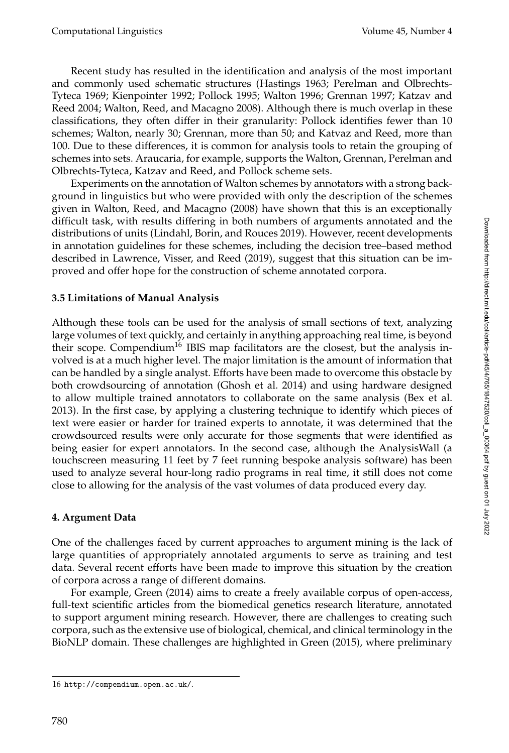Recent study has resulted in the identification and analysis of the most important and commonly used schematic structures (Hastings 1963; Perelman and Olbrechts-Tyteca 1969; Kienpointer 1992; Pollock 1995; Walton 1996; Grennan 1997; Katzav and Reed 2004; Walton, Reed, and Macagno 2008). Although there is much overlap in these classifications, they often differ in their granularity: Pollock identifies fewer than 10 schemes; Walton, nearly 30; Grennan, more than 50; and Katvaz and Reed, more than 100. Due to these differences, it is common for analysis tools to retain the grouping of schemes into sets. Araucaria, for example, supports the Walton, Grennan, Perelman and Olbrechts-Tyteca, Katzav and Reed, and Pollock scheme sets.

Experiments on the annotation of Walton schemes by annotators with a strong background in linguistics but who were provided with only the description of the schemes given in Walton, Reed, and Macagno (2008) have shown that this is an exceptionally difficult task, with results differing in both numbers of arguments annotated and the distributions of units (Lindahl, Borin, and Rouces 2019). However, recent developments in annotation guidelines for these schemes, including the decision tree–based method described in Lawrence, Visser, and Reed (2019), suggest that this situation can be improved and offer hope for the construction of scheme annotated corpora.

### 3.5 Limitations of Manual Analysis

Although these tools can be used for the analysis of small sections of text, analyzing large volumes of text quickly, and certainly in anything approaching real time, is beyond their scope. Compendium[16] IBIS map facilitators are the closest, but the analysis involved is at a much higher level. The major limitation is the amount of information that can be handled by a single analyst. Efforts have been made to overcome this obstacle by both crowdsourcing of annotation (Ghosh et al. 2014) and using hardware designed to allow multiple trained annotators to collaborate on the same analysis (Bex et al. 2013). In the first case, by applying a clustering technique to identify which pieces of text were easier or harder for trained experts to annotate, it was determined that the crowdsourced results were only accurate for those segments that were identified as being easier for expert annotators. In the second case, although the AnalysisWall (a touchscreen measuring 11 feet by 7 feet running bespoke analysis software) has been used to analyze several hour-long radio programs in real time, it still does not come close to allowing for the analysis of the vast volumes of data produced every day.

## 4. Argument Data

One of the challenges faced by current approaches to argument mining is the lack of large quantities of appropriately annotated arguments to serve as training and test data. Several recent efforts have been made to improve this situation by the creation of corpora across a range of different domains.

For example, Green (2014) aims to create a freely available corpus of open-access, full-text scientific articles from the biomedical genetics research literature, annotated to support argument mining research. However, there are challenges to creating such corpora, such as the extensive use of biological, chemical, and clinical terminology in the BioNLP domain. These challenges are highlighted in Green (2015), where preliminary

16 http://compendium.open.ac.uk/.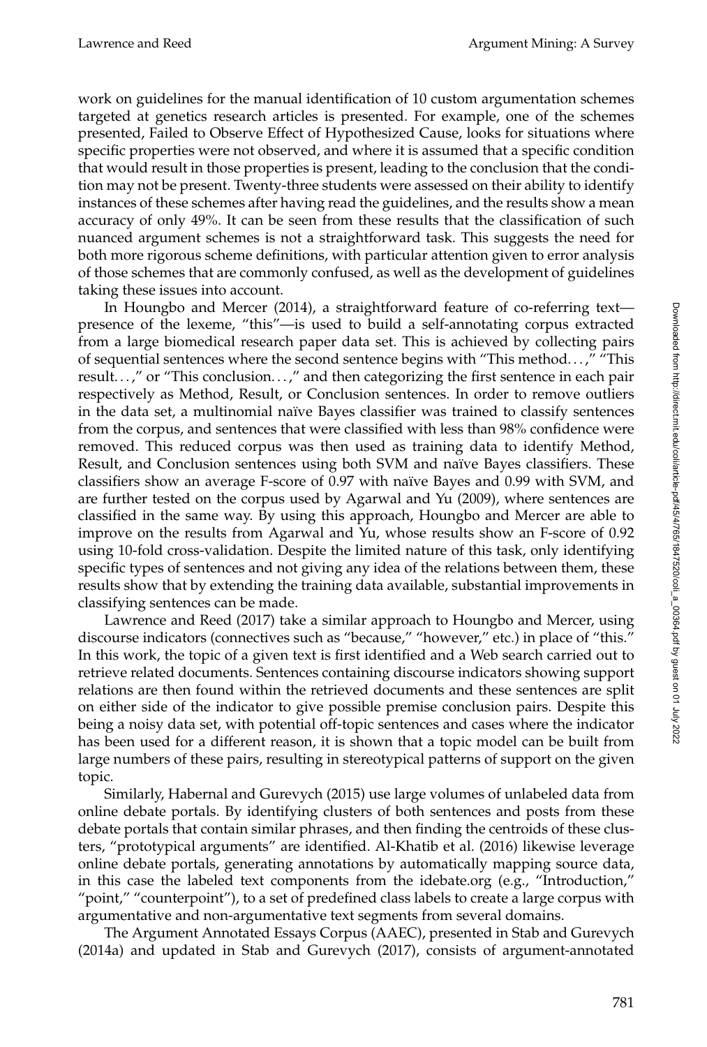work on guidelines for the manual identification of 10 custom argumentation schemes targeted at genetics research articles is presented. For example, one of the schemes presented, Failed to Observe Effect of Hypothesized Cause, looks for situations where specific properties were not observed, and where it is assumed that a specific condition that would result in those properties is present, leading to the conclusion that the condition may not be present. Twenty-three students were assessed on their ability to identify instances of these schemes after having read the guidelines, and the results show a mean accuracy of only 49%. It can be seen from these results that the classification of such nuanced argument schemes is not a straightforward task. This suggests the need for both more rigorous scheme definitions, with particular attention given to error analysis of those schemes that are commonly confused, as well as the development of guidelines taking these issues into account.

In Houngbo and Mercer (2014), a straightforward feature of co-referring text—presence of the lexeme, "this"—is used to build a self-annotating corpus extracted from a large biomedical research paper data set. This is achieved by collecting pairs of sequential sentences where the second sentence begins with "This method. . . ," "This result. . . ," or "This conclusion. . . ," and then categorizing the first sentence in each pair respectively as Method, Result, or Conclusion sentences. In order to remove outliers in the data set, a multinomial naïve Bayes classifier was trained to classify sentences from the corpus, and sentences that were classified with less than 98% confidence were removed. This reduced corpus was then used as training data to identify Method, Result, and Conclusion sentences using both SVM and naïve Bayes classifiers. These classifiers show an average F-score of 0.97 with naïve Bayes and 0.99 with SVM, and are further tested on the corpus used by Agarwal and Yu (2009), where sentences are classified in the same way. By using this approach, Houngbo and Mercer are able to improve on the results from Agarwal and Yu, whose results show an F-score of 0.92 using 10-fold cross-validation. Despite the limited nature of this task, only identifying specific types of sentences and not giving any idea of the relations between them, these results show that by extending the training data available, substantial improvements in classifying sentences can be made.

Lawrence and Reed (2017) take a similar approach to Houngbo and Mercer, using discourse indicators (connectives such as "because," "however," etc.) in place of "this." In this work, the topic of a given text is first identified and a Web search carried out to retrieve related documents. Sentences containing discourse indicators showing support relations are then found within the retrieved documents and these sentences are split on either side of the indicator to give possible premise conclusion pairs. Despite this being a noisy data set, with potential off-topic sentences and cases where the indicator has been used for a different reason, it is shown that a topic model can be built from large numbers of these pairs, resulting in stereotypical patterns of support on the given topic.

Similarly, Habernal and Gurevych (2015) use large volumes of unlabeled data from online debate portals. By identifying clusters of both sentences and posts from these debate portals that contain similar phrases, and then finding the centroids of these clusters, "prototypical arguments" are identified. Al-Khatib et al. (2016) likewise leverage online debate portals, generating annotations by automatically mapping source data, in this case the labeled text components from the idebate.org (e.g., "Introduction," "point," "counterpoint"), to a set of predefined class labels to create a large corpus with argumentative and non-argumentative text segments from several domains.

The Argument Annotated Essays Corpus (AAEC), presented in Stab and Gurevych (2014a) and updated in Stab and Gurevych (2017), consists of argument-annotated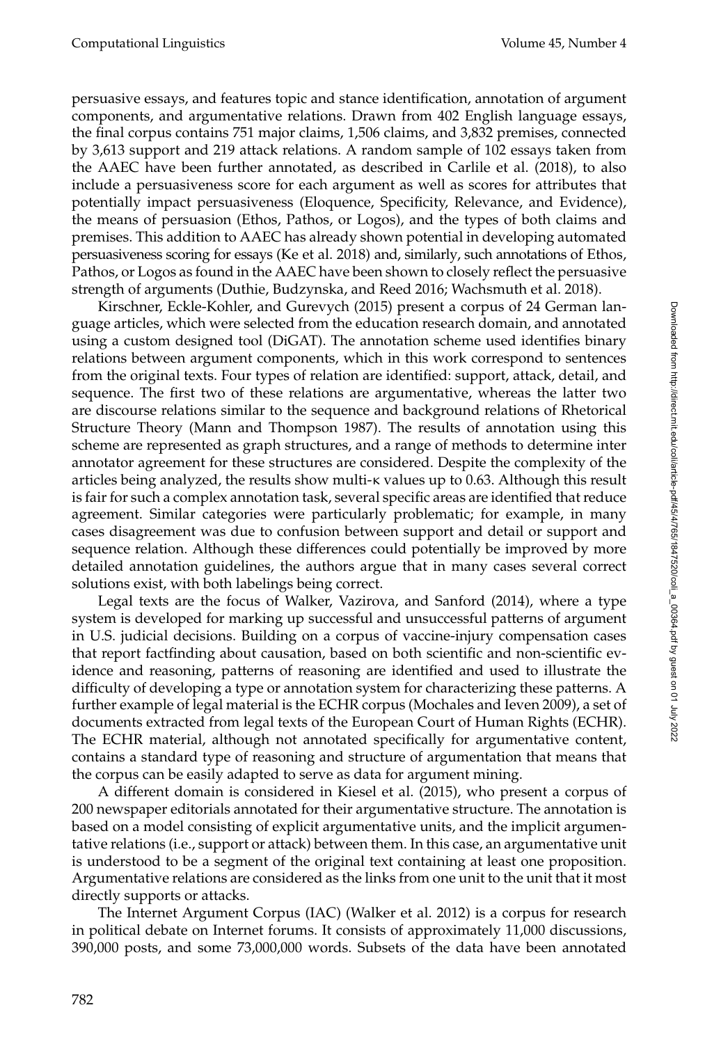persuasive essays, and features topic and stance identification, annotation of argument components, and argumentative relations. Drawn from 402 English language essays, the final corpus contains 751 major claims, 1,506 claims, and 3,832 premises, connected by 3,613 support and 219 attack relations. A random sample of 102 essays taken from the AAEC have been further annotated, as described in Carlile et al. (2018), to also include a persuasiveness score for each argument as well as scores for attributes that potentially impact persuasiveness (Eloquence, Specificity, Relevance, and Evidence), the means of persuasion (Ethos, Pathos, or Logos), and the types of both claims and premises. This addition to AAEC has already shown potential in developing automated persuasiveness scoring for essays (Ke et al. 2018) and, similarly, such annotations of Ethos, Pathos, or Logos as found in the AAEC have been shown to closely reflect the persuasive strength of arguments (Duthie, Budzynska, and Reed 2016; Wachsmuth et al. 2018).

Kirschner, Eckle-Kohler, and Gurevych (2015) present a corpus of 24 German language articles, which were selected from the education research domain, and annotated using a custom designed tool (DiGAT). The annotation scheme used identifies binary relations between argument components, which in this work correspond to sentences from the original texts. Four types of relation are identified: support, attack, detail, and sequence. The first two of these relations are argumentative, whereas the latter two are discourse relations similar to the sequence and background relations of Rhetorical Structure Theory (Mann and Thompson 1987). The results of annotation using this scheme are represented as graph structures, and a range of methods to determine inter annotator agreement for these structures are considered. Despite the complexity of the articles being analyzed, the results show multi-$\kappa$ values up to 0.63. Although this result is fair for such a complex annotation task, several specific areas are identified that reduce agreement. Similar categories were particularly problematic; for example, in many cases disagreement was due to confusion between support and detail or support and sequence relation. Although these differences could potentially be improved by more detailed annotation guidelines, the authors argue that in many cases several correct solutions exist, with both labelings being correct.

Legal texts are the focus of Walker, Vazirova, and Sanford (2014), where a type system is developed for marking up successful and unsuccessful patterns of argument in U.S. judicial decisions. Building on a corpus of vaccine-injury compensation cases that report factfinding about causation, based on both scientific and non-scientific evidence and reasoning, patterns of reasoning are identified and used to illustrate the difficulty of developing a type or annotation system for characterizing these patterns. A further example of legal material is the ECHR corpus (Mochales and Ieven 2009), a set of documents extracted from legal texts of the European Court of Human Rights (ECHR). The ECHR material, although not annotated specifically for argumentative content, contains a standard type of reasoning and structure of argumentation that means that the corpus can be easily adapted to serve as data for argument mining.

A different domain is considered in Kiesel et al. (2015), who present a corpus of 200 newspaper editorials annotated for their argumentative structure. The annotation is based on a model consisting of explicit argumentative units, and the implicit argumentative relations (i.e., support or attack) between them. In this case, an argumentative unit is understood to be a segment of the original text containing at least one proposition. Argumentative relations are considered as the links from one unit to the unit that it most directly supports or attacks.

The Internet Argument Corpus (IAC) (Walker et al. 2012) is a corpus for research in political debate on Internet forums. It consists of approximately 11,000 discussions, 390,000 posts, and some 73,000,000 words. Subsets of the data have been annotated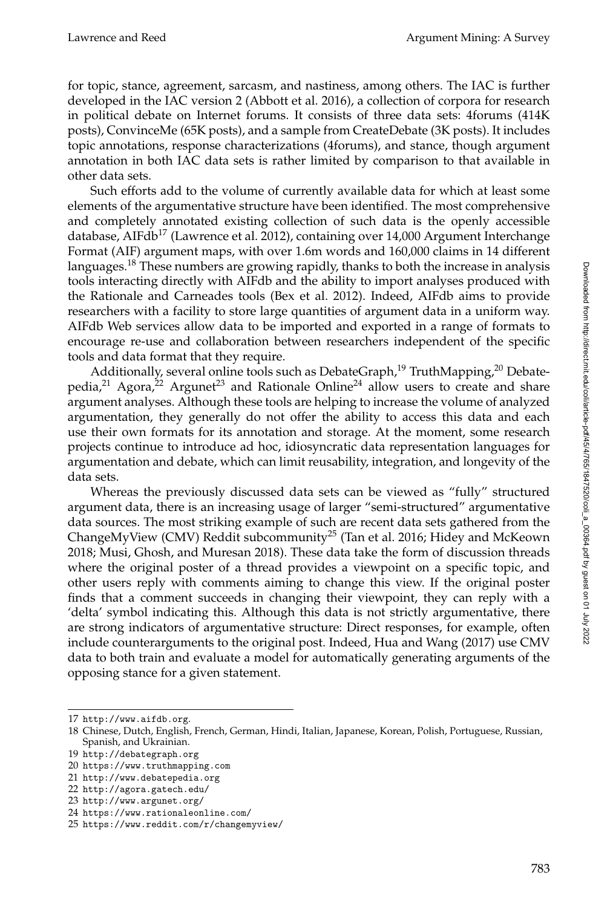for topic, stance, agreement, sarcasm, and nastiness, among others. The IAC is further developed in the IAC version 2 (Abbott et al. 2016), a collection of corpora for research in political debate on Internet forums. It consists of three data sets: 4forums (414K posts), ConvinceMe (65K posts), and a sample from CreateDebate (3K posts). It includes topic annotations, response characterizations (4forums), and stance, though argument annotation in both IAC data sets is rather limited by comparison to that available in other data sets.

Such efforts add to the volume of currently available data for which at least some elements of the argumentative structure have been identified. The most comprehensive and completely annotated existing collection of such data is the openly accessible database, AIFdb[17] (Lawrence et al. 2012), containing over 14,000 Argument Interchange Format (AIF) argument maps, with over 1.6m words and 160,000 claims in 14 different languages.[18] These numbers are growing rapidly, thanks to both the increase in analysis tools interacting directly with AIFdb and the ability to import analyses produced with the Rationale and Carneades tools (Bex et al. 2012). Indeed, AIFdb aims to provide researchers with a facility to store large quantities of argument data in a uniform way. AIFdb Web services allow data to be imported and exported in a range of formats to encourage re-use and collaboration between researchers independent of the specific tools and data format that they require.

Additionally, several online tools such as DebateGraph,[19] TruthMapping,[20] Debatepedia,[21] Agora,[22] Argunet[23] and Rationale Online[24] allow users to create and share argument analyses. Although these tools are helping to increase the volume of analyzed argumentation, they generally do not offer the ability to access this data and each use their own formats for its annotation and storage. At the moment, some research projects continue to introduce ad hoc, idiosyncratic data representation languages for argumentation and debate, which can limit reusability, integration, and longevity of the data sets.

Whereas the previously discussed data sets can be viewed as "fully" structured argument data, there is an increasing usage of larger "semi-structured" argumentative data sources. The most striking example of such are recent data sets gathered from the ChangeMyView (CMV) Reddit subcommunity[25] (Tan et al. 2016; Hidey and McKeown 2018; Musi, Ghosh, and Muresan 2018). These data take the form of discussion threads where the original poster of a thread provides a viewpoint on a specific topic, and other users reply with comments aiming to change this view. If the original poster finds that a comment succeeds in changing their viewpoint, they can reply with a 'delta' symbol indicating this. Although this data is not strictly argumentative, there are strong indicators of argumentative structure: Direct responses, for example, often include counterarguments to the original post. Indeed, Hua and Wang (2017) use CMV data to both train and evaluate a model for automatically generating arguments of the opposing stance for a given statement.

17 http://www.aifdb.org.

18 Chinese, Dutch, English, French, German, Hindi, Italian, Japanese, Korean, Polish, Portuguese, Russian, Spanish, and Ukrainian.

19 http://debategraph.org

20 https://www.truthmapping.com

21 http://www.debatepedia.org

22 http://agora.gatech.edu/

23 http://www.argunet.org/

24 https://www.rationaleonline.com/

25 https://www.reddit.com/r/changemyview/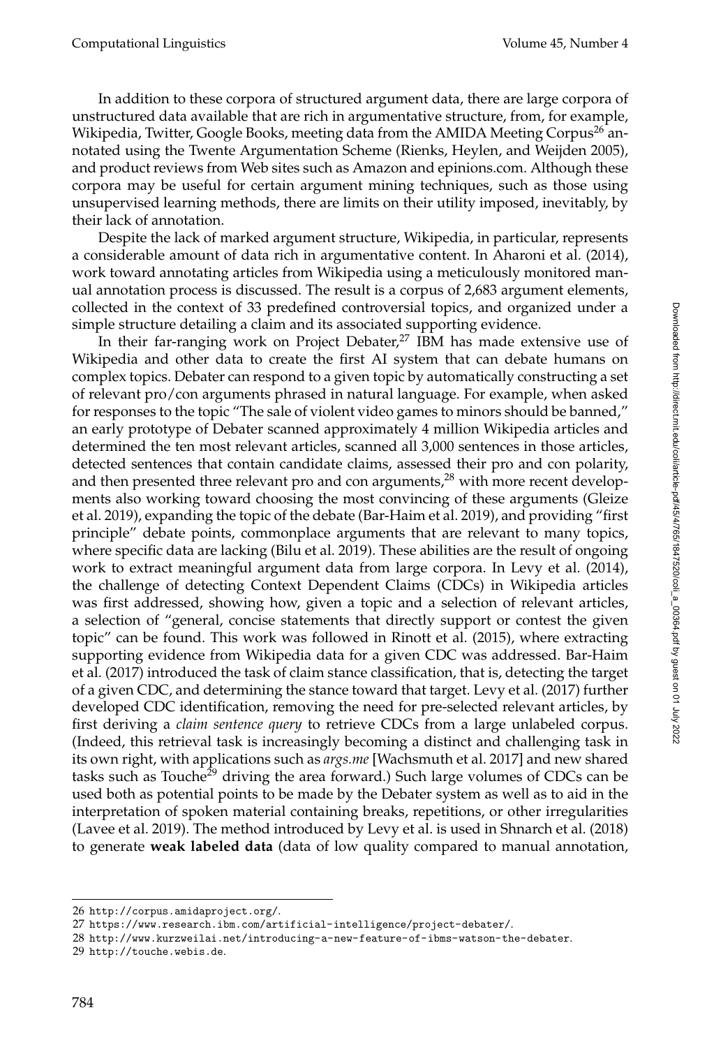In addition to these corpora of structured argument data, there are large corpora of unstructured data available that are rich in argumentative structure, from, for example, Wikipedia, Twitter, Google Books, meeting data from the AMIDA Meeting Corpus[26] annotated using the Twente Argumentation Scheme (Rienks, Heylen, and Weijden 2005), and product reviews from Web sites such as Amazon and epinions.com. Although these corpora may be useful for certain argument mining techniques, such as those using unsupervised learning methods, there are limits on their utility imposed, inevitably, by their lack of annotation.

Despite the lack of marked argument structure, Wikipedia, in particular, represents a considerable amount of data rich in argumentative content. In Aharoni et al. (2014), work toward annotating articles from Wikipedia using a meticulously monitored manual annotation process is discussed. The result is a corpus of 2,683 argument elements, collected in the context of 33 predefined controversial topics, and organized under a simple structure detailing a claim and its associated supporting evidence.

In their far-ranging work on Project Debater,[27] IBM has made extensive use of Wikipedia and other data to create the first AI system that can debate humans on complex topics. Debater can respond to a given topic by automatically constructing a set of relevant pro/con arguments phrased in natural language. For example, when asked for responses to the topic "The sale of violent video games to minors should be banned," an early prototype of Debater scanned approximately 4 million Wikipedia articles and determined the ten most relevant articles, scanned all 3,000 sentences in those articles, detected sentences that contain candidate claims, assessed their pro and con polarity, and then presented three relevant pro and con arguments,[28] with more recent developments also working toward choosing the most convincing of these arguments (Gleize et al. 2019), expanding the topic of the debate (Bar-Haim et al. 2019), and providing "first principle" debate points, commonplace arguments that are relevant to many topics, where specific data are lacking (Bilu et al. 2019). These abilities are the result of ongoing work to extract meaningful argument data from large corpora. In Levy et al. (2014), the challenge of detecting Context Dependent Claims (CDCs) in Wikipedia articles was first addressed, showing how, given a topic and a selection of relevant articles, a selection of "general, concise statements that directly support or contest the given topic" can be found. This work was followed in Rinott et al. (2015), where extracting supporting evidence from Wikipedia data for a given CDC was addressed. Bar-Haim et al. (2017) introduced the task of claim stance classification, that is, detecting the target of a given CDC, and determining the stance toward that target. Levy et al. (2017) further developed CDC identification, removing the need for pre-selected relevant articles, by first deriving a *claim sentence query* to retrieve CDCs from a large unlabeled corpus. (Indeed, this retrieval task is increasingly becoming a distinct and challenging task in its own right, with applications such as *args.me* [Wachsmuth et al. 2017] and new shared tasks such as Touché[29] driving the area forward.) Such large volumes of CDCs can be used both as potential points to be made by the Debater system as well as to aid in the interpretation of spoken material containing breaks, repetitions, or other irregularities (Lavee et al. 2019). The method introduced by Levy et al. is used in Shnarch et al. (2018) to generate **weak labeled data** (data of low quality compared to manual annotation,

---

26 http://corpus.amidaproject.org/.

27 https://www.research.ibm.com/artificial-intelligence/project-debater/.

28 http://www.kurzweilai.net/introducing-a-new-feature-of-ibms-watson-the-debater.

29 http://touche.webis.de.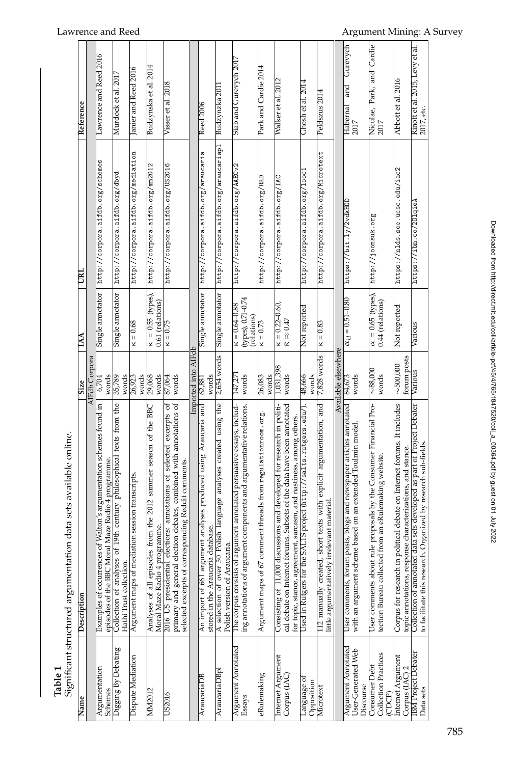**Table 1**
Significant structured argumentation data sets available online.

| Name | Description | Size | IAA | URL | Reference |
|---|---|---|---|---|---|
| | | AIFdb Corpora | | | |
| Argumentation Schemes | Examples of occurrences of Walton's argumentation schemes found in episodes of the BBC Moral Maze Radio 4 programme. | 6,704 words | Single annotator | http://corpora.aifdb.org/schemes | Lawrence and Reed 2016 |
| Digging By Debating | Collection of analyses of 19th century philosophical texts from the Hathi Trust collection. | 35,789 words | Single annotator | http://corpora.aifdb.org/dbyd | Murdock et al. 2017 |
| Dispute Mediation | Argument maps of mediation session transcripts. | 26,923 words | $\kappa = 0.68$ | http://corpora.aifdb.org/mediation | Janier and Reed 2016 |
| MM2012 | Analyses of all episodes from the 2012 summer season of the BBC Moral Maze Radio 4 programme. | 29,068 words | $\kappa = 0.55$ (types), 0.61 (relations) | http://corpora.aifdb.org/mm2012 | Budzynska et al. 2014 |
| US2016 | 2016 US presidential elections: annotations of selected excerpts of primary and general election debates, combined with annotations of selected excerpts of corresponding Reddit comments. | 87,064 words | $\kappa = 0.75$ | http://corpora.aifdb.org/US2016 | Visser et al. 2018 |
| | | Imported into AIFdb | | | |
| AraucariaDB | An import of 661 argument analyses produced using Araucaria and stored in the Araucaria database. | 62,881 words | Single annotator | http://corpora.aifdb.org/araucaria | Reed 2006 |
| AraucariaDBpl | A selection of over 50 Polish language analyses created using the Polish version of Araucaria. | 2,654 words | Single annotator | http://corpora.aifdb.org/araucariapl | Budzynska 2011 |
| Argument Annotated Essays | The corpus consists of argument annotated persuasive essays, including annotations of argument components and argumentative relations. | 147,271 words | $\kappa = 0.64$–$0.88$ (types), 0.71–0.74 (relations) | http://corpora.aifdb.org/AAECv2 | Stab and Gurevych 2017 |
| eRulemaking | Argument maps of 67 comment threads from regulationroom.org. | 26,083 words | $\kappa = 0.73$ | http://corpora.aifdb.org/RRD | Park and Cardie 2014 |
| Internet Argument Corpus (IAC) | Consisting of 11,000 discussions and developed for research in political debate on Internet forums. Subsets of the data have been annotated for topic, stance, agreement, sarcasm, and nastiness, among others. | 1,031,398 words | $\kappa = 0.22$–$0.60$, $\bar{\kappa} \approx 0.47$ | http://corpora.aifdb.org/IAC | Walker et al. 2012 |
| Language of Opposition | Used in Rutgers for the SALTS project (http://salts.rutgers.edu/). | 48,666 words | Not reported | http://corpora.aifdb.org/loo1 | Ghosh et al. 2014 |
| Microtext | 112 manually created, short texts with explicit argumentation, and little argumentatively irrelevant material. | 7,828 words | $\kappa = 0.83$ | http://corpora.aifdb.org/Microtext | Peldszus 2014 |
| | | Available elsewhere | | | |
| Argument Annotated User-Generated Web Discourse | User comments, forum posts, blogs and newspaper articles annotated with an argument scheme based on an extended Toulmin model. | 84,673 words | $\alpha_U = 0.51$–$0.80$ | https://bit.ly/2vdkHOD | Habernal and Gurevych 2017 |
| Consumer Debt Collection Practices (CDCP) | User comments about rule proposals by the Consumer Financial Protection Bureau collected from an eRulemaking website. | ~88,000 words | $\alpha = 0.65$ (types), 0.44 (relations) | http://joonsuk.org | Niculae, Park, and Cardie 2017 |
| Internet Argument Corpus (IAC) 2 | Corpus for research in political debate on Internet forums. It includes topic annotations, response characterizations, and stance. | ~500,000 forum posts | Not reported | https://nlds.soe.ucsc.edu/iac2 | Abbott et al. 2016 |
| IBM Project Debater Data sets | Collection of annotated data sets developed as part of Project Debater to facilitate this research. Organized by research sub-fields. | Various | Various | https://ibm.co/2Ol qieA | Rinott et al. 2015, Levy et al. 2017, etc. |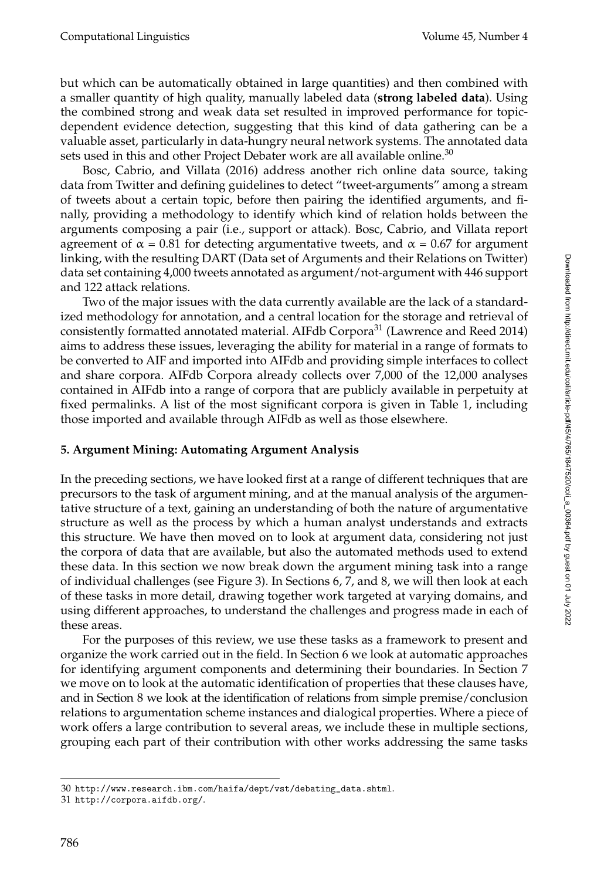but which can be automatically obtained in large quantities) and then combined with a smaller quantity of high quality, manually labeled data (**strong labeled data**). Using the combined strong and weak data set resulted in improved performance for topic-dependent evidence detection, suggesting that this kind of data gathering can be a valuable asset, particularly in data-hungry neural network systems. The annotated data sets used in this and other Project Debater work are all available online.[30]

Bosc, Cabrio, and Villata (2016) address another rich online data source, taking data from Twitter and defining guidelines to detect "tweet-arguments" among a stream of tweets about a certain topic, before then pairing the identified arguments, and finally, providing a methodology to identify which kind of relation holds between the arguments composing a pair (i.e., support or attack). Bosc, Cabrio, and Villata report agreement of $\alpha = 0.81$ for detecting argumentative tweets, and $\alpha = 0.67$ for argument linking, with the resulting DART (Data set of Arguments and their Relations on Twitter) data set containing 4,000 tweets annotated as argument/not-argument with 446 support and 122 attack relations.

Two of the major issues with the data currently available are the lack of a standardized methodology for annotation, and a central location for the storage and retrieval of consistently formatted annotated material. AIFdb Corpora[31] (Lawrence and Reed 2014) aims to address these issues, leveraging the ability for material in a range of formats to be converted to AIF and imported into AIFdb and providing simple interfaces to collect and share corpora. AIFdb Corpora already collects over 7,000 of the 12,000 analyses contained in AIFdb into a range of corpora that are publicly available in perpetuity at fixed permalinks. A list of the most significant corpora is given in Table 1, including those imported and available through AIFdb as well as those elsewhere.

## 5. Argument Mining: Automating Argument Analysis

In the preceding sections, we have looked first at a range of different techniques that are precursors to the task of argument mining, and at the manual analysis of the argumentative structure of a text, gaining an understanding of both the nature of argumentative structure as well as the process by which a human analyst understands and extracts this structure. We have then moved on to look at argument data, considering not just the corpora of data that are available, but also the automated methods used to extend these data. In this section we now break down the argument mining task into a range of individual challenges (see Figure 3). In Sections 6, 7, and 8, we will then look at each of these tasks in more detail, drawing together work targeted at varying domains, and using different approaches, to understand the challenges and progress made in each of these areas.

For the purposes of this review, we use these tasks as a framework to present and organize the work carried out in the field. In Section 6 we look at automatic approaches for identifying argument components and determining their boundaries. In Section 7 we move on to look at the automatic identification of properties that these clauses have, and in Section 8 we look at the identification of relations from simple premise/conclusion relations to argumentation scheme instances and dialogical properties. Where a piece of work offers a large contribution to several areas, we include these in multiple sections, grouping each part of their contribution with other works addressing the same tasks

---

30 http://www.research.ibm.com/haifa/dept/vst/debating_data.shtml.

31 http://corpora.aifdb.org/.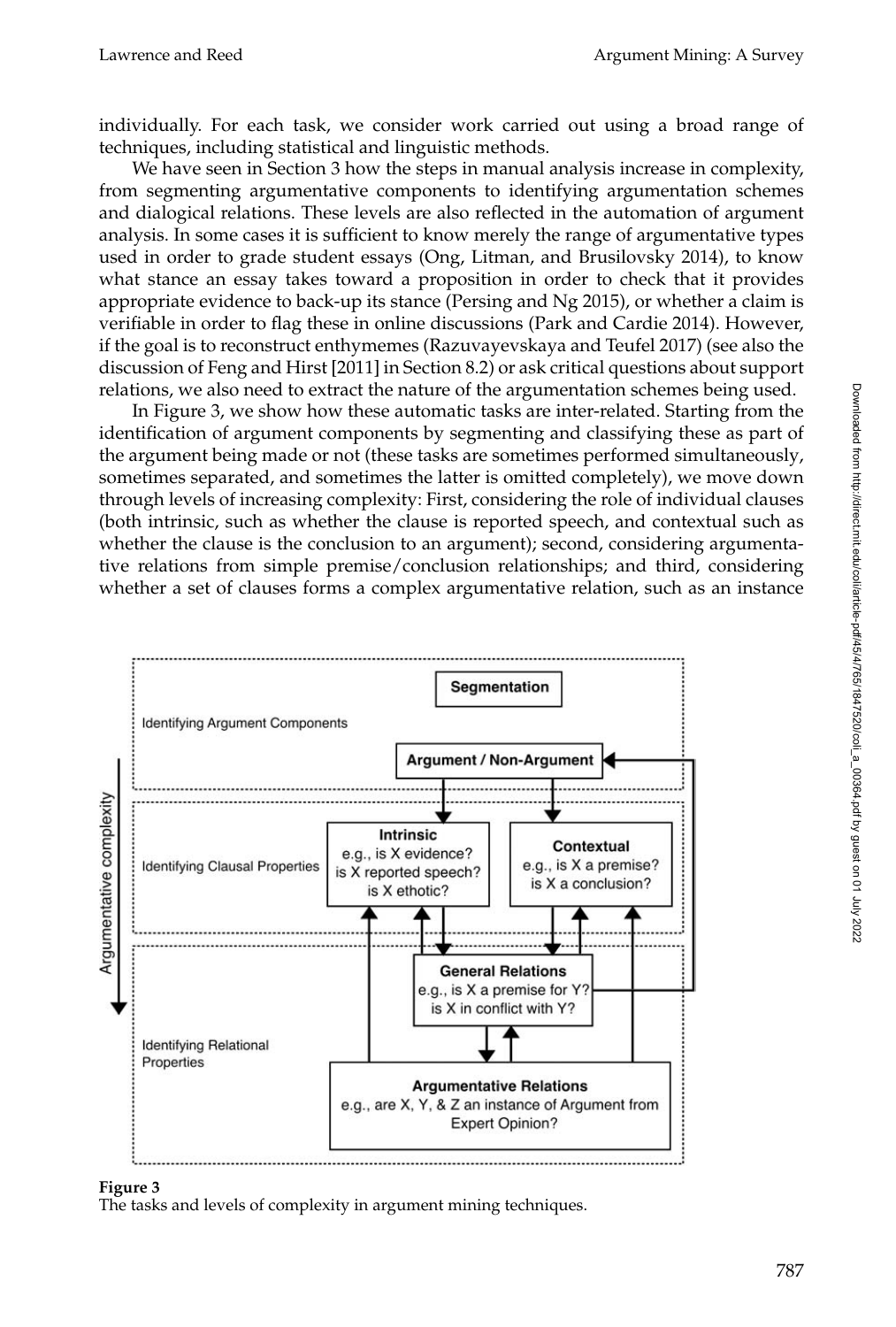individually. For each task, we consider work carried out using a broad range of techniques, including statistical and linguistic methods.

We have seen in Section 3 how the steps in manual analysis increase in complexity, from segmenting argumentative components to identifying argumentation schemes and dialogical relations. These levels are also reflected in the automation of argument analysis. In some cases it is sufficient to know merely the range of argumentative types used in order to grade student essays (Ong, Litman, and Brusilovsky 2014), to know what stance an essay takes toward a proposition in order to check that it provides appropriate evidence to back-up its stance (Persing and Ng 2015), or whether a claim is verifiable in order to flag these in online discussions (Park and Cardie 2014). However, if the goal is to reconstruct enthymemes (Razuvayevskaya and Teufel 2017) (see also the discussion of Feng and Hirst [2011] in Section 8.2) or ask critical questions about support relations, we also need to extract the nature of the argumentation schemes being used.

In Figure 3, we show how these automatic tasks are inter-related. Starting from the identification of argument components by segmenting and classifying these as part of the argument being made or not (these tasks are sometimes performed simultaneously, sometimes separated, and sometimes the latter is omitted completely), we move down through levels of increasing complexity: First, considering the role of individual clauses (both intrinsic, such as whether the clause is reported speech, and contextual such as whether the clause is the conclusion to an argument); second, considering argumentative relations from simple premise/conclusion relationships; and third, considering whether a set of clauses forms a complex argumentative relation, such as an instance

**Figure 3**
The tasks and levels of complexity in argument mining techniques.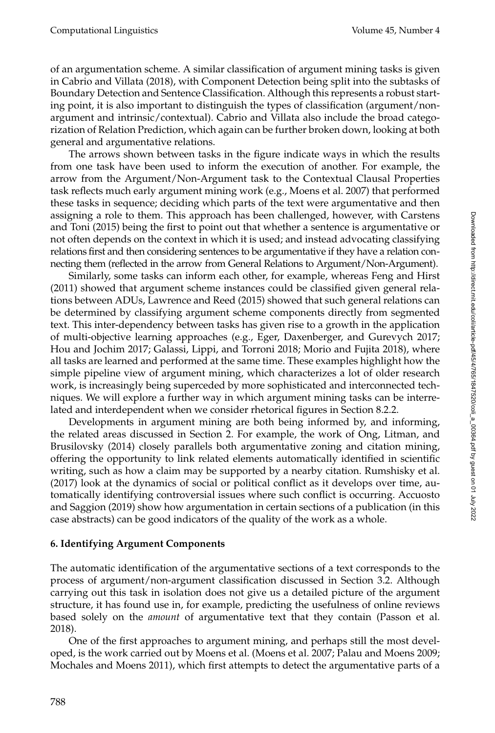of an argumentation scheme. A similar classification of argument mining tasks is given in Cabrio and Villata (2018), with Component Detection being split into the subtasks of Boundary Detection and Sentence Classification. Although this represents a robust starting point, it is also important to distinguish the types of classification (argument/non-argument and intrinsic/contextual). Cabrio and Villata also include the broad categorization of Relation Prediction, which again can be further broken down, looking at both general and argumentative relations.

The arrows shown between tasks in the figure indicate ways in which the results from one task have been used to inform the execution of another. For example, the arrow from the Argument/Non-Argument task to the Contextual Clausal Properties task reflects much early argument mining work (e.g., Moens et al. 2007) that performed these tasks in sequence; deciding which parts of the text were argumentative and then assigning a role to them. This approach has been challenged, however, with Carstens and Toni (2015) being the first to point out that whether a sentence is argumentative or not often depends on the context in which it is used; and instead advocating classifying relations first and then considering sentences to be argumentative if they have a relation connecting them (reflected in the arrow from General Relations to Argument/Non-Argument).

Similarly, some tasks can inform each other, for example, whereas Feng and Hirst (2011) showed that argument scheme instances could be classified given general relations between ADUs, Lawrence and Reed (2015) showed that such general relations can be determined by classifying argument scheme components directly from segmented text. This inter-dependency between tasks has given rise to a growth in the application of multi-objective learning approaches (e.g., Eger, Daxenberger, and Gurevych 2017; Hou and Jochim 2017; Galassi, Lippi, and Torroni 2018; Morio and Fujita 2018), where all tasks are learned and performed at the same time. These examples highlight how the simple pipeline view of argument mining, which characterizes a lot of older research work, is increasingly being superceded by more sophisticated and interconnected techniques. We will explore a further way in which argument mining tasks can be interrelated and interdependent when we consider rhetorical figures in Section 8.2.2.

Developments in argument mining are both being informed by, and informing, the related areas discussed in Section 2. For example, the work of Ong, Litman, and Brusilovsky (2014) closely parallels both argumentative zoning and citation mining, offering the opportunity to link related elements automatically identified in scientific writing, such as how a claim may be supported by a nearby citation. Rumshisky et al. (2017) look at the dynamics of social or political conflict as it develops over time, automatically identifying controversial issues where such conflict is occurring. Accuosto and Saggion (2019) show how argumentation in certain sections of a publication (in this case abstracts) can be good indicators of the quality of the work as a whole.

## 6. Identifying Argument Components

The automatic identification of the argumentative sections of a text corresponds to the process of argument/non-argument classification discussed in Section 3.2. Although carrying out this task in isolation does not give us a detailed picture of the argument structure, it has found use in, for example, predicting the usefulness of online reviews based solely on the *amount* of argumentative text that they contain (Passon et al. 2018).

One of the first approaches to argument mining, and perhaps still the most developed, is the work carried out by Moens et al. (Moens et al. 2007; Palau and Moens 2009; Mochales and Moens 2011), which first attempts to detect the argumentative parts of a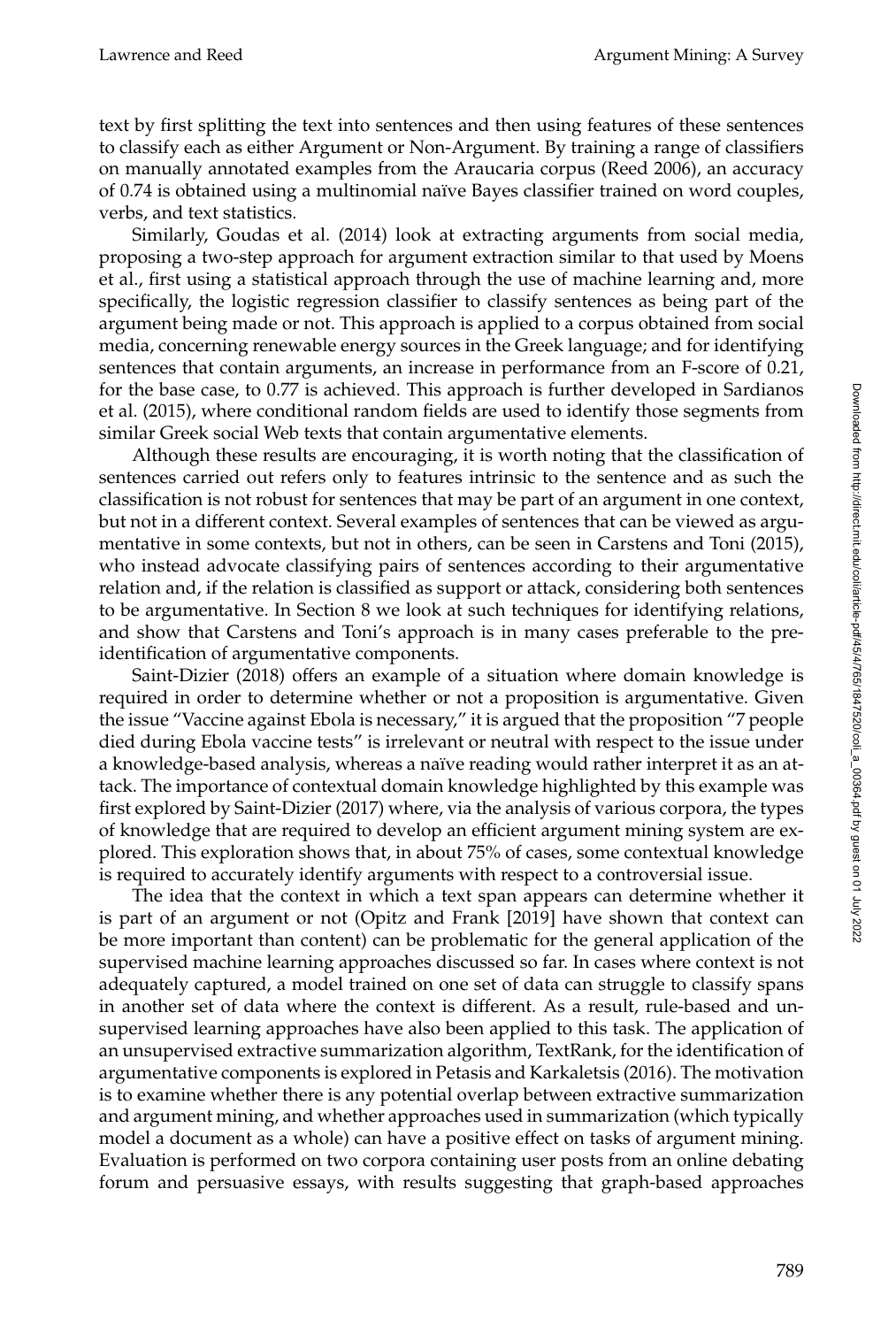text by first splitting the text into sentences and then using features of these sentences to classify each as either Argument or Non-Argument. By training a range of classifiers on manually annotated examples from the Araucaria corpus (Reed 2006), an accuracy of 0.74 is obtained using a multinomial naïve Bayes classifier trained on word couples, verbs, and text statistics.

Similarly, Goudas et al. (2014) look at extracting arguments from social media, proposing a two-step approach for argument extraction similar to that used by Moens et al., first using a statistical approach through the use of machine learning and, more specifically, the logistic regression classifier to classify sentences as being part of the argument being made or not. This approach is applied to a corpus obtained from social media, concerning renewable energy sources in the Greek language; and for identifying sentences that contain arguments, an increase in performance from an F-score of 0.21, for the base case, to 0.77 is achieved. This approach is further developed in Sardianos et al. (2015), where conditional random fields are used to identify those segments from similar Greek social Web texts that contain argumentative elements.

Although these results are encouraging, it is worth noting that the classification of sentences carried out refers only to features intrinsic to the sentence and as such the classification is not robust for sentences that may be part of an argument in one context, but not in a different context. Several examples of sentences that can be viewed as argumentative in some contexts, but not in others, can be seen in Carstens and Toni (2015), who instead advocate classifying pairs of sentences according to their argumentative relation and, if the relation is classified as support or attack, considering both sentences to be argumentative. In Section 8 we look at such techniques for identifying relations, and show that Carstens and Toni's approach is in many cases preferable to the pre-identification of argumentative components.

Saint-Dizier (2018) offers an example of a situation where domain knowledge is required in order to determine whether or not a proposition is argumentative. Given the issue "Vaccine against Ebola is necessary," it is argued that the proposition "7 people died during Ebola vaccine tests" is irrelevant or neutral with respect to the issue under a knowledge-based analysis, whereas a naïve reading would rather interpret it as an attack. The importance of contextual domain knowledge highlighted by this example was first explored by Saint-Dizier (2017) where, via the analysis of various corpora, the types of knowledge that are required to develop an efficient argument mining system are explored. This exploration shows that, in about 75% of cases, some contextual knowledge is required to accurately identify arguments with respect to a controversial issue.

The idea that the context in which a text span appears can determine whether it is part of an argument or not (Opitz and Frank [2019] have shown that context can be more important than content) can be problematic for the general application of the supervised machine learning approaches discussed so far. In cases where context is not adequately captured, a model trained on one set of data can struggle to classify spans in another set of data where the context is different. As a result, rule-based and unsupervised learning approaches have also been applied to this task. The application of an unsupervised extractive summarization algorithm, TextRank, for the identification of argumentative components is explored in Petasis and Karkaletsis (2016). The motivation is to examine whether there is any potential overlap between extractive summarization and argument mining, and whether approaches used in summarization (which typically model a document as a whole) can have a positive effect on tasks of argument mining. Evaluation is performed on two corpora containing user posts from an online debating forum and persuasive essays, with results suggesting that graph-based approaches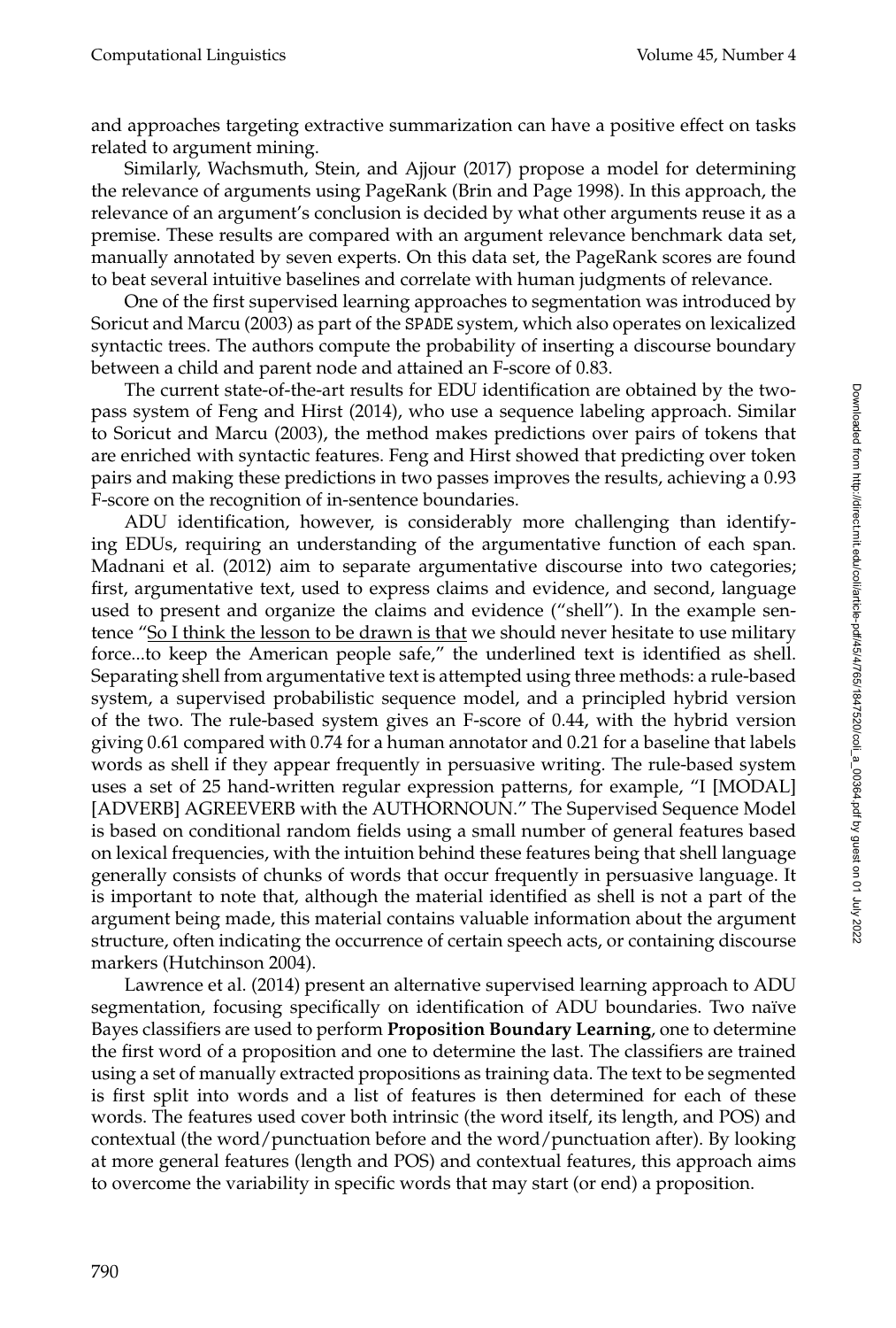and approaches targeting extractive summarization can have a positive effect on tasks related to argument mining.

Similarly, Wachsmuth, Stein, and Ajjour (2017) propose a model for determining the relevance of arguments using PageRank (Brin and Page 1998). In this approach, the relevance of an argument's conclusion is decided by what other arguments reuse it as a premise. These results are compared with an argument relevance benchmark data set, manually annotated by seven experts. On this data set, the PageRank scores are found to beat several intuitive baselines and correlate with human judgments of relevance.

One of the first supervised learning approaches to segmentation was introduced by Soricut and Marcu (2003) as part of the SPADE system, which also operates on lexicalized syntactic trees. The authors compute the probability of inserting a discourse boundary between a child and parent node and attained an F-score of 0.83.

The current state-of-the-art results for EDU identification are obtained by the two-pass system of Feng and Hirst (2014), who use a sequence labeling approach. Similar to Soricut and Marcu (2003), the method makes predictions over pairs of tokens that are enriched with syntactic features. Feng and Hirst showed that predicting over token pairs and making these predictions in two passes improves the results, achieving a 0.93 F-score on the recognition of in-sentence boundaries.

ADU identification, however, is considerably more challenging than identifying EDUs, requiring an understanding of the argumentative function of each span. Madnani et al. (2012) aim to separate argumentative discourse into two categories; first, argumentative text, used to express claims and evidence, and second, language used to present and organize the claims and evidence ("shell"). In the example sentence "<u>So I think the lesson to be drawn is that</u> we should never hesitate to use military force...to keep the American people safe," the underlined text is identified as shell. Separating shell from argumentative text is attempted using three methods: a rule-based system, a supervised probabilistic sequence model, and a principled hybrid version of the two. The rule-based system gives an F-score of 0.44, with the hybrid version giving 0.61 compared with 0.74 for a human annotator and 0.21 for a baseline that labels words as shell if they appear frequently in persuasive writing. The rule-based system uses a set of 25 hand-written regular expression patterns, for example, "I [MODAL] [ADVERB] AGREEVERB with the AUTHORNOUN." The Supervised Sequence Model is based on conditional random fields using a small number of general features based on lexical frequencies, with the intuition behind these features being that shell language generally consists of chunks of words that occur frequently in persuasive language. It is important to note that, although the material identified as shell is not a part of the argument being made, this material contains valuable information about the argument structure, often indicating the occurrence of certain speech acts, or containing discourse markers (Hutchinson 2004).

Lawrence et al. (2014) present an alternative supervised learning approach to ADU segmentation, focusing specifically on identification of ADU boundaries. Two naïve Bayes classifiers are used to perform **Proposition Boundary Learning**, one to determine the first word of a proposition and one to determine the last. The classifiers are trained using a set of manually extracted propositions as training data. The text to be segmented is first split into words and a list of features is then determined for each of these words. The features used cover both intrinsic (the word itself, its length, and POS) and contextual (the word/punctuation before and the word/punctuation after). By looking at more general features (length and POS) and contextual features, this approach aims to overcome the variability in specific words that may start (or end) a proposition.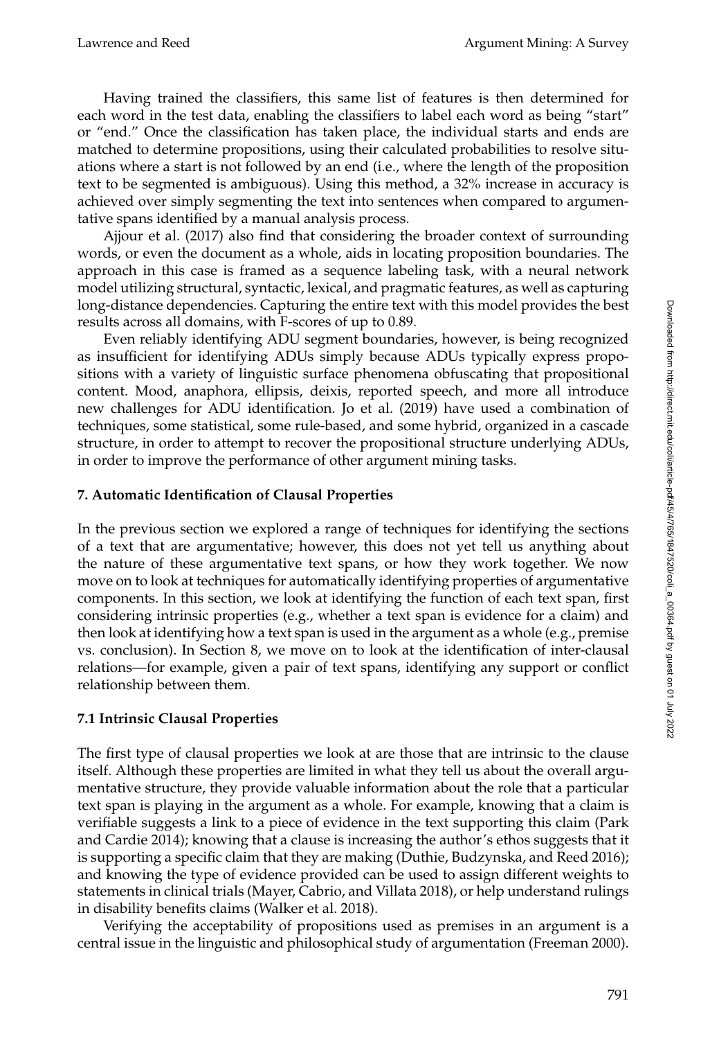Having trained the classifiers, this same list of features is then determined for each word in the test data, enabling the classifiers to label each word as being "start" or "end." Once the classification has taken place, the individual starts and ends are matched to determine propositions, using their calculated probabilities to resolve situations where a start is not followed by an end (i.e., where the length of the proposition text to be segmented is ambiguous). Using this method, a 32% increase in accuracy is achieved over simply segmenting the text into sentences when compared to argumentative spans identified by a manual analysis process.

Ajjour et al. (2017) also find that considering the broader context of surrounding words, or even the document as a whole, aids in locating proposition boundaries. The approach in this case is framed as a sequence labeling task, with a neural network model utilizing structural, syntactic, lexical, and pragmatic features, as well as capturing long-distance dependencies. Capturing the entire text with this model provides the best results across all domains, with F-scores of up to 0.89.

Even reliably identifying ADU segment boundaries, however, is being recognized as insufficient for identifying ADUs simply because ADUs typically express propositions with a variety of linguistic surface phenomena obfuscating that propositional content. Mood, anaphora, ellipsis, deixis, reported speech, and more all introduce new challenges for ADU identification. Jo et al. (2019) have used a combination of techniques, some statistical, some rule-based, and some hybrid, organized in a cascade structure, in order to attempt to recover the propositional structure underlying ADUs, in order to improve the performance of other argument mining tasks.

## 7. Automatic Identification of Clausal Properties

In the previous section we explored a range of techniques for identifying the sections of a text that are argumentative; however, this does not yet tell us anything about the nature of these argumentative text spans, or how they work together. We now move on to look at techniques for automatically identifying properties of argumentative components. In this section, we look at identifying the function of each text span, first considering intrinsic properties (e.g., whether a text span is evidence for a claim) and then look at identifying how a text span is used in the argument as a whole (e.g., premise vs. conclusion). In Section 8, we move on to look at the identification of inter-clausal relations—for example, given a pair of text spans, identifying any support or conflict relationship between them.

### 7.1 Intrinsic Clausal Properties

The first type of clausal properties we look at are those that are intrinsic to the clause itself. Although these properties are limited in what they tell us about the overall argumentative structure, they provide valuable information about the role that a particular text span is playing in the argument as a whole. For example, knowing that a claim is verifiable suggests a link to a piece of evidence in the text supporting this claim (Park and Cardie 2014); knowing that a clause is increasing the author's ethos suggests that it is supporting a specific claim that they are making (Duthie, Budzynska, and Reed 2016); and knowing the type of evidence provided can be used to assign different weights to statements in clinical trials (Mayer, Cabrio, and Villata 2018), or help understand rulings in disability benefits claims (Walker et al. 2018).

Verifying the acceptability of propositions used as premises in an argument is a central issue in the linguistic and philosophical study of argumentation (Freeman 2000).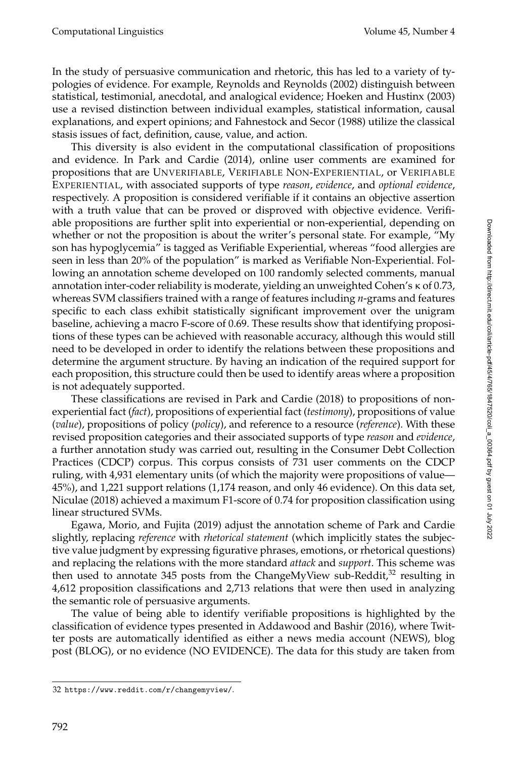In the study of persuasive communication and rhetoric, this has led to a variety of typologies of evidence. For example, Reynolds and Reynolds (2002) distinguish between statistical, testimonial, anecdotal, and analogical evidence; Hoeken and Hustinx (2003) use a revised distinction between individual examples, statistical information, causal explanations, and expert opinions; and Fahnestock and Secor (1988) utilize the classical stasis issues of fact, definition, cause, value, and action.

This diversity is also evident in the computational classification of propositions and evidence. In Park and Cardie (2014), online user comments are examined for propositions that are UNVERIFIABLE, VERIFIABLE NON-EXPERIENTIAL, or VERIFIABLE EXPERIENTIAL, with associated supports of type *reason*, *evidence*, and *optional evidence*, respectively. A proposition is considered verifiable if it contains an objective assertion with a truth value that can be proved or disproved with objective evidence. Verifiable propositions are further split into experiential or non-experiential, depending on whether or not the proposition is about the writer's personal state. For example, "My son has hypoglycemia" is tagged as Verifiable Experiential, whereas "food allergies are seen in less than 20% of the population" is marked as Verifiable Non-Experiential. Following an annotation scheme developed on 100 randomly selected comments, manual annotation inter-coder reliability is moderate, yielding an unweighted Cohen's $\kappa$ of 0.73, whereas SVM classifiers trained with a range of features including *n*-grams and features specific to each class exhibit statistically significant improvement over the unigram baseline, achieving a macro F-score of 0.69. These results show that identifying propositions of these types can be achieved with reasonable accuracy, although this would still need to be developed in order to identify the relations between these propositions and determine the argument structure. By having an indication of the required support for each proposition, this structure could then be used to identify areas where a proposition is not adequately supported.

These classifications are revised in Park and Cardie (2018) to propositions of non-experiential fact (*fact*), propositions of experiential fact (*testimony*), propositions of value (*value*), propositions of policy (*policy*), and reference to a resource (*reference*). With these revised proposition categories and their associated supports of type *reason* and *evidence*, a further annotation study was carried out, resulting in the Consumer Debt Collection Practices (CDCP) corpus. This corpus consists of 731 user comments on the CDCP ruling, with 4,931 elementary units (of which the majority were propositions of value—45%), and 1,221 support relations (1,174 reason, and only 46 evidence). On this data set, Niculae (2018) achieved a maximum F1-score of 0.74 for proposition classification using linear structured SVMs.

Egawa, Morio, and Fujita (2019) adjust the annotation scheme of Park and Cardie slightly, replacing *reference* with *rhetorical statement* (which implicitly states the subjective value judgment by expressing figurative phrases, emotions, or rhetorical questions) and replacing the relations with the more standard *attack* and *support*. This scheme was then used to annotate 345 posts from the ChangeMyView sub-Reddit,[32] resulting in 4,612 proposition classifications and 2,713 relations that were then used in analyzing the semantic role of persuasive arguments.

The value of being able to identify verifiable propositions is highlighted by the classification of evidence types presented in Addawood and Bashir (2016), where Twitter posts are automatically identified as either a news media account (NEWS), blog post (BLOG), or no evidence (NO EVIDENCE). The data for this study are taken from

---

32 https://www.reddit.com/r/changemyview/.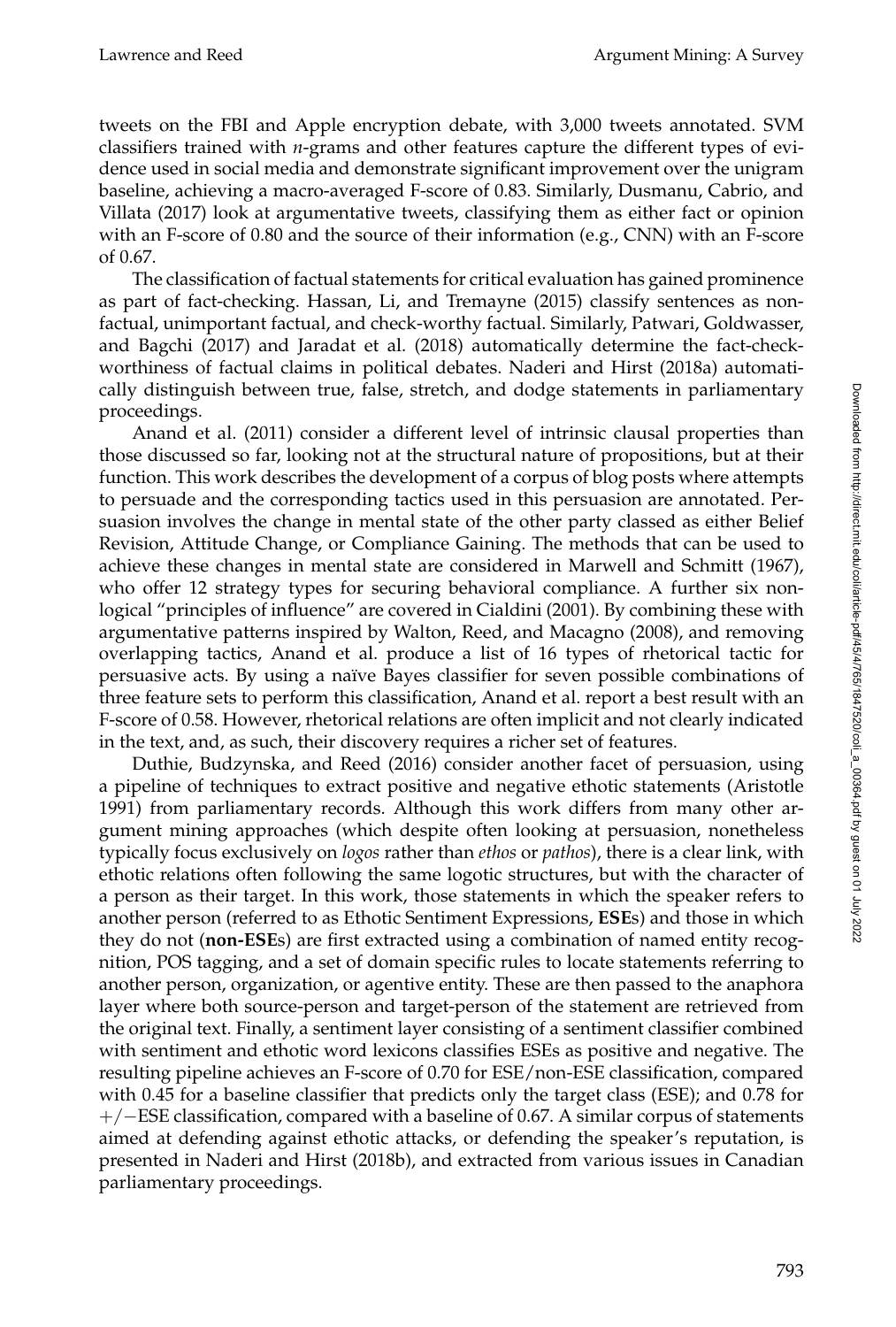tweets on the FBI and Apple encryption debate, with 3,000 tweets annotated. SVM classifiers trained with *n*-grams and other features capture the different types of evidence used in social media and demonstrate significant improvement over the unigram baseline, achieving a macro-averaged F-score of 0.83. Similarly, Dusmanu, Cabrio, and Villata (2017) look at argumentative tweets, classifying them as either fact or opinion with an F-score of 0.80 and the source of their information (e.g., CNN) with an F-score of 0.67.

The classification of factual statements for critical evaluation has gained prominence as part of fact-checking. Hassan, Li, and Tremayne (2015) classify sentences as non-factual, unimportant factual, and check-worthy factual. Similarly, Patwari, Goldwasser, and Bagchi (2017) and Jaradat et al. (2018) automatically determine the fact-check-worthiness of factual claims in political debates. Naderi and Hirst (2018a) automatically distinguish between true, false, stretch, and dodge statements in parliamentary proceedings.

Anand et al. (2011) consider a different level of intrinsic clausal properties than those discussed so far, looking not at the structural nature of propositions, but at their function. This work describes the development of a corpus of blog posts where attempts to persuade and the corresponding tactics used in this persuasion are annotated. Persuasion involves the change in mental state of the other party classed as either Belief Revision, Attitude Change, or Compliance Gaining. The methods that can be used to achieve these changes in mental state are considered in Marwell and Schmitt (1967), who offer 12 strategy types for securing behavioral compliance. A further six non-logical "principles of influence" are covered in Cialdini (2001). By combining these with argumentative patterns inspired by Walton, Reed, and Macagno (2008), and removing overlapping tactics, Anand et al. produce a list of 16 types of rhetorical tactic for persuasive acts. By using a naïve Bayes classifier for seven possible combinations of three feature sets to perform this classification, Anand et al. report a best result with an F-score of 0.58. However, rhetorical relations are often implicit and not clearly indicated in the text, and, as such, their discovery requires a richer set of features.

Duthie, Budzynska, and Reed (2016) consider another facet of persuasion, using a pipeline of techniques to extract positive and negative ethotic statements (Aristotle 1991) from parliamentary records. Although this work differs from many other argument mining approaches (which despite often looking at persuasion, nonetheless typically focus exclusively on *logos* rather than *ethos* or *pathos*), there is a clear link, with ethotic relations often following the same logotic structures, but with the character of a person as their target. In this work, those statements in which the speaker refers to another person (referred to as Ethotic Sentiment Expressions, **ESE**s) and those in which they do not (**non-ESE**s) are first extracted using a combination of named entity recognition, POS tagging, and a set of domain specific rules to locate statements referring to another person, organization, or agentive entity. These are then passed to the anaphora layer where both source-person and target-person of the statement are retrieved from the original text. Finally, a sentiment layer consisting of a sentiment classifier combined with sentiment and ethotic word lexicons classifies ESEs as positive and negative. The resulting pipeline achieves an F-score of 0.70 for ESE/non-ESE classification, compared with 0.45 for a baseline classifier that predicts only the target class (ESE); and 0.78 for $+/-$ESE classification, compared with a baseline of 0.67. A similar corpus of statements aimed at defending against ethotic attacks, or defending the speaker's reputation, is presented in Naderi and Hirst (2018b), and extracted from various issues in Canadian parliamentary proceedings.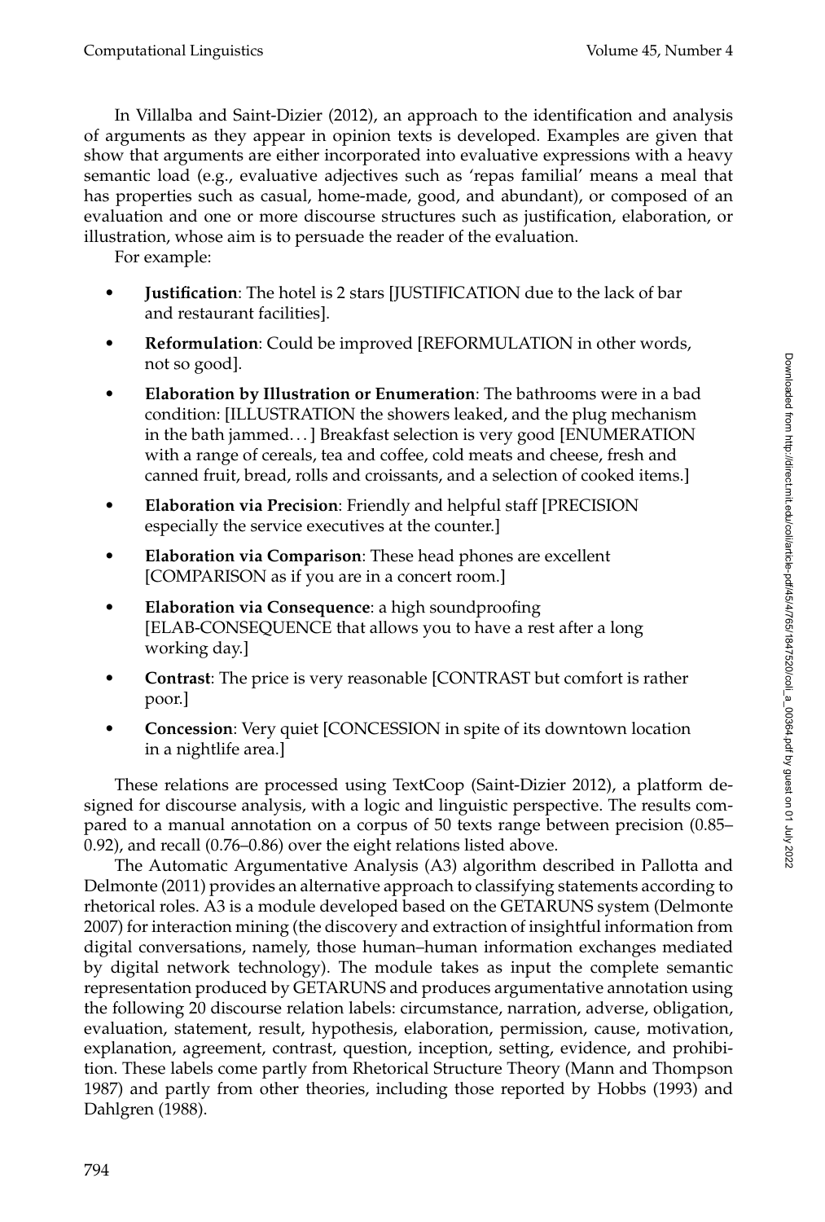In Villalba and Saint-Dizier (2012), an approach to the identification and analysis of arguments as they appear in opinion texts is developed. Examples are given that show that arguments are either incorporated into evaluative expressions with a heavy semantic load (e.g., evaluative adjectives such as 'repas familial' means a meal that has properties such as casual, home-made, good, and abundant), or composed of an evaluation and one or more discourse structures such as justification, elaboration, or illustration, whose aim is to persuade the reader of the evaluation.

For example:

- **Justification**: The hotel is 2 stars [JUSTIFICATION due to the lack of bar and restaurant facilities].
- **Reformulation**: Could be improved [REFORMULATION in other words, not so good].
- **Elaboration by Illustration or Enumeration**: The bathrooms were in a bad condition: [ILLUSTRATION the showers leaked, and the plug mechanism in the bath jammed. . . ] Breakfast selection is very good [ENUMERATION with a range of cereals, tea and coffee, cold meats and cheese, fresh and canned fruit, bread, rolls and croissants, and a selection of cooked items.]
- **Elaboration via Precision**: Friendly and helpful staff [PRECISION especially the service executives at the counter.]
- **Elaboration via Comparison**: These head phones are excellent [COMPARISON as if you are in a concert room.]
- **Elaboration via Consequence**: a high soundproofing [ELAB-CONSEQUENCE that allows you to have a rest after a long working day.]
- **Contrast**: The price is very reasonable [CONTRAST but comfort is rather poor.]
- **Concession**: Very quiet [CONCESSION in spite of its downtown location in a nightlife area.]

These relations are processed using TextCoop (Saint-Dizier 2012), a platform designed for discourse analysis, with a logic and linguistic perspective. The results compared to a manual annotation on a corpus of 50 texts range between precision (0.85–0.92), and recall (0.76–0.86) over the eight relations listed above.

The Automatic Argumentative Analysis (A3) algorithm described in Pallotta and Delmonte (2011) provides an alternative approach to classifying statements according to rhetorical roles. A3 is a module developed based on the GETARUNS system (Delmonte 2007) for interaction mining (the discovery and extraction of insightful information from digital conversations, namely, those human–human information exchanges mediated by digital network technology). The module takes as input the complete semantic representation produced by GETARUNS and produces argumentative annotation using the following 20 discourse relation labels: circumstance, narration, adverse, obligation, evaluation, statement, result, hypothesis, elaboration, permission, cause, motivation, explanation, agreement, contrast, question, inception, setting, evidence, and prohibition. These labels come partly from Rhetorical Structure Theory (Mann and Thompson 1987) and partly from other theories, including those reported by Hobbs (1993) and Dahlgren (1988).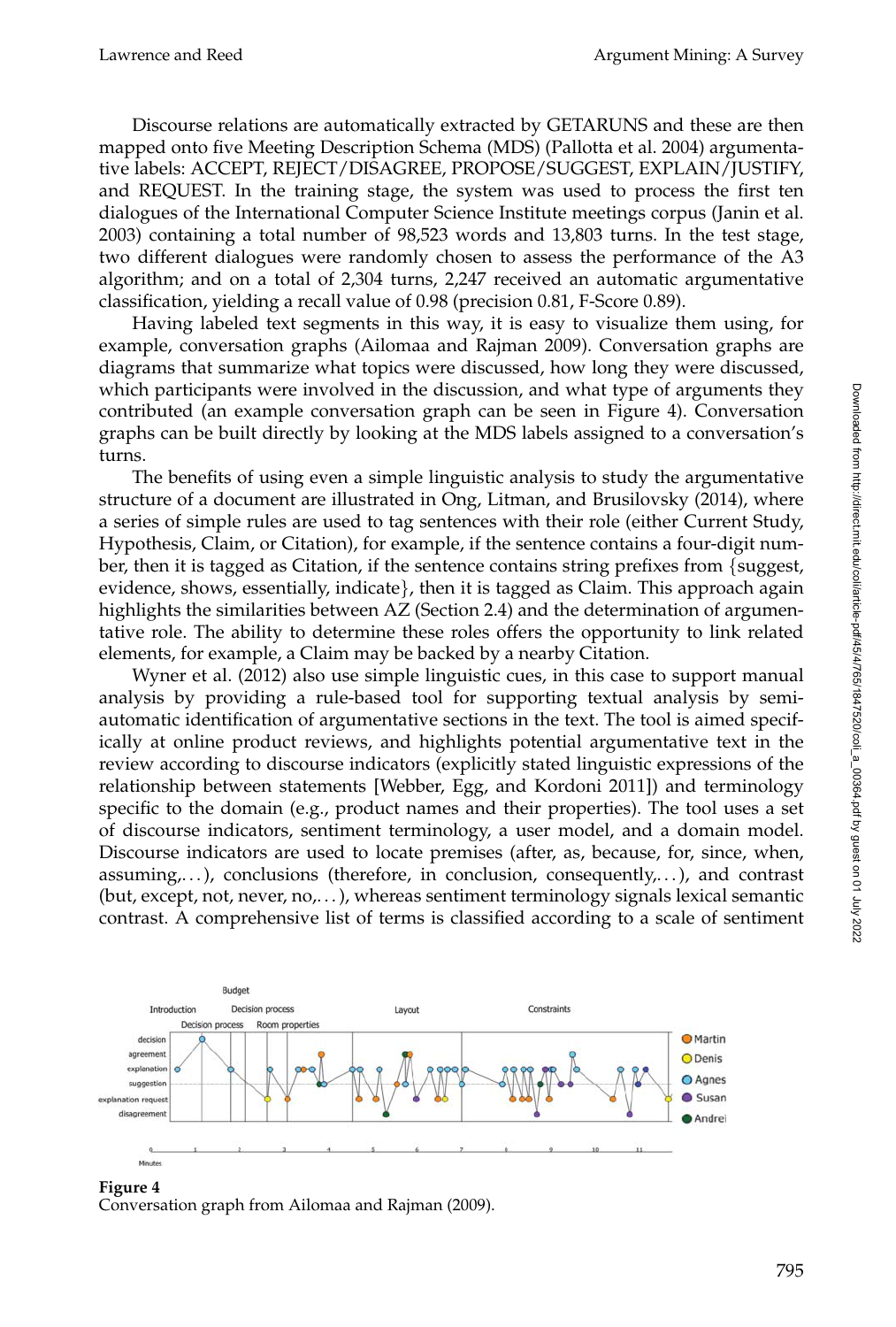Discourse relations are automatically extracted by GETARUNS and these are then mapped onto five Meeting Description Schema (MDS) (Pallotta et al. 2004) argumentative labels: ACCEPT, REJECT/DISAGREE, PROPOSE/SUGGEST, EXPLAIN/JUSTIFY, and REQUEST. In the training stage, the system was used to process the first ten dialogues of the International Computer Science Institute meetings corpus (Janin et al. 2003) containing a total number of 98,523 words and 13,803 turns. In the test stage, two different dialogues were randomly chosen to assess the performance of the A3 algorithm; and on a total of 2,304 turns, 2,247 received an automatic argumentative classification, yielding a recall value of 0.98 (precision 0.81, F-Score 0.89).

Having labeled text segments in this way, it is easy to visualize them using, for example, conversation graphs (Ailomaa and Rajman 2009). Conversation graphs are diagrams that summarize what topics were discussed, how long they were discussed, which participants were involved in the discussion, and what type of arguments they contributed (an example conversation graph can be seen in Figure 4). Conversation graphs can be built directly by looking at the MDS labels assigned to a conversation's turns.

The benefits of using even a simple linguistic analysis to study the argumentative structure of a document are illustrated in Ong, Litman, and Brusilovsky (2014), where a series of simple rules are used to tag sentences with their role (either Current Study, Hypothesis, Claim, or Citation), for example, if the sentence contains a four-digit number, then it is tagged as Citation, if the sentence contains string prefixes from {suggest, evidence, shows, essentially, indicate}, then it is tagged as Claim. This approach again highlights the similarities between AZ (Section 2.4) and the determination of argumentative role. The ability to determine these roles offers the opportunity to link related elements, for example, a Claim may be backed by a nearby Citation.

Wyner et al. (2012) also use simple linguistic cues, in this case to support manual analysis by providing a rule-based tool for supporting textual analysis by semi-automatic identification of argumentative sections in the text. The tool is aimed specifically at online product reviews, and highlights potential argumentative text in the review according to discourse indicators (explicitly stated linguistic expressions of the relationship between statements [Webber, Egg, and Kordoni 2011]) and terminology specific to the domain (e.g., product names and their properties). The tool uses a set of discourse indicators, sentiment terminology, a user model, and a domain model. Discourse indicators are used to locate premises (after, as, because, for, since, when, assuming,...), conclusions (therefore, in conclusion, consequently,...), and contrast (but, except, not, never, no,...), whereas sentiment terminology signals lexical semantic contrast. A comprehensive list of terms is classified according to a scale of sentiment

**Figure 4**
Conversation graph from Ailomaa and Rajman (2009).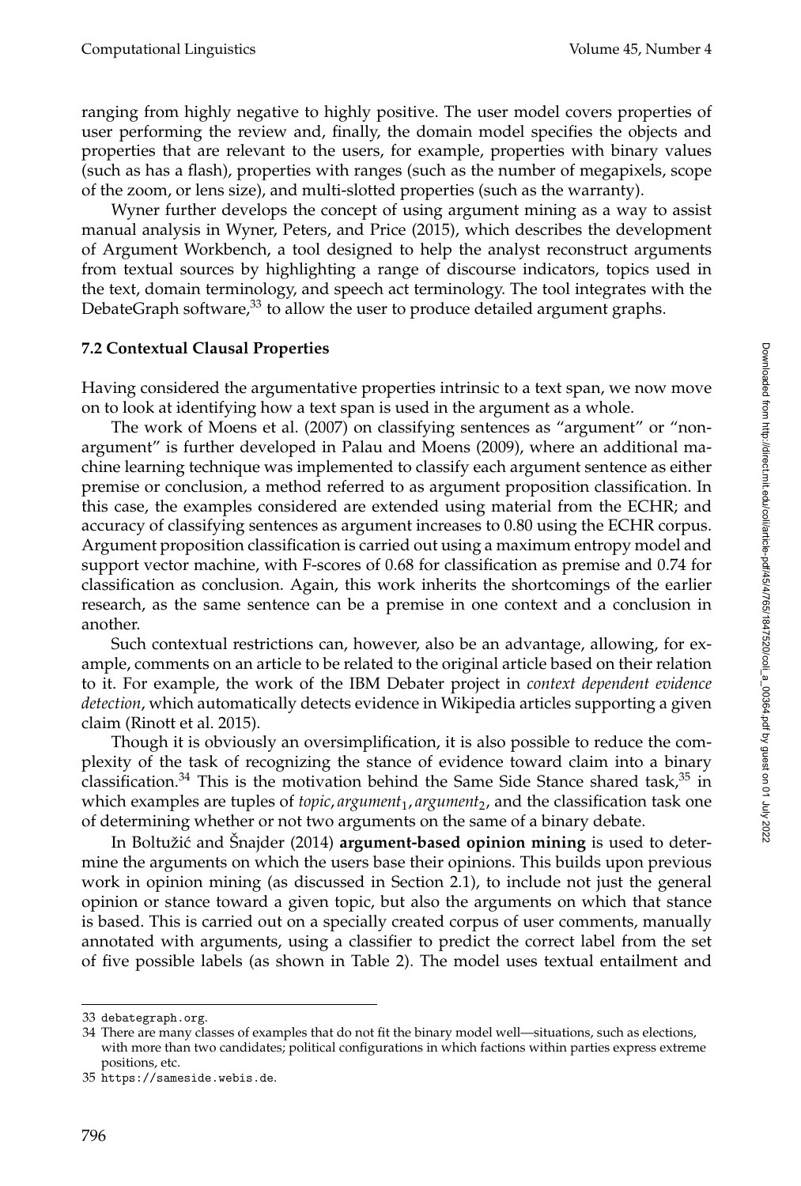ranging from highly negative to highly positive. The user model covers properties of user performing the review and, finally, the domain model specifies the objects and properties that are relevant to the users, for example, properties with binary values (such as has a flash), properties with ranges (such as the number of megapixels, scope of the zoom, or lens size), and multi-slotted properties (such as the warranty).

Wyner further develops the concept of using argument mining as a way to assist manual analysis in Wyner, Peters, and Price (2015), which describes the development of Argument Workbench, a tool designed to help the analyst reconstruct arguments from textual sources by highlighting a range of discourse indicators, topics used in the text, domain terminology, and speech act terminology. The tool integrates with the DebateGraph software,[33] to allow the user to produce detailed argument graphs.

### 7.2 Contextual Clausal Properties

Having considered the argumentative properties intrinsic to a text span, we now move on to look at identifying how a text span is used in the argument as a whole.

The work of Moens et al. (2007) on classifying sentences as "argument" or "non-argument" is further developed in Palau and Moens (2009), where an additional machine learning technique was implemented to classify each argument sentence as either premise or conclusion, a method referred to as argument proposition classification. In this case, the examples considered are extended using material from the ECHR; and accuracy of classifying sentences as argument increases to 0.80 using the ECHR corpus. Argument proposition classification is carried out using a maximum entropy model and support vector machine, with F-scores of 0.68 for classification as premise and 0.74 for classification as conclusion. Again, this work inherits the shortcomings of the earlier research, as the same sentence can be a premise in one context and a conclusion in another.

Such contextual restrictions can, however, also be an advantage, allowing, for example, comments on an article to be related to the original article based on their relation to it. For example, the work of the IBM Debater project in *context dependent evidence detection*, which automatically detects evidence in Wikipedia articles supporting a given claim (Rinott et al. 2015).

Though it is obviously an oversimplification, it is also possible to reduce the complexity of the task of recognizing the stance of evidence toward claim into a binary classification.[34] This is the motivation behind the Same Side Stance shared task,[35] in which examples are tuples of $topic, argument_1, argument_2$, and the classification task one of determining whether or not two arguments on the same of a binary debate.

In Boltužić and Šnajder (2014) **argument-based opinion mining** is used to determine the arguments on which the users base their opinions. This builds upon previous work in opinion mining (as discussed in Section 2.1), to include not just the general opinion or stance toward a given topic, but also the arguments on which that stance is based. This is carried out on a specially created corpus of user comments, manually annotated with arguments, using a classifier to predict the correct label from the set of five possible labels (as shown in Table 2). The model uses textual entailment and

---

33 debategraph.org.

34 There are many classes of examples that do not fit the binary model well—situations, such as elections, with more than two candidates; political configurations in which factions within parties express extreme positions, etc.

35 https://sameside.webis.de.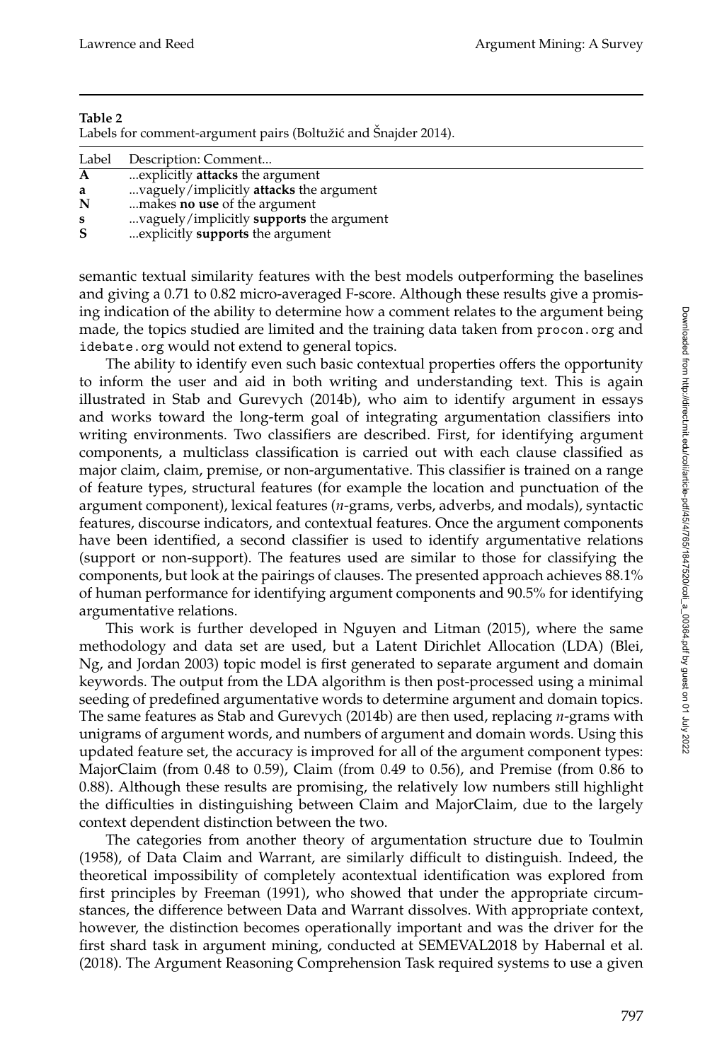**Table 2**
Labels for comment-argument pairs (Boltužić and Šnajder 2014).

| Label | Description: Comment... |
|---|---|
| **A** | ...explicitly **attacks** the argument |
| **a** | ...vaguely/implicitly **attacks** the argument |
| **N** | ...makes **no use** of the argument |
| **s** | ...vaguely/implicitly **supports** the argument |
| **S** | ...explicitly **supports** the argument |

semantic textual similarity features with the best models outperforming the baselines and giving a 0.71 to 0.82 micro-averaged F-score. Although these results give a promising indication of the ability to determine how a comment relates to the argument being made, the topics studied are limited and the training data taken from `procon.org` and `idebate.org` would not extend to general topics.

The ability to identify even such basic contextual properties offers the opportunity to inform the user and aid in both writing and understanding text. This is again illustrated in Stab and Gurevych (2014b), who aim to identify argument in essays and works toward the long-term goal of integrating argumentation classifiers into writing environments. Two classifiers are described. First, for identifying argument components, a multiclass classification is carried out with each clause classified as major claim, claim, premise, or non-argumentative. This classifier is trained on a range of feature types, structural features (for example the location and punctuation of the argument component), lexical features (*n*-grams, verbs, adverbs, and modals), syntactic features, discourse indicators, and contextual features. Once the argument components have been identified, a second classifier is used to identify argumentative relations (support or non-support). The features used are similar to those for classifying the components, but look at the pairings of clauses. The presented approach achieves 88.1% of human performance for identifying argument components and 90.5% for identifying argumentative relations.

This work is further developed in Nguyen and Litman (2015), where the same methodology and data set are used, but a Latent Dirichlet Allocation (LDA) (Blei, Ng, and Jordan 2003) topic model is first generated to separate argument and domain keywords. The output from the LDA algorithm is then post-processed using a minimal seeding of predefined argumentative words to determine argument and domain topics. The same features as Stab and Gurevych (2014b) are then used, replacing *n*-grams with unigrams of argument words, and numbers of argument and domain words. Using this updated feature set, the accuracy is improved for all of the argument component types: MajorClaim (from 0.48 to 0.59), Claim (from 0.49 to 0.56), and Premise (from 0.86 to 0.88). Although these results are promising, the relatively low numbers still highlight the difficulties in distinguishing between Claim and MajorClaim, due to the largely context dependent distinction between the two.

The categories from another theory of argumentation structure due to Toulmin (1958), of Data Claim and Warrant, are similarly difficult to distinguish. Indeed, the theoretical impossibility of completely acontextual identification was explored from first principles by Freeman (1991), who showed that under the appropriate circumstances, the difference between Data and Warrant dissolves. With appropriate context, however, the distinction becomes operationally important and was the driver for the first shard task in argument mining, conducted at SEMEVAL2018 by Habernal et al. (2018). The Argument Reasoning Comprehension Task required systems to use a given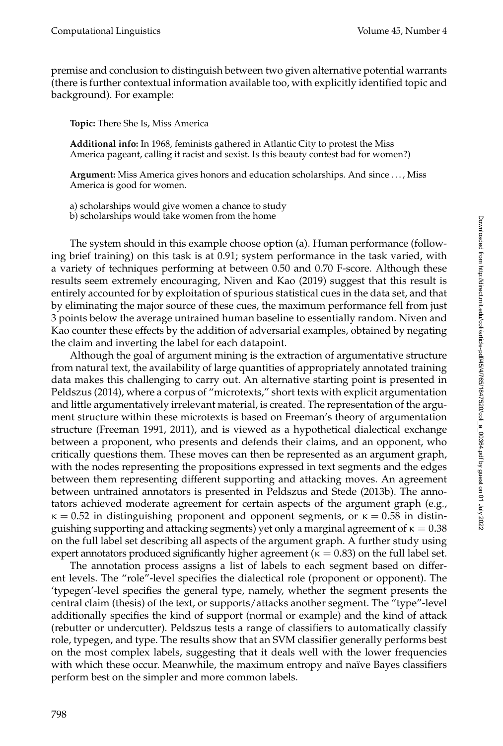premise and conclusion to distinguish between two given alternative potential warrants (there is further contextual information available too, with explicitly identified topic and background). For example:

> **Topic:** There She Is, Miss America
>
> **Additional info:** In 1968, feminists gathered in Atlantic City to protest the Miss America pageant, calling it racist and sexist. Is this beauty contest bad for women?)
>
> **Argument:** Miss America gives honors and education scholarships. And since . . . , Miss America is good for women.
>
> a) scholarships would give women a chance to study
> b) scholarships would take women from the home

The system should in this example choose option (a). Human performance (following brief training) on this task is at 0.91; system performance in the task varied, with a variety of techniques performing at between 0.50 and 0.70 F-score. Although these results seem extremely encouraging, Niven and Kao (2019) suggest that this result is entirely accounted for by exploitation of spurious statistical cues in the data set, and that by eliminating the major source of these cues, the maximum performance fell from just 3 points below the average untrained human baseline to essentially random. Niven and Kao counter these effects by the addition of adversarial examples, obtained by negating the claim and inverting the label for each datapoint.

Although the goal of argument mining is the extraction of argumentative structure from natural text, the availability of large quantities of appropriately annotated training data makes this challenging to carry out. An alternative starting point is presented in Peldszus (2014), where a corpus of "microtexts," short texts with explicit argumentation and little argumentatively irrelevant material, is created. The representation of the argument structure within these microtexts is based on Freeman's theory of argumentation structure (Freeman 1991, 2011), and is viewed as a hypothetical dialectical exchange between a proponent, who presents and defends their claims, and an opponent, who critically questions them. These moves can then be represented as an argument graph, with the nodes representing the propositions expressed in text segments and the edges between them representing different supporting and attacking moves. An agreement between untrained annotators is presented in Peldszus and Stede (2013b). The annotators achieved moderate agreement for certain aspects of the argument graph (e.g., $\kappa = 0.52$ in distinguishing proponent and opponent segments, or $\kappa = 0.58$ in distinguishing supporting and attacking segments) yet only a marginal agreement of $\kappa = 0.38$ on the full label set describing all aspects of the argument graph. A further study using expert annotators produced significantly higher agreement ($\kappa = 0.83$) on the full label set.

The annotation process assigns a list of labels to each segment based on different levels. The "role"-level specifies the dialectical role (proponent or opponent). The 'typegen'-level specifies the general type, namely, whether the segment presents the central claim (thesis) of the text, or supports/attacks another segment. The "type"-level additionally specifies the kind of support (normal or example) and the kind of attack (rebutter or undercutter). Peldszus tests a range of classifiers to automatically classify role, typegen, and type. The results show that an SVM classifier generally performs best on the most complex labels, suggesting that it deals well with the lower frequencies with which these occur. Meanwhile, the maximum entropy and naïve Bayes classifiers perform best on the simpler and more common labels.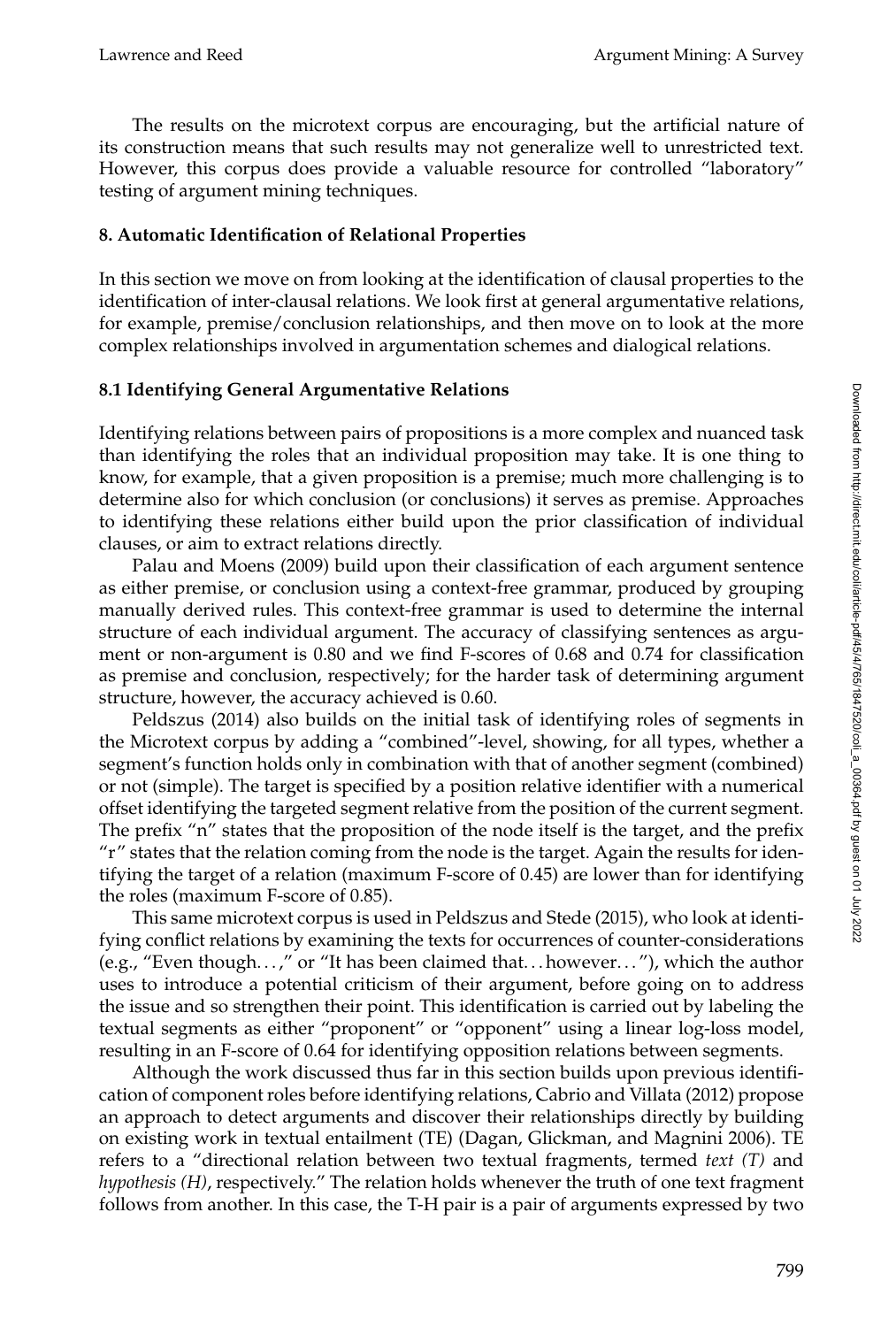The results on the microtext corpus are encouraging, but the artificial nature of its construction means that such results may not generalize well to unrestricted text. However, this corpus does provide a valuable resource for controlled "laboratory" testing of argument mining techniques.

## 8. Automatic Identification of Relational Properties

In this section we move on from looking at the identification of clausal properties to the identification of inter-clausal relations. We look first at general argumentative relations, for example, premise/conclusion relationships, and then move on to look at the more complex relationships involved in argumentation schemes and dialogical relations.

### 8.1 Identifying General Argumentative Relations

Identifying relations between pairs of propositions is a more complex and nuanced task than identifying the roles that an individual proposition may take. It is one thing to know, for example, that a given proposition is a premise; much more challenging is to determine also for which conclusion (or conclusions) it serves as premise. Approaches to identifying these relations either build upon the prior classification of individual clauses, or aim to extract relations directly.

Palau and Moens (2009) build upon their classification of each argument sentence as either premise, or conclusion using a context-free grammar, produced by grouping manually derived rules. This context-free grammar is used to determine the internal structure of each individual argument. The accuracy of classifying sentences as argument or non-argument is 0.80 and we find F-scores of 0.68 and 0.74 for classification as premise and conclusion, respectively; for the harder task of determining argument structure, however, the accuracy achieved is 0.60.

Peldszus (2014) also builds on the initial task of identifying roles of segments in the Microtext corpus by adding a "combined"-level, showing, for all types, whether a segment's function holds only in combination with that of another segment (combined) or not (simple). The target is specified by a position relative identifier with a numerical offset identifying the targeted segment relative from the position of the current segment. The prefix "n" states that the proposition of the node itself is the target, and the prefix "r" states that the relation coming from the node is the target. Again the results for identifying the target of a relation (maximum F-score of 0.45) are lower than for identifying the roles (maximum F-score of 0.85).

This same microtext corpus is used in Peldszus and Stede (2015), who look at identifying conflict relations by examining the texts for occurrences of counter-considerations (e.g., "Even though...," or "It has been claimed that... however... "), which the author uses to introduce a potential criticism of their argument, before going on to address the issue and so strengthen their point. This identification is carried out by labeling the textual segments as either "proponent" or "opponent" using a linear log-loss model, resulting in an F-score of 0.64 for identifying opposition relations between segments.

Although the work discussed thus far in this section builds upon previous identification of component roles before identifying relations, Cabrio and Villata (2012) propose an approach to detect arguments and discover their relationships directly by building on existing work in textual entailment (TE) (Dagan, Glickman, and Magnini 2006). TE refers to a "directional relation between two textual fragments, termed *text (T)* and *hypothesis (H)*, respectively." The relation holds whenever the truth of one text fragment follows from another. In this case, the T-H pair is a pair of arguments expressed by two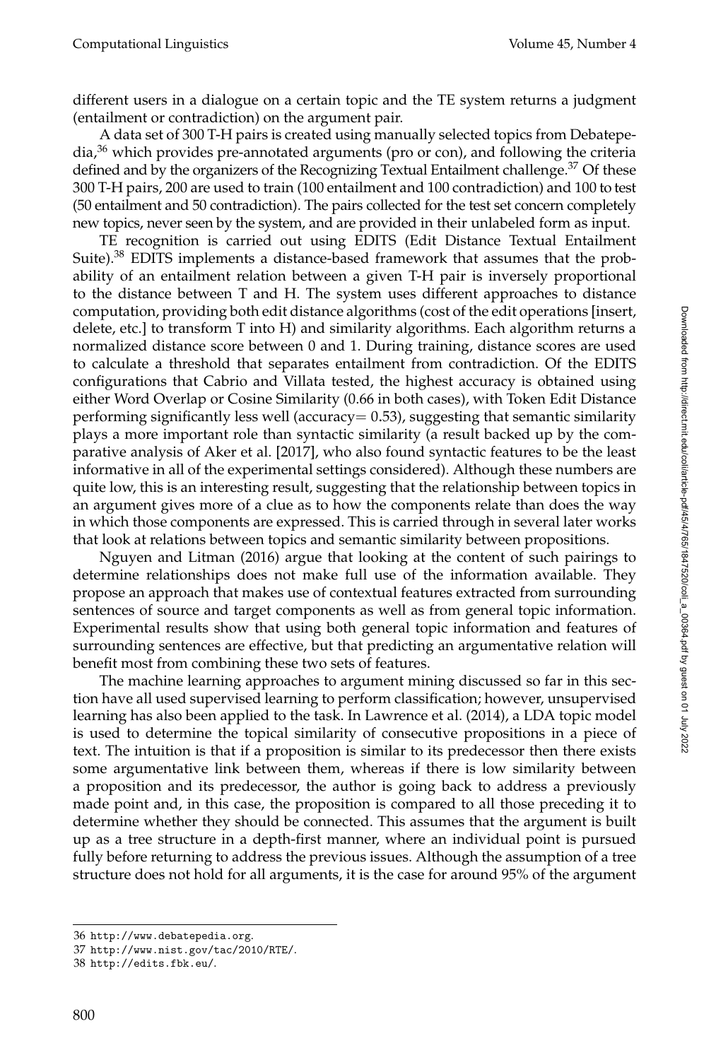different users in a dialogue on a certain topic and the TE system returns a judgment (entailment or contradiction) on the argument pair.

A data set of 300 T-H pairs is created using manually selected topics from Debatepedia,[36] which provides pre-annotated arguments (pro or con), and following the criteria defined and by the organizers of the Recognizing Textual Entailment challenge.[37] Of these 300 T-H pairs, 200 are used to train (100 entailment and 100 contradiction) and 100 to test (50 entailment and 50 contradiction). The pairs collected for the test set concern completely new topics, never seen by the system, and are provided in their unlabeled form as input.

TE recognition is carried out using EDITS (Edit Distance Textual Entailment Suite).[38] EDITS implements a distance-based framework that assumes that the probability of an entailment relation between a given T-H pair is inversely proportional to the distance between T and H. The system uses different approaches to distance computation, providing both edit distance algorithms (cost of the edit operations [insert, delete, etc.] to transform T into H) and similarity algorithms. Each algorithm returns a normalized distance score between 0 and 1. During training, distance scores are used to calculate a threshold that separates entailment from contradiction. Of the EDITS configurations that Cabrio and Villata tested, the highest accuracy is obtained using either Word Overlap or Cosine Similarity (0.66 in both cases), with Token Edit Distance performing significantly less well (accuracy= 0.53), suggesting that semantic similarity plays a more important role than syntactic similarity (a result backed up by the comparative analysis of Aker et al. [2017], who also found syntactic features to be the least informative in all of the experimental settings considered). Although these numbers are quite low, this is an interesting result, suggesting that the relationship between topics in an argument gives more of a clue as to how the components relate than does the way in which those components are expressed. This is carried through in several later works that look at relations between topics and semantic similarity between propositions.

Nguyen and Litman (2016) argue that looking at the content of such pairings to determine relationships does not make full use of the information available. They propose an approach that makes use of contextual features extracted from surrounding sentences of source and target components as well as from general topic information. Experimental results show that using both general topic information and features of surrounding sentences are effective, but that predicting an argumentative relation will benefit most from combining these two sets of features.

The machine learning approaches to argument mining discussed so far in this section have all used supervised learning to perform classification; however, unsupervised learning has also been applied to the task. In Lawrence et al. (2014), a LDA topic model is used to determine the topical similarity of consecutive propositions in a piece of text. The intuition is that if a proposition is similar to its predecessor then there exists some argumentative link between them, whereas if there is low similarity between a proposition and its predecessor, the author is going back to address a previously made point and, in this case, the proposition is compared to all those preceding it to determine whether they should be connected. This assumes that the argument is built up as a tree structure in a depth-first manner, where an individual point is pursued fully before returning to address the previous issues. Although the assumption of a tree structure does not hold for all arguments, it is the case for around 95% of the argument

---

36 http://www.debatepedia.org.

37 http://www.nist.gov/tac/2010/RTE/.

38 http://edits.fbk.eu/.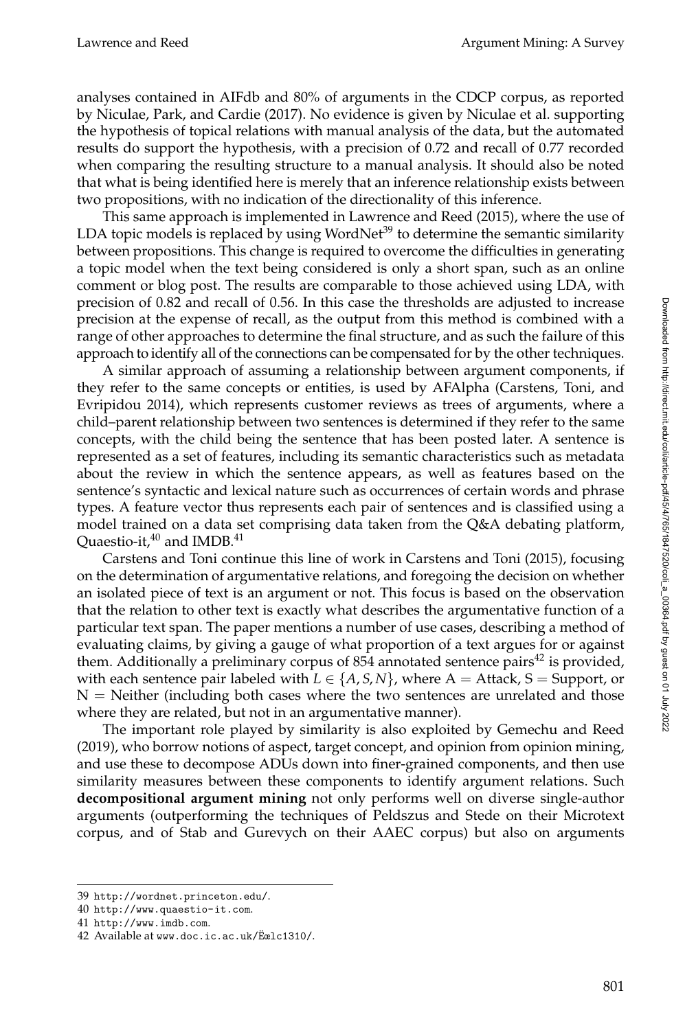analyses contained in AIFdb and 80% of arguments in the CDCP corpus, as reported by Niculae, Park, and Cardie (2017). No evidence is given by Niculae et al. supporting the hypothesis of topical relations with manual analysis of the data, but the automated results do support the hypothesis, with a precision of 0.72 and recall of 0.77 recorded when comparing the resulting structure to a manual analysis. It should also be noted that what is being identified here is merely that an inference relationship exists between two propositions, with no indication of the directionality of this inference.

This same approach is implemented in Lawrence and Reed (2015), where the use of LDA topic models is replaced by using WordNet[39] to determine the semantic similarity between propositions. This change is required to overcome the difficulties in generating a topic model when the text being considered is only a short span, such as an online comment or blog post. The results are comparable to those achieved using LDA, with precision of 0.82 and recall of 0.56. In this case the thresholds are adjusted to increase precision at the expense of recall, as the output from this method is combined with a range of other approaches to determine the final structure, and as such the failure of this approach to identify all of the connections can be compensated for by the other techniques.

A similar approach of assuming a relationship between argument components, if they refer to the same concepts or entities, is used by AFAlpha (Carstens, Toni, and Evripidou 2014), which represents customer reviews as trees of arguments, where a child–parent relationship between two sentences is determined if they refer to the same concepts, with the child being the sentence that has been posted later. A sentence is represented as a set of features, including its semantic characteristics such as metadata about the review in which the sentence appears, as well as features based on the sentence's syntactic and lexical nature such as occurrences of certain words and phrase types. A feature vector thus represents each pair of sentences and is classified using a model trained on a data set comprising data taken from the Q&A debating platform, Quaestio-it,[40] and IMDB.[41]

Carstens and Toni continue this line of work in Carstens and Toni (2015), focusing on the determination of argumentative relations, and foregoing the decision on whether an isolated piece of text is an argument or not. This focus is based on the observation that the relation to other text is exactly what describes the argumentative function of a particular text span. The paper mentions a number of use cases, describing a method of evaluating claims, by giving a gauge of what proportion of a text argues for or against them. Additionally a preliminary corpus of 854 annotated sentence pairs[42] is provided, with each sentence pair labeled with $L \in \{A, S, N\}$, where A = Attack, S = Support, or N = Neither (including both cases where the two sentences are unrelated and those where they are related, but not in an argumentative manner).

The important role played by similarity is also exploited by Gemechu and Reed (2019), who borrow notions of aspect, target concept, and opinion from opinion mining, and use these to decompose ADUs down into finer-grained components, and then use similarity measures between these components to identify argument relations. Such **decompositional argument mining** not only performs well on diverse single-author arguments (outperforming the techniques of Peldszus and Stede on their Microtext corpus, and of Stab and Gurevych on their AAEC corpus) but also on arguments

39 http://wordnet.princeton.edu/.

40 http://www.quaestio-it.com.

41 http://www.imdb.com.

42 Available at www.doc.ic.ac.uk/Ëœlc1310/.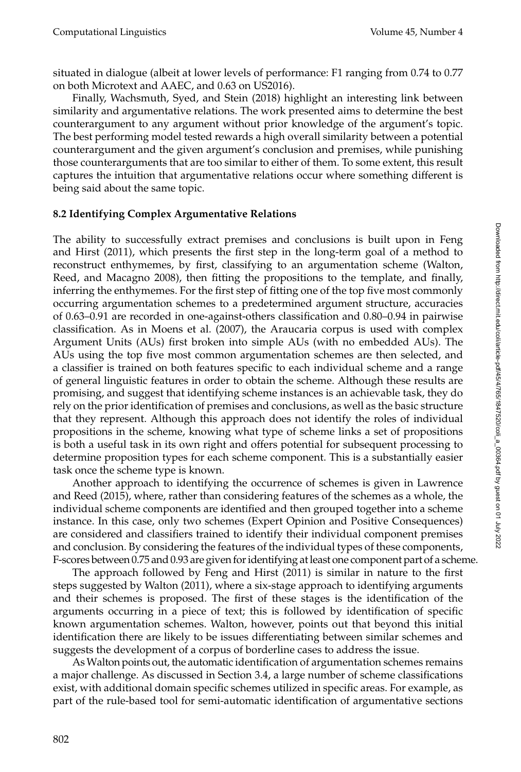situated in dialogue (albeit at lower levels of performance: F1 ranging from 0.74 to 0.77 on both Microtext and AAEC, and 0.63 on US2016).

Finally, Wachsmuth, Syed, and Stein (2018) highlight an interesting link between similarity and argumentative relations. The work presented aims to determine the best counterargument to any argument without prior knowledge of the argument's topic. The best performing model tested rewards a high overall similarity between a potential counterargument and the given argument's conclusion and premises, while punishing those counterarguments that are too similar to either of them. To some extent, this result captures the intuition that argumentative relations occur where something different is being said about the same topic.

### 8.2 Identifying Complex Argumentative Relations

The ability to successfully extract premises and conclusions is built upon in Feng and Hirst (2011), which presents the first step in the long-term goal of a method to reconstruct enthymemes, by first, classifying to an argumentation scheme (Walton, Reed, and Macagno 2008), then fitting the propositions to the template, and finally, inferring the enthymemes. For the first step of fitting one of the top five most commonly occurring argumentation schemes to a predetermined argument structure, accuracies of 0.63–0.91 are recorded in one-against-others classification and 0.80–0.94 in pairwise classification. As in Moens et al. (2007), the Araucaria corpus is used with complex Argument Units (AUs) first broken into simple AUs (with no embedded AUs). The AUs using the top five most common argumentation schemes are then selected, and a classifier is trained on both features specific to each individual scheme and a range of general linguistic features in order to obtain the scheme. Although these results are promising, and suggest that identifying scheme instances is an achievable task, they do rely on the prior identification of premises and conclusions, as well as the basic structure that they represent. Although this approach does not identify the roles of individual propositions in the scheme, knowing what type of scheme links a set of propositions is both a useful task in its own right and offers potential for subsequent processing to determine proposition types for each scheme component. This is a substantially easier task once the scheme type is known.

Another approach to identifying the occurrence of schemes is given in Lawrence and Reed (2015), where, rather than considering features of the schemes as a whole, the individual scheme components are identified and then grouped together into a scheme instance. In this case, only two schemes (Expert Opinion and Positive Consequences) are considered and classifiers trained to identify their individual component premises and conclusion. By considering the features of the individual types of these components, F-scores between 0.75 and 0.93 are given for identifying at least one component part of a scheme.

The approach followed by Feng and Hirst (2011) is similar in nature to the first steps suggested by Walton (2011), where a six-stage approach to identifying arguments and their schemes is proposed. The first of these stages is the identification of the arguments occurring in a piece of text; this is followed by identification of specific known argumentation schemes. Walton, however, points out that beyond this initial identification there are likely to be issues differentiating between similar schemes and suggests the development of a corpus of borderline cases to address the issue.

As Walton points out, the automatic identification of argumentation schemes remains a major challenge. As discussed in Section 3.4, a large number of scheme classifications exist, with additional domain specific schemes utilized in specific areas. For example, as part of the rule-based tool for semi-automatic identification of argumentative sections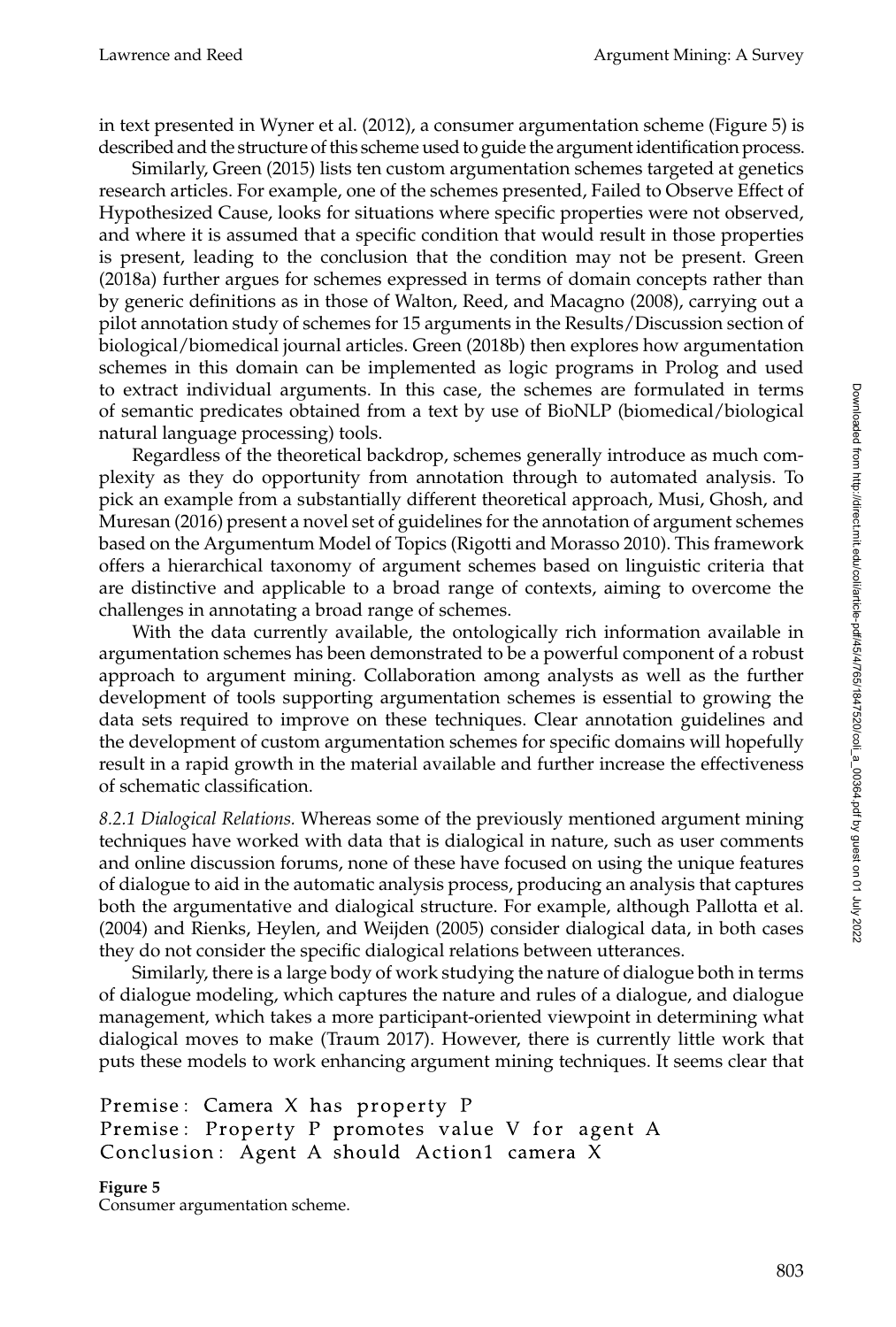in text presented in Wyner et al. (2012), a consumer argumentation scheme (Figure 5) is described and the structure of this scheme used to guide the argument identification process.

Similarly, Green (2015) lists ten custom argumentation schemes targeted at genetics research articles. For example, one of the schemes presented, Failed to Observe Effect of Hypothesized Cause, looks for situations where specific properties were not observed, and where it is assumed that a specific condition that would result in those properties is present, leading to the conclusion that the condition may not be present. Green (2018a) further argues for schemes expressed in terms of domain concepts rather than by generic definitions as in those of Walton, Reed, and Macagno (2008), carrying out a pilot annotation study of schemes for 15 arguments in the Results/Discussion section of biological/biomedical journal articles. Green (2018b) then explores how argumentation schemes in this domain can be implemented as logic programs in Prolog and used to extract individual arguments. In this case, the schemes are formulated in terms of semantic predicates obtained from a text by use of BioNLP (biomedical/biological natural language processing) tools.

Regardless of the theoretical backdrop, schemes generally introduce as much complexity as they do opportunity from annotation through to automated analysis. To pick an example from a substantially different theoretical approach, Musi, Ghosh, and Muresan (2016) present a novel set of guidelines for the annotation of argument schemes based on the Argumentum Model of Topics (Rigotti and Morasso 2010). This framework offers a hierarchical taxonomy of argument schemes based on linguistic criteria that are distinctive and applicable to a broad range of contexts, aiming to overcome the challenges in annotating a broad range of schemes.

With the data currently available, the ontologically rich information available in argumentation schemes has been demonstrated to be a powerful component of a robust approach to argument mining. Collaboration among analysts as well as the further development of tools supporting argumentation schemes is essential to growing the data sets required to improve on these techniques. Clear annotation guidelines and the development of custom argumentation schemes for specific domains will hopefully result in a rapid growth in the material available and further increase the effectiveness of schematic classification.

*8.2.1 Dialogical Relations.* Whereas some of the previously mentioned argument mining techniques have worked with data that is dialogical in nature, such as user comments and online discussion forums, none of these have focused on using the unique features of dialogue to aid in the automatic analysis process, producing an analysis that captures both the argumentative and dialogical structure. For example, although Pallotta et al. (2004) and Rienks, Heylen, and Weijden (2005) consider dialogical data, in both cases they do not consider the specific dialogical relations between utterances.

Similarly, there is a large body of work studying the nature of dialogue both in terms of dialogue modeling, which captures the nature and rules of a dialogue, and dialogue management, which takes a more participant-oriented viewpoint in determining what dialogical moves to make (Traum 2017). However, there is currently little work that puts these models to work enhancing argument mining techniques. It seems clear that

```
Premise: Camera X has property P
Premise: Property P promotes value V for agent A
Conclusion: Agent A should Action1 camera X
```

**Figure 5**
Consumer argumentation scheme.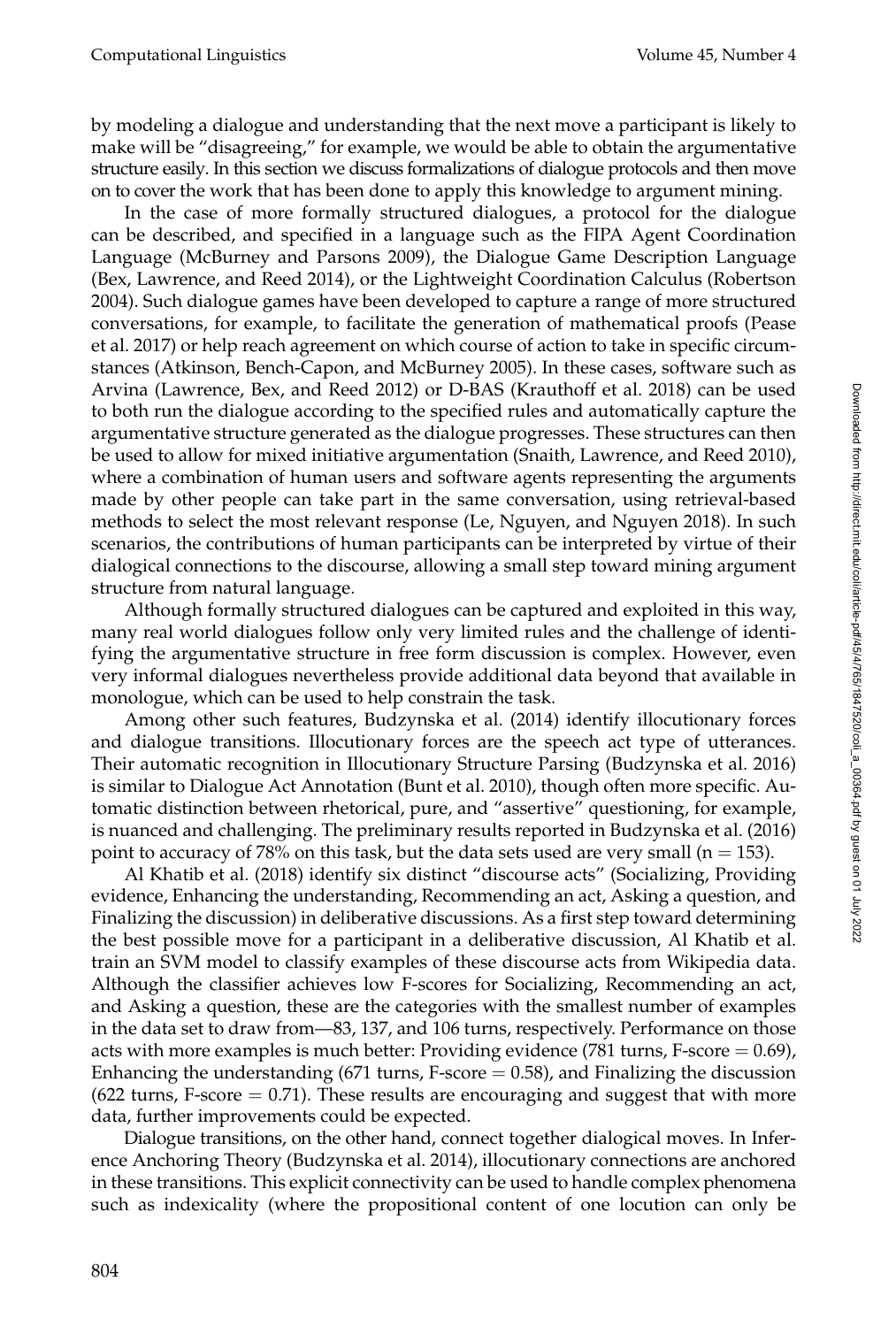by modeling a dialogue and understanding that the next move a participant is likely to make will be "disagreeing," for example, we would be able to obtain the argumentative structure easily. In this section we discuss formalizations of dialogue protocols and then move on to cover the work that has been done to apply this knowledge to argument mining.

In the case of more formally structured dialogues, a protocol for the dialogue can be described, and specified in a language such as the FIPA Agent Coordination Language (McBurney and Parsons 2009), the Dialogue Game Description Language (Bex, Lawrence, and Reed 2014), or the Lightweight Coordination Calculus (Robertson 2004). Such dialogue games have been developed to capture a range of more structured conversations, for example, to facilitate the generation of mathematical proofs (Pease et al. 2017) or help reach agreement on which course of action to take in specific circumstances (Atkinson, Bench-Capon, and McBurney 2005). In these cases, software such as Arvina (Lawrence, Bex, and Reed 2012) or D-BAS (Krauthoff et al. 2018) can be used to both run the dialogue according to the specified rules and automatically capture the argumentative structure generated as the dialogue progresses. These structures can then be used to allow for mixed initiative argumentation (Snaith, Lawrence, and Reed 2010), where a combination of human users and software agents representing the arguments made by other people can take part in the same conversation, using retrieval-based methods to select the most relevant response (Le, Nguyen, and Nguyen 2018). In such scenarios, the contributions of human participants can be interpreted by virtue of their dialogical connections to the discourse, allowing a small step toward mining argument structure from natural language.

Although formally structured dialogues can be captured and exploited in this way, many real world dialogues follow only very limited rules and the challenge of identifying the argumentative structure in free form discussion is complex. However, even very informal dialogues nevertheless provide additional data beyond that available in monologue, which can be used to help constrain the task.

Among other such features, Budzynska et al. (2014) identify illocutionary forces and dialogue transitions. Illocutionary forces are the speech act type of utterances. Their automatic recognition in Illocutionary Structure Parsing (Budzynska et al. 2016) is similar to Dialogue Act Annotation (Bunt et al. 2010), though often more specific. Automatic distinction between rhetorical, pure, and "assertive" questioning, for example, is nuanced and challenging. The preliminary results reported in Budzynska et al. (2016) point to accuracy of 78% on this task, but the data sets used are very small ($n = 153$).

Al Khatib et al. (2018) identify six distinct "discourse acts" (Socializing, Providing evidence, Enhancing the understanding, Recommending an act, Asking a question, and Finalizing the discussion) in deliberative discussions. As a first step toward determining the best possible move for a participant in a deliberative discussion, Al Khatib et al. train an SVM model to classify examples of these discourse acts from Wikipedia data. Although the classifier achieves low F-scores for Socializing, Recommending an act, and Asking a question, these are the categories with the smallest number of examples in the data set to draw from—83, 137, and 106 turns, respectively. Performance on those acts with more examples is much better: Providing evidence (781 turns, F-score = 0.69), Enhancing the understanding (671 turns, F-score = 0.58), and Finalizing the discussion (622 turns, F-score = 0.71). These results are encouraging and suggest that with more data, further improvements could be expected.

Dialogue transitions, on the other hand, connect together dialogical moves. In Inference Anchoring Theory (Budzynska et al. 2014), illocutionary connections are anchored in these transitions. This explicit connectivity can be used to handle complex phenomena such as indexicality (where the propositional content of one locution can only be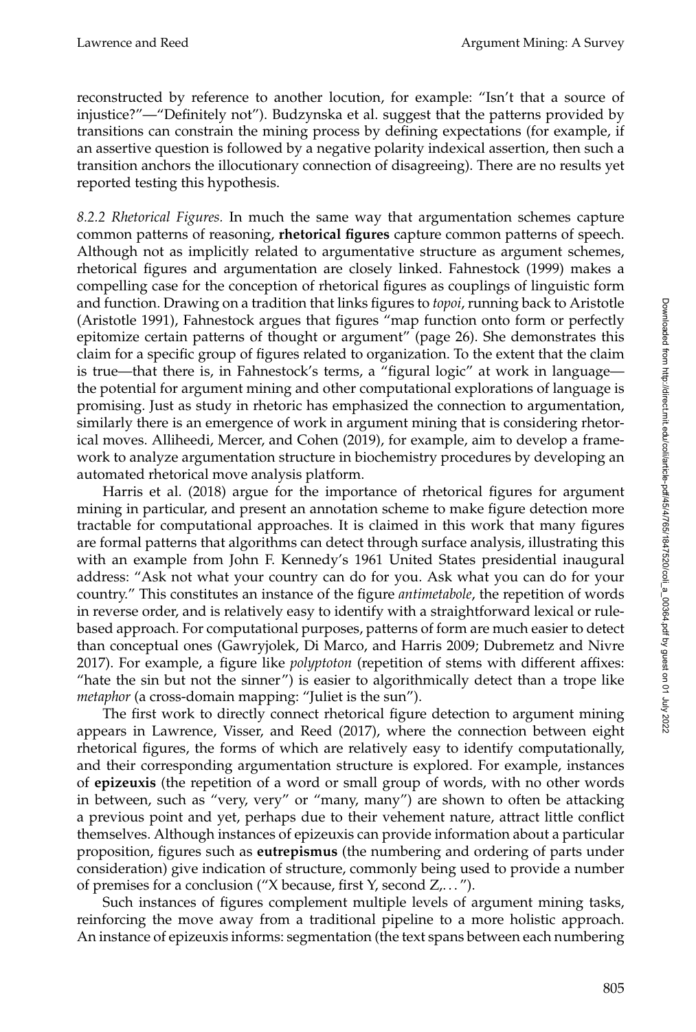reconstructed by reference to another locution, for example: "Isn't that a source of injustice?"—"Definitely not"). Budzynska et al. suggest that the patterns provided by transitions can constrain the mining process by defining expectations (for example, if an assertive question is followed by a negative polarity indexical assertion, then such a transition anchors the illocutionary connection of disagreeing). There are no results yet reported testing this hypothesis.

*8.2.2 Rhetorical Figures.* In much the same way that argumentation schemes capture common patterns of reasoning, **rhetorical figures** capture common patterns of speech. Although not as implicitly related to argumentative structure as argument schemes, rhetorical figures and argumentation are closely linked. Fahnestock (1999) makes a compelling case for the conception of rhetorical figures as couplings of linguistic form and function. Drawing on a tradition that links figures to *topoi*, running back to Aristotle (Aristotle 1991), Fahnestock argues that figures "map function onto form or perfectly epitomize certain patterns of thought or argument" (page 26). She demonstrates this claim for a specific group of figures related to organization. To the extent that the claim is true—that there is, in Fahnestock's terms, a "figural logic" at work in language—the potential for argument mining and other computational explorations of language is promising. Just as study in rhetoric has emphasized the connection to argumentation, similarly there is an emergence of work in argument mining that is considering rhetorical moves. Alliheedi, Mercer, and Cohen (2019), for example, aim to develop a framework to analyze argumentation structure in biochemistry procedures by developing an automated rhetorical move analysis platform.

Harris et al. (2018) argue for the importance of rhetorical figures for argument mining in particular, and present an annotation scheme to make figure detection more tractable for computational approaches. It is claimed in this work that many figures are formal patterns that algorithms can detect through surface analysis, illustrating this with an example from John F. Kennedy's 1961 United States presidential inaugural address: "Ask not what your country can do for you. Ask what you can do for your country." This constitutes an instance of the figure *antimetabole*, the repetition of words in reverse order, and is relatively easy to identify with a straightforward lexical or rule-based approach. For computational purposes, patterns of form are much easier to detect than conceptual ones (Gawryjolek, Di Marco, and Harris 2009; Dubremetz and Nivre 2017). For example, a figure like *polyptoton* (repetition of stems with different affixes: "hate the sin but not the sinner") is easier to algorithmically detect than a trope like *metaphor* (a cross-domain mapping: "Juliet is the sun").

The first work to directly connect rhetorical figure detection to argument mining appears in Lawrence, Visser, and Reed (2017), where the connection between eight rhetorical figures, the forms of which are relatively easy to identify computationally, and their corresponding argumentation structure is explored. For example, instances of **epizeuxis** (the repetition of a word or small group of words, with no other words in between, such as "very, very" or "many, many") are shown to often be attacking a previous point and yet, perhaps due to their vehement nature, attract little conflict themselves. Although instances of epizeuxis can provide information about a particular proposition, figures such as **eutrepismus** (the numbering and ordering of parts under consideration) give indication of structure, commonly being used to provide a number of premises for a conclusion ("X because, first Y, second Z,. . . ").

Such instances of figures complement multiple levels of argument mining tasks, reinforcing the move away from a traditional pipeline to a more holistic approach. An instance of epizeuxis informs: segmentation (the text spans between each numbering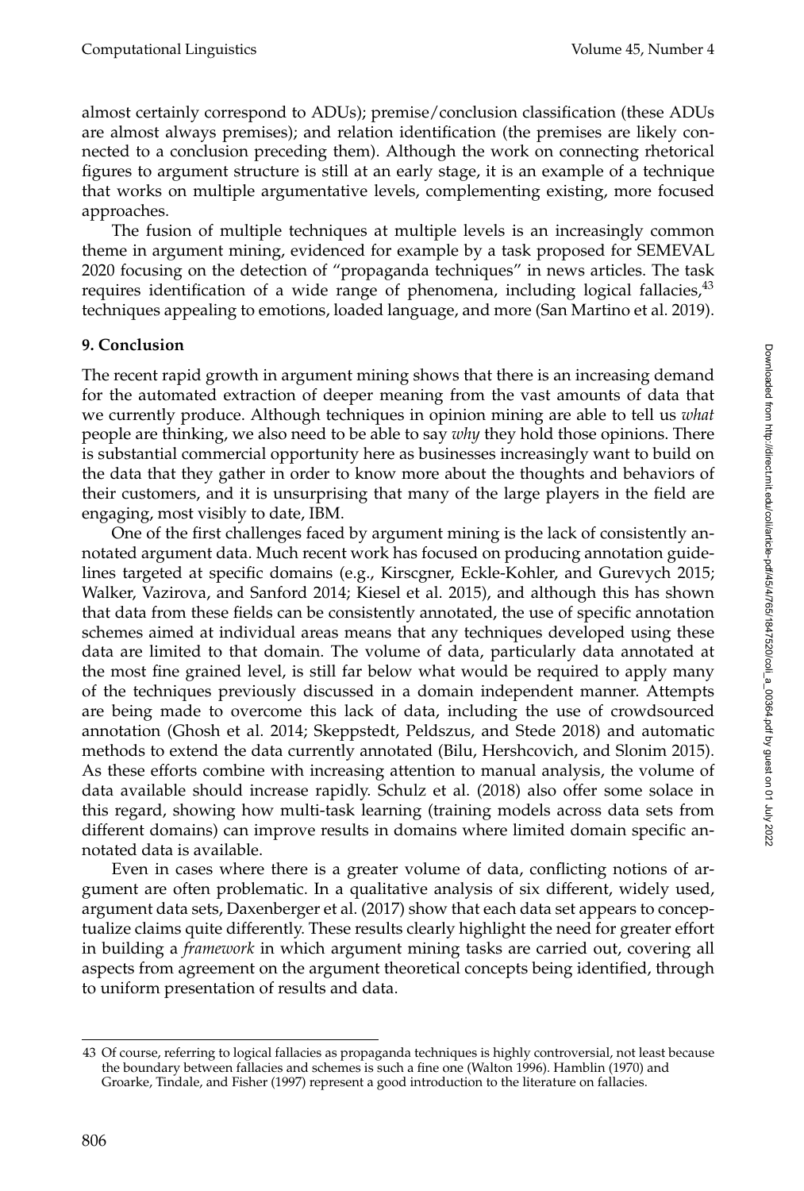almost certainly correspond to ADUs); premise/conclusion classification (these ADUs are almost always premises); and relation identification (the premises are likely connected to a conclusion preceding them). Although the work on connecting rhetorical figures to argument structure is still at an early stage, it is an example of a technique that works on multiple argumentative levels, complementing existing, more focused approaches.

The fusion of multiple techniques at multiple levels is an increasingly common theme in argument mining, evidenced for example by a task proposed for SEMEVAL 2020 focusing on the detection of "propaganda techniques" in news articles. The task requires identification of a wide range of phenomena, including logical fallacies,[43] techniques appealing to emotions, loaded language, and more (San Martino et al. 2019).

## 9. Conclusion

The recent rapid growth in argument mining shows that there is an increasing demand for the automated extraction of deeper meaning from the vast amounts of data that we currently produce. Although techniques in opinion mining are able to tell us *what* people are thinking, we also need to be able to say *why* they hold those opinions. There is substantial commercial opportunity here as businesses increasingly want to build on the data that they gather in order to know more about the thoughts and behaviors of their customers, and it is unsurprising that many of the large players in the field are engaging, most visibly to date, IBM.

One of the first challenges faced by argument mining is the lack of consistently annotated argument data. Much recent work has focused on producing annotation guidelines targeted at specific domains (e.g., Kirscgner, Eckle-Kohler, and Gurevych 2015; Walker, Vazirova, and Sanford 2014; Kiesel et al. 2015), and although this has shown that data from these fields can be consistently annotated, the use of specific annotation schemes aimed at individual areas means that any techniques developed using these data are limited to that domain. The volume of data, particularly data annotated at the most fine grained level, is still far below what would be required to apply many of the techniques previously discussed in a domain independent manner. Attempts are being made to overcome this lack of data, including the use of crowdsourced annotation (Ghosh et al. 2014; Skeppstedt, Peldszus, and Stede 2018) and automatic methods to extend the data currently annotated (Bilu, Hershcovich, and Slonim 2015). As these efforts combine with increasing attention to manual analysis, the volume of data available should increase rapidly. Schulz et al. (2018) also offer some solace in this regard, showing how multi-task learning (training models across data sets from different domains) can improve results in domains where limited domain specific annotated data is available.

Even in cases where there is a greater volume of data, conflicting notions of argument are often problematic. In a qualitative analysis of six different, widely used, argument data sets, Daxenberger et al. (2017) show that each data set appears to conceptualize claims quite differently. These results clearly highlight the need for greater effort in building a *framework* in which argument mining tasks are carried out, covering all aspects from agreement on the argument theoretical concepts being identified, through to uniform presentation of results and data.

43 Of course, referring to logical fallacies as propaganda techniques is highly controversial, not least because the boundary between fallacies and schemes is such a fine one (Walton 1996). Hamblin (1970) and Groarke, Tindale, and Fisher (1997) represent a good introduction to the literature on fallacies.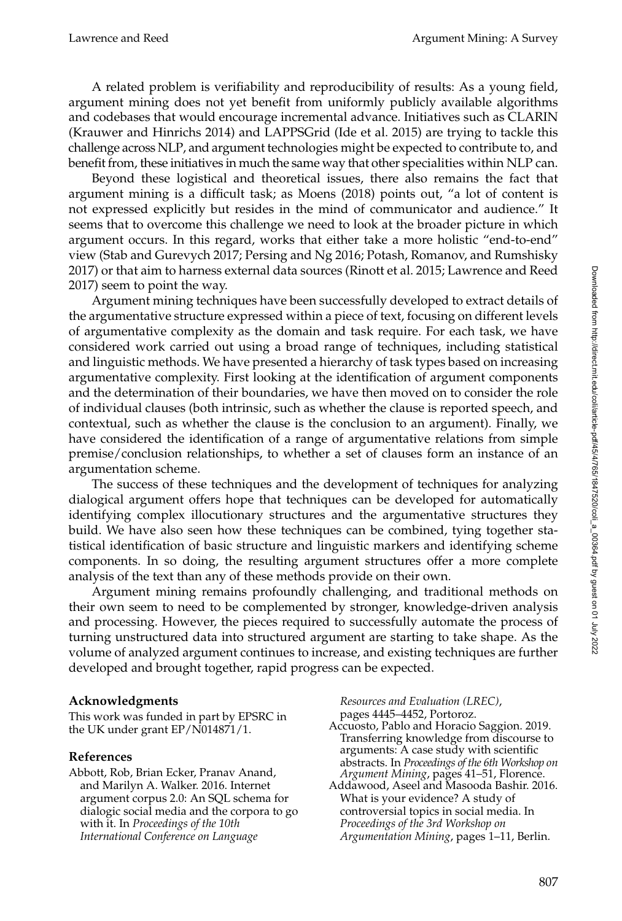A related problem is verifiability and reproducibility of results: As a young field, argument mining does not yet benefit from uniformly publicly available algorithms and codebases that would encourage incremental advance. Initiatives such as CLARIN (Krauwer and Hinrichs 2014) and LAPPSGrid (Ide et al. 2015) are trying to tackle this challenge across NLP, and argument technologies might be expected to contribute to, and benefit from, these initiatives in much the same way that other specialities within NLP can.

Beyond these logistical and theoretical issues, there also remains the fact that argument mining is a difficult task; as Moens (2018) points out, "a lot of content is not expressed explicitly but resides in the mind of communicator and audience." It seems that to overcome this challenge we need to look at the broader picture in which argument occurs. In this regard, works that either take a more holistic "end-to-end" view (Stab and Gurevych 2017; Persing and Ng 2016; Potash, Romanov, and Rumshisky 2017) or that aim to harness external data sources (Rinott et al. 2015; Lawrence and Reed 2017) seem to point the way.

Argument mining techniques have been successfully developed to extract details of the argumentative structure expressed within a piece of text, focusing on different levels of argumentative complexity as the domain and task require. For each task, we have considered work carried out using a broad range of techniques, including statistical and linguistic methods. We have presented a hierarchy of task types based on increasing argumentative complexity. First looking at the identification of argument components and the determination of their boundaries, we have then moved on to consider the role of individual clauses (both intrinsic, such as whether the clause is reported speech, and contextual, such as whether the clause is the conclusion to an argument). Finally, we have considered the identification of a range of argumentative relations from simple premise/conclusion relationships, to whether a set of clauses form an instance of an argumentation scheme.

The success of these techniques and the development of techniques for analyzing dialogical argument offers hope that techniques can be developed for automatically identifying complex illocutionary structures and the argumentative structures they build. We have also seen how these techniques can be combined, tying together statistical identification of basic structure and linguistic markers and identifying scheme components. In so doing, the resulting argument structures offer a more complete analysis of the text than any of these methods provide on their own.

Argument mining remains profoundly challenging, and traditional methods on their own seem to need to be complemented by stronger, knowledge-driven analysis and processing. However, the pieces required to successfully automate the process of turning unstructured data into structured argument are starting to take shape. As the volume of analyzed argument continues to increase, and existing techniques are further developed and brought together, rapid progress can be expected.

## Acknowledgments

This work was funded in part by EPSRC in the UK under grant EP/N014871/1.

## References

Abbott, Rob, Brian Ecker, Pranav Anand, and Marilyn A. Walker. 2016. Internet argument corpus 2.0: An SQL schema for dialogic social media and the corpora to go with it. In *Proceedings of the 10th International Conference on Language Resources and Evaluation (LREC)*, pages 4445–4452, Portoroz.

Accuosto, Pablo and Horacio Saggion. 2019. Transferring knowledge from discourse to arguments: A case study with scientific abstracts. In *Proceedings of the 6th Workshop on Argument Mining*, pages 41–51, Florence.

Addawood, Aseel and Masooda Bashir. 2016. What is your evidence? A study of controversial topics in social media. In *Proceedings of the 3rd Workshop on Argumentation Mining*, pages 1–11, Berlin.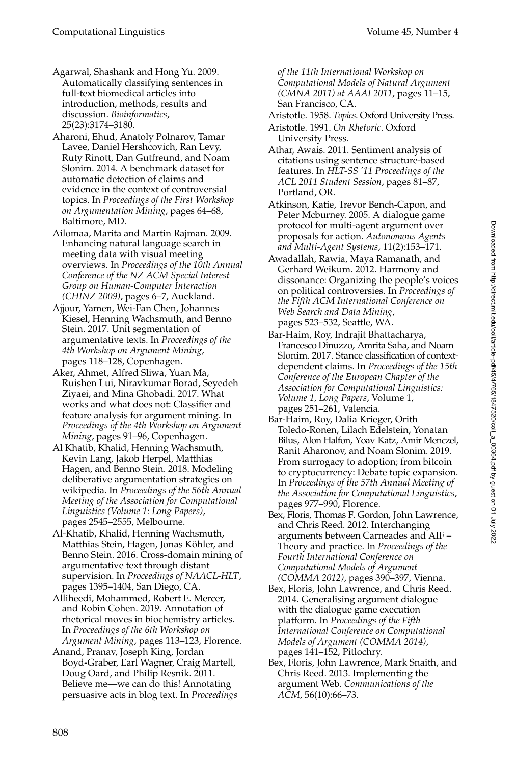Agarwal, Shashank and Hong Yu. 2009. Automatically classifying sentences in full-text biomedical articles into introduction, methods, results and discussion. *Bioinformatics*, 25(23):3174–3180.

Aharoni, Ehud, Anatoly Polnarov, Tamar Lavee, Daniel Hershcovich, Ran Levy, Ruty Rinott, Dan Gutfreund, and Noam Slonim. 2014. A benchmark dataset for automatic detection of claims and evidence in the context of controversial topics. In *Proceedings of the First Workshop on Argumentation Mining*, pages 64–68, Baltimore, MD.

Ailomaa, Marita and Martin Rajman. 2009. Enhancing natural language search in meeting data with visual meeting overviews. In *Proceedings of the 10th Annual Conference of the NZ ACM Special Interest Group on Human-Computer Interaction (CHINZ 2009)*, pages 6–7, Auckland.

Ajjour, Yamen, Wei-Fan Chen, Johannes Kiesel, Henning Wachsmuth, and Benno Stein. 2017. Unit segmentation of argumentative texts. In *Proceedings of the 4th Workshop on Argument Mining*, pages 118–128, Copenhagen.

Aker, Ahmet, Alfred Sliwa, Yuan Ma, Ruishen Lui, Niravkumar Borad, Seyedeh Ziyaei, and Mina Ghobadi. 2017. What works and what does not: Classifier and feature analysis for argument mining. In *Proceedings of the 4th Workshop on Argument Mining*, pages 91–96, Copenhagen.

Al Khatib, Khalid, Henning Wachsmuth, Kevin Lang, Jakob Herpel, Matthias Hagen, and Benno Stein. 2018. Modeling deliberative argumentation strategies on wikipedia. In *Proceedings of the 56th Annual Meeting of the Association for Computational Linguistics (Volume 1: Long Papers)*, pages 2545–2555, Melbourne.

Al-Khatib, Khalid, Henning Wachsmuth, Matthias Stein, Hagen, Jonas Köhler, and Benno Stein. 2016. Cross-domain mining of argumentative text through distant supervision. In *Proceedings of NAACL-HLT*, pages 1395–1404, San Diego, CA.

Alliheedi, Mohammed, Robert E. Mercer, and Robin Cohen. 2019. Annotation of rhetorical moves in biochemistry articles. In *Proceedings of the 6th Workshop on Argument Mining*, pages 113–123, Florence.

Anand, Pranav, Joseph King, Jordan Boyd-Graber, Earl Wagner, Craig Martell, Doug Oard, and Philip Resnik. 2011. Believe me—we can do this! Annotating persuasive acts in blog text. In *Proceedings of the 11th International Workshop on Computational Models of Natural Argument (CMNA 2011) at AAAI 2011*, pages 11–15, San Francisco, CA.

Aristotle. 1958. *Topics*. Oxford University Press.

Aristotle. 1991. *On Rhetoric*. Oxford University Press.

Athar, Awais. 2011. Sentiment analysis of citations using sentence structure-based features. In *HLT-SS '11 Proceedings of the ACL 2011 Student Session*, pages 81–87, Portland, OR.

Atkinson, Katie, Trevor Bench-Capon, and Peter Mcburney. 2005. A dialogue game protocol for multi-agent argument over proposals for action. *Autonomous Agents and Multi-Agent Systems*, 11(2):153–171.

Awadallah, Rawia, Maya Ramanath, and Gerhard Weikum. 2012. Harmony and dissonance: Organizing the people's voices on political controversies. In *Proceedings of the Fifth ACM International Conference on Web Search and Data Mining*, pages 523–532, Seattle, WA.

Bar-Haim, Roy, Indrajit Bhattacharya, Francesco Dinuzzo, Amrita Saha, and Noam Slonim. 2017. Stance classification of context-dependent claims. In *Proceedings of the 15th Conference of the European Chapter of the Association for Computational Linguistics: Volume 1, Long Papers*, Volume 1, pages 251–261, Valencia.

Bar-Haim, Roy, Dalia Krieger, Orith Toledo-Ronen, Lilach Edelstein, Yonatan Bilus, Alon Halfon, Yoav Katz, Amir Menczel, Ranit Aharonov, and Noam Slonim. 2019. From surrogacy to adoption; from bitcoin to cryptocurrency: Debate topic expansion. In *Proceedings of the 57th Annual Meeting of the Association for Computational Linguistics*, pages 977–990, Florence.

Bex, Floris, Thomas F. Gordon, John Lawrence, and Chris Reed. 2012. Interchanging arguments between Carneades and AIF – Theory and practice. In *Proceedings of the Fourth International Conference on Computational Models of Argument (COMMA 2012)*, pages 390–397, Vienna.

Bex, Floris, John Lawrence, and Chris Reed. 2014. Generalising argument dialogue with the dialogue game execution platform. In *Proceedings of the Fifth International Conference on Computational Models of Argument (COMMA 2014)*, pages 141–152, Pitlochry.

Bex, Floris, John Lawrence, Mark Snaith, and Chris Reed. 2013. Implementing the argument Web. *Communications of the ACM*, 56(10):66–73.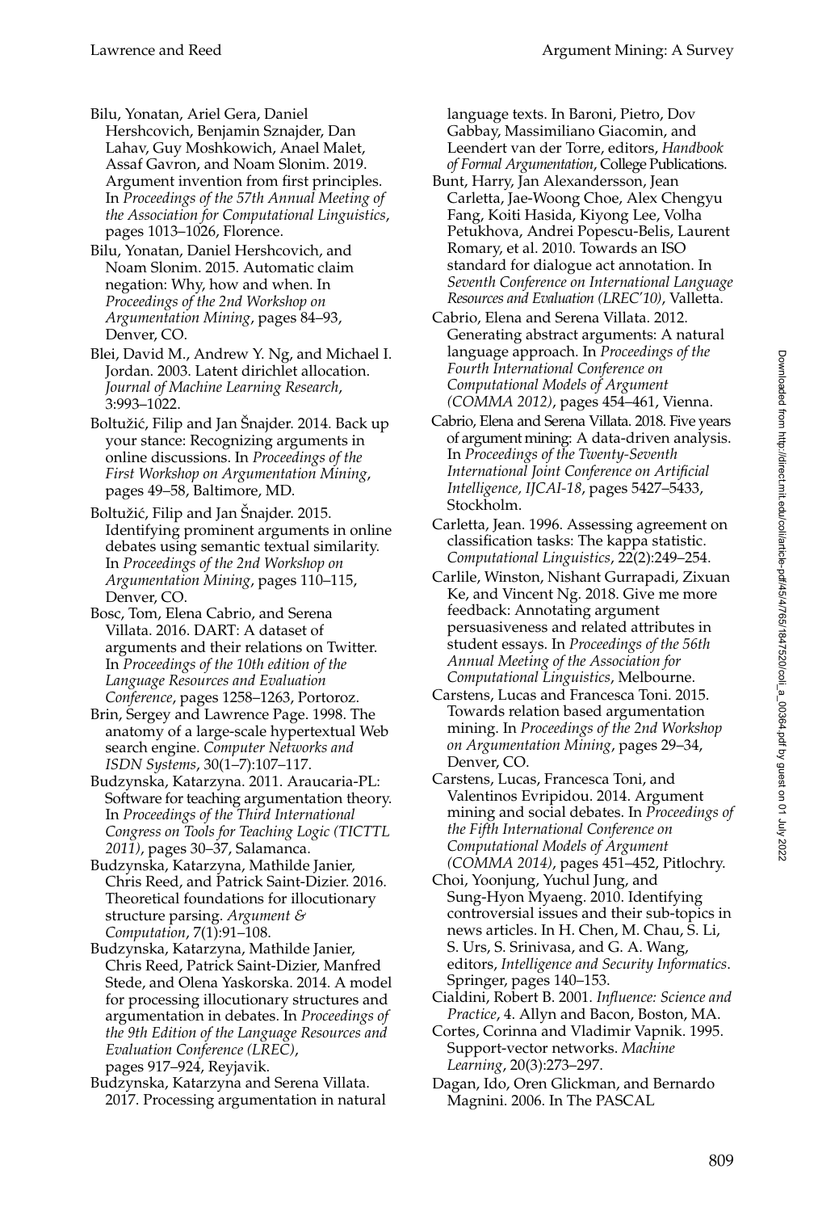Bilu, Yonatan, Ariel Gera, Daniel Hershcovich, Benjamin Sznajder, Dan Lahav, Guy Moshkowich, Anael Malet, Assaf Gavron, and Noam Slonim. 2019. Argument invention from first principles. In *Proceedings of the 57th Annual Meeting of the Association for Computational Linguistics*, pages 1013–1026, Florence.

Bilu, Yonatan, Daniel Hershcovich, and Noam Slonim. 2015. Automatic claim negation: Why, how and when. In *Proceedings of the 2nd Workshop on Argumentation Mining*, pages 84–93, Denver, CO.

Blei, David M., Andrew Y. Ng, and Michael I. Jordan. 2003. Latent dirichlet allocation. *Journal of Machine Learning Research*, 3:993–1022.

Boltužić, Filip and Jan Šnajder. 2014. Back up your stance: Recognizing arguments in online discussions. In *Proceedings of the First Workshop on Argumentation Mining*, pages 49–58, Baltimore, MD.

Boltužić, Filip and Jan Šnajder. 2015. Identifying prominent arguments in online debates using semantic textual similarity. In *Proceedings of the 2nd Workshop on Argumentation Mining*, pages 110–115, Denver, CO.

Bosc, Tom, Elena Cabrio, and Serena Villata. 2016. DART: A dataset of arguments and their relations on Twitter. In *Proceedings of the 10th edition of the Language Resources and Evaluation Conference*, pages 1258–1263, Portoroz.

Brin, Sergey and Lawrence Page. 1998. The anatomy of a large-scale hypertextual Web search engine. *Computer Networks and ISDN Systems*, 30(1–7):107–117.

Budzynska, Katarzyna. 2011. Araucaria-PL: Software for teaching argumentation theory. In *Proceedings of the Third International Congress on Tools for Teaching Logic (TICTTL 2011)*, pages 30–37, Salamanca.

Budzynska, Katarzyna, Mathilde Janier, Chris Reed, and Patrick Saint-Dizier. 2016. Theoretical foundations for illocutionary structure parsing. *Argument & Computation*, 7(1):91–108.

Budzynska, Katarzyna, Mathilde Janier, Chris Reed, Patrick Saint-Dizier, Manfred Stede, and Olena Yaskorska. 2014. A model for processing illocutionary structures and argumentation in debates. In *Proceedings of the 9th Edition of the Language Resources and Evaluation Conference (LREC)*, pages 917–924, Reyjavik.

Budzynska, Katarzyna and Serena Villata. 2017. Processing argumentation in natural language texts. In Baroni, Pietro, Dov Gabbay, Massimiliano Giacomin, and Leendert van der Torre, editors, *Handbook of Formal Argumentation*, College Publications.

Bunt, Harry, Jan Alexandersson, Jean Carletta, Jae-Woong Choe, Alex Chengyu Fang, Koiti Hasida, Kiyong Lee, Volha Petukhova, Andrei Popescu-Belis, Laurent Romary, et al. 2010. Towards an ISO standard for dialogue act annotation. In *Seventh Conference on International Language Resources and Evaluation (LREC'10)*, Valletta.

Cabrio, Elena and Serena Villata. 2012. Generating abstract arguments: A natural language approach. In *Proceedings of the Fourth International Conference on Computational Models of Argument (COMMA 2012)*, pages 454–461, Vienna.

Cabrio, Elena and Serena Villata. 2018. Five years of argument mining: A data-driven analysis. In *Proceedings of the Twenty-Seventh International Joint Conference on Artificial Intelligence, IJCAI-18*, pages 5427–5433, Stockholm.

Carletta, Jean. 1996. Assessing agreement on classification tasks: The kappa statistic. *Computational Linguistics*, 22(2):249–254.

Carlile, Winston, Nishant Gurrapadi, Zixuan Ke, and Vincent Ng. 2018. Give me more feedback: Annotating argument persuasiveness and related attributes in student essays. In *Proceedings of the 56th Annual Meeting of the Association for Computational Linguistics*, Melbourne.

Carstens, Lucas and Francesca Toni. 2015. Towards relation based argumentation mining. In *Proceedings of the 2nd Workshop on Argumentation Mining*, pages 29–34, Denver, CO.

Carstens, Lucas, Francesca Toni, and Valentinos Evripidou. 2014. Argument mining and social debates. In *Proceedings of the Fifth International Conference on Computational Models of Argument (COMMA 2014)*, pages 451–452, Pitlochry.

Choi, Yoonjung, Yuchul Jung, and Sung-Hyon Myaeng. 2010. Identifying controversial issues and their sub-topics in news articles. In H. Chen, M. Chau, S. Li, S. Urs, S. Srinivasa, and G. A. Wang, editors, *Intelligence and Security Informatics*. Springer, pages 140–153.

Cialdini, Robert B. 2001. *Influence: Science and Practice*, 4. Allyn and Bacon, Boston, MA.

Cortes, Corinna and Vladimir Vapnik. 1995. Support-vector networks. *Machine Learning*, 20(3):273–297.

Dagan, Ido, Oren Glickman, and Bernardo Magnini. 2006. In The PASCAL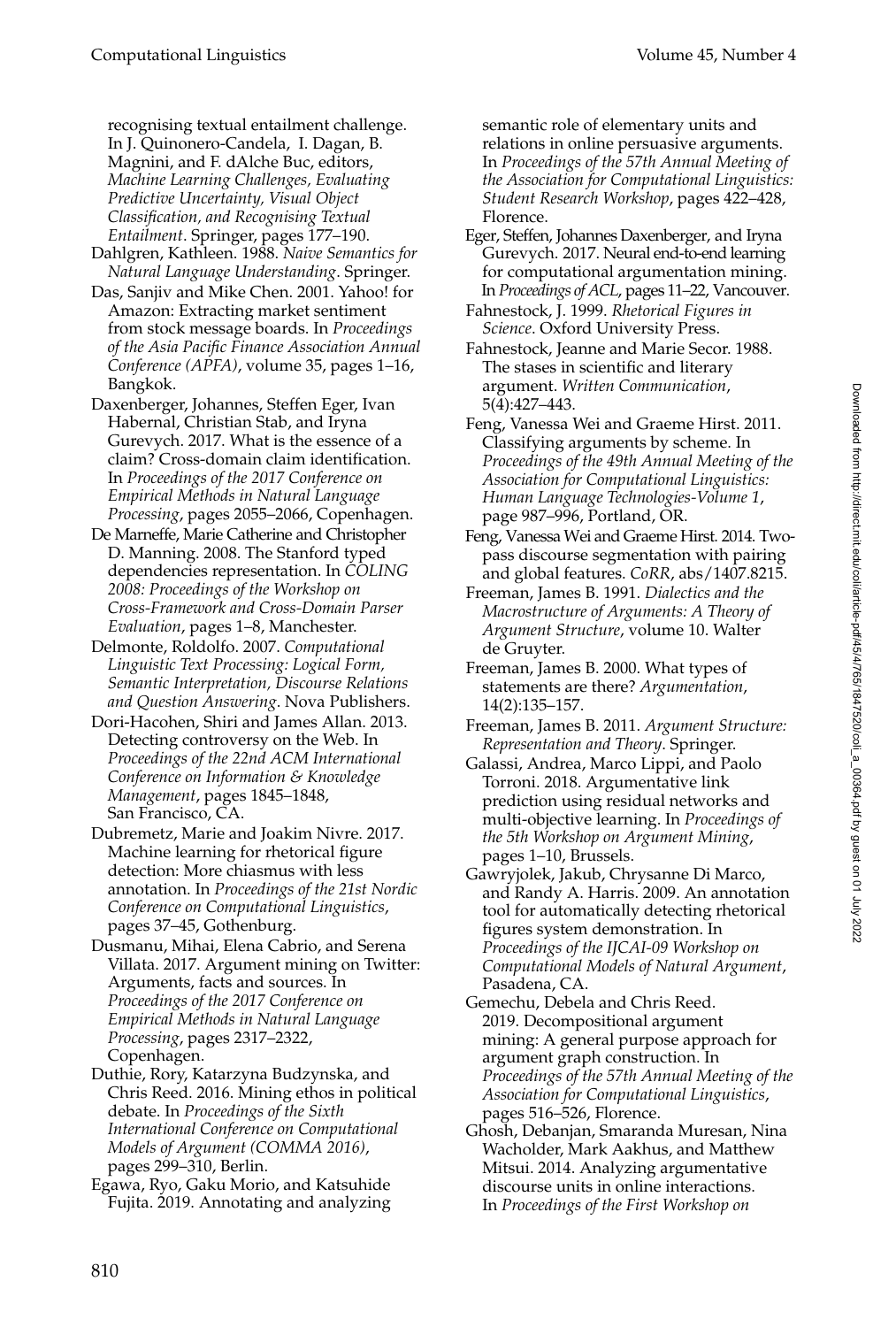recognising textual entailment challenge. In J. Quinonero-Candela, I. Dagan, B. Magnini, and F. dAlche Buc, editors, *Machine Learning Challenges, Evaluating Predictive Uncertainty, Visual Object Classification, and Recognising Textual Entailment*. Springer, pages 177–190.

Dahlgren, Kathleen. 1988. *Naive Semantics for Natural Language Understanding*. Springer.

Das, Sanjiv and Mike Chen. 2001. Yahoo! for Amazon: Extracting market sentiment from stock message boards. In *Proceedings of the Asia Pacific Finance Association Annual Conference (APFA)*, volume 35, pages 1–16, Bangkok.

Daxenberger, Johannes, Steffen Eger, Ivan Habernal, Christian Stab, and Iryna Gurevych. 2017. What is the essence of a claim? Cross-domain claim identification. In *Proceedings of the 2017 Conference on Empirical Methods in Natural Language Processing*, pages 2055–2066, Copenhagen.

De Marneffe, Marie Catherine and Christopher D. Manning. 2008. The Stanford typed dependencies representation. In *COLING 2008: Proceedings of the Workshop on Cross-Framework and Cross-Domain Parser Evaluation*, pages 1–8, Manchester.

Delmonte, Roldolfo. 2007. *Computational Linguistic Text Processing: Logical Form, Semantic Interpretation, Discourse Relations and Question Answering*. Nova Publishers.

Dori-Hacohen, Shiri and James Allan. 2013. Detecting controversy on the Web. In *Proceedings of the 22nd ACM International Conference on Information & Knowledge Management*, pages 1845–1848, San Francisco, CA.

Dubremetz, Marie and Joakim Nivre. 2017. Machine learning for rhetorical figure detection: More chiasmus with less annotation. In *Proceedings of the 21st Nordic Conference on Computational Linguistics*, pages 37–45, Gothenburg.

Dusmanu, Mihai, Elena Cabrio, and Serena Villata. 2017. Argument mining on Twitter: Arguments, facts and sources. In *Proceedings of the 2017 Conference on Empirical Methods in Natural Language Processing*, pages 2317–2322, Copenhagen.

Duthie, Rory, Katarzyna Budzynska, and Chris Reed. 2016. Mining ethos in political debate. In *Proceedings of the Sixth International Conference on Computational Models of Argument (COMMA 2016)*, pages 299–310, Berlin.

Egawa, Ryo, Gaku Morio, and Katsuhide Fujita. 2019. Annotating and analyzing semantic role of elementary units and relations in online persuasive arguments. In *Proceedings of the 57th Annual Meeting of the Association for Computational Linguistics: Student Research Workshop*, pages 422–428, Florence.

Eger, Steffen, Johannes Daxenberger, and Iryna Gurevych. 2017. Neural end-to-end learning for computational argumentation mining. In *Proceedings of ACL*, pages 11–22, Vancouver.

Fahnestock, J. 1999. *Rhetorical Figures in Science*. Oxford University Press.

Fahnestock, Jeanne and Marie Secor. 1988. The stases in scientific and literary argument. *Written Communication*, 5(4):427–443.

Feng, Vanessa Wei and Graeme Hirst. 2011. Classifying arguments by scheme. In *Proceedings of the 49th Annual Meeting of the Association for Computational Linguistics: Human Language Technologies-Volume 1*, page 987–996, Portland, OR.

Feng, Vanessa Wei and Graeme Hirst. 2014. Two-pass discourse segmentation with pairing and global features. *CoRR*, abs/1407.8215.

Freeman, James B. 1991. *Dialectics and the Macrostructure of Arguments: A Theory of Argument Structure*, volume 10. Walter de Gruyter.

Freeman, James B. 2000. What types of statements are there? *Argumentation*, 14(2):135–157.

Freeman, James B. 2011. *Argument Structure: Representation and Theory*. Springer.

Galassi, Andrea, Marco Lippi, and Paolo Torroni. 2018. Argumentative link prediction using residual networks and multi-objective learning. In *Proceedings of the 5th Workshop on Argument Mining*, pages 1–10, Brussels.

Gawryjolek, Jakub, Chrysanne Di Marco, and Randy A. Harris. 2009. An annotation tool for automatically detecting rhetorical figures system demonstration. In *Proceedings of the IJCAI-09 Workshop on Computational Models of Natural Argument*, Pasadena, CA.

Gemechu, Debela and Chris Reed. 2019. Decompositional argument mining: A general purpose approach for argument graph construction. In *Proceedings of the 57th Annual Meeting of the Association for Computational Linguistics*, pages 516–526, Florence.

Ghosh, Debanjan, Smaranda Muresan, Nina Wacholder, Mark Aakhus, and Matthew Mitsui. 2014. Analyzing argumentative discourse units in online interactions. In *Proceedings of the First Workshop on*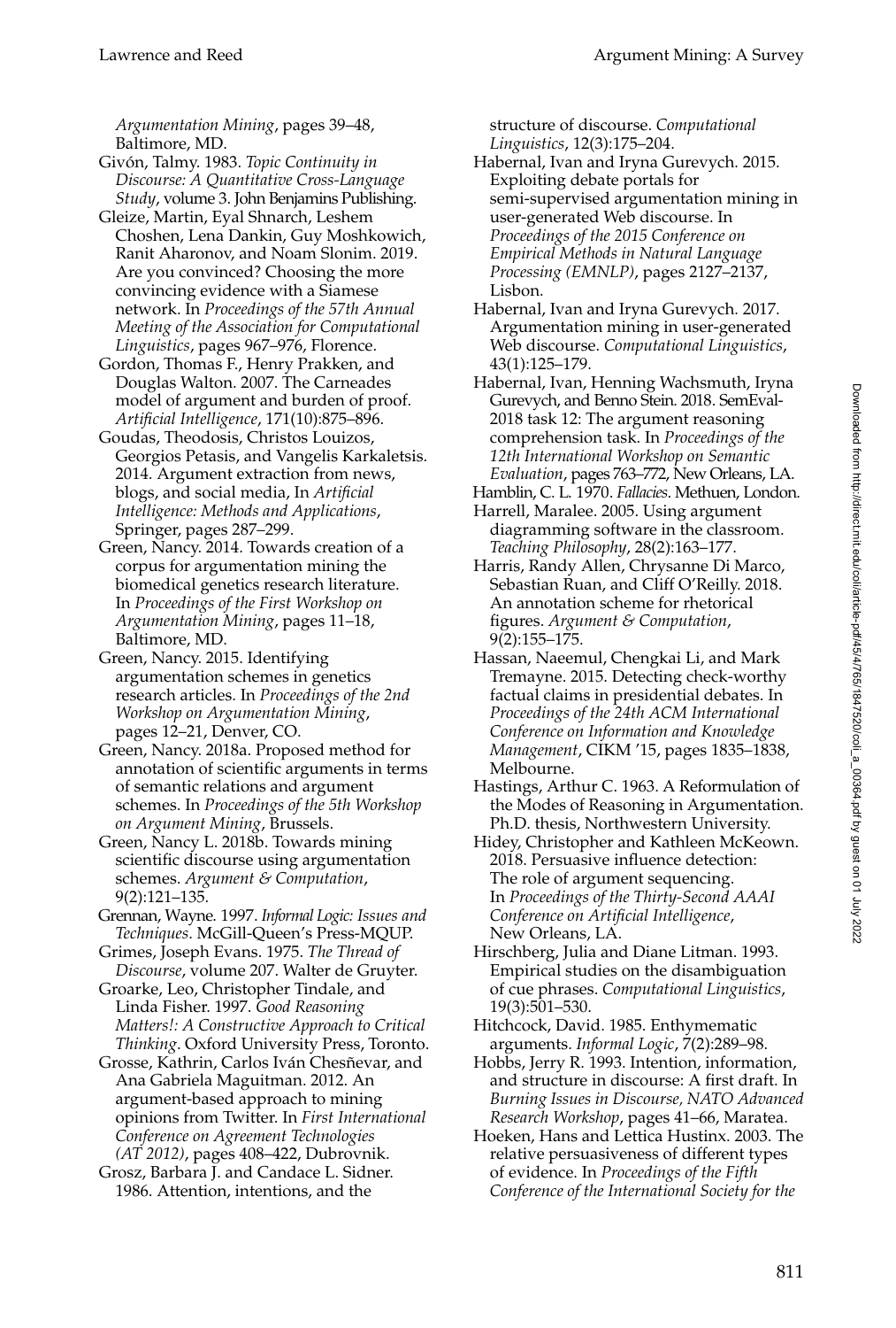*Argumentation Mining*, pages 39–48, Baltimore, MD.

Givón, Talmy. 1983. *Topic Continuity in Discourse: A Quantitative Cross-Language Study*, volume 3. John Benjamins Publishing.

Gleize, Martin, Eyal Shnarch, Leshem Choshen, Lena Dankin, Guy Moshkowich, Ranit Aharonov, and Noam Slonim. 2019. Are you convinced? Choosing the more convincing evidence with a Siamese network. In *Proceedings of the 57th Annual Meeting of the Association for Computational Linguistics*, pages 967–976, Florence.

Gordon, Thomas F., Henry Prakken, and Douglas Walton. 2007. The Carneades model of argument and burden of proof. *Artificial Intelligence*, 171(10):875–896.

Goudas, Theodosis, Christos Louizos, Georgios Petasis, and Vangelis Karkaletsis. 2014. Argument extraction from news, blogs, and social media, In *Artificial Intelligence: Methods and Applications*, Springer, pages 287–299.

Green, Nancy. 2014. Towards creation of a corpus for argumentation mining the biomedical genetics research literature. In *Proceedings of the First Workshop on Argumentation Mining*, pages 11–18, Baltimore, MD.

Green, Nancy. 2015. Identifying argumentation schemes in genetics research articles. In *Proceedings of the 2nd Workshop on Argumentation Mining*, pages 12–21, Denver, CO.

Green, Nancy. 2018a. Proposed method for annotation of scientific arguments in terms of semantic relations and argument schemes. In *Proceedings of the 5th Workshop on Argument Mining*, Brussels.

Green, Nancy L. 2018b. Towards mining scientific discourse using argumentation schemes. *Argument & Computation*, 9(2):121–135.

Grennan, Wayne. 1997. *Informal Logic: Issues and Techniques*. McGill-Queen's Press-MQUP.

Grimes, Joseph Evans. 1975. *The Thread of Discourse*, volume 207. Walter de Gruyter.

Groarke, Leo, Christopher Tindale, and Linda Fisher. 1997. *Good Reasoning Matters!: A Constructive Approach to Critical Thinking*. Oxford University Press, Toronto.

Grosse, Kathrin, Carlos Iván Chesñevar, and Ana Gabriela Maguitman. 2012. An argument-based approach to mining opinions from Twitter. In *First International Conference on Agreement Technologies (AT 2012)*, pages 408–422, Dubrovnik.

Grosz, Barbara J. and Candace L. Sidner. 1986. Attention, intentions, and the structure of discourse. *Computational Linguistics*, 12(3):175–204.

Habernal, Ivan and Iryna Gurevych. 2015. Exploiting debate portals for semi-supervised argumentation mining in user-generated Web discourse. In *Proceedings of the 2015 Conference on Empirical Methods in Natural Language Processing (EMNLP)*, pages 2127–2137, Lisbon.

Habernal, Ivan and Iryna Gurevych. 2017. Argumentation mining in user-generated Web discourse. *Computational Linguistics*, 43(1):125–179.

Habernal, Ivan, Henning Wachsmuth, Iryna Gurevych, and Benno Stein. 2018. SemEval-2018 task 12: The argument reasoning comprehension task. In *Proceedings of the 12th International Workshop on Semantic Evaluation*, pages 763–772, New Orleans, LA.

Hamblin, C. L. 1970. *Fallacies*. Methuen, London.

Harrell, Maralee. 2005. Using argument diagramming software in the classroom. *Teaching Philosophy*, 28(2):163–177.

Harris, Randy Allen, Chrysanne Di Marco, Sebastian Ruan, and Cliff O'Reilly. 2018. An annotation scheme for rhetorical figures. *Argument & Computation*, 9(2):155–175.

Hassan, Naeemul, Chengkai Li, and Mark Tremayne. 2015. Detecting check-worthy factual claims in presidential debates. In *Proceedings of the 24th ACM International Conference on Information and Knowledge Management*, CIKM '15, pages 1835–1838, Melbourne.

Hastings, Arthur C. 1963. A Reformulation of the Modes of Reasoning in Argumentation. Ph.D. thesis, Northwestern University.

Hidey, Christopher and Kathleen McKeown. 2018. Persuasive influence detection: The role of argument sequencing. In *Proceedings of the Thirty-Second AAAI Conference on Artificial Intelligence*, New Orleans, LA.

Hirschberg, Julia and Diane Litman. 1993. Empirical studies on the disambiguation of cue phrases. *Computational Linguistics*, 19(3):501–530.

Hitchcock, David. 1985. Enthymematic arguments. *Informal Logic*, 7(2):289–98.

Hobbs, Jerry R. 1993. Intention, information, and structure in discourse: A first draft. In *Burning Issues in Discourse, NATO Advanced Research Workshop*, pages 41–66, Maratea.

Hoeken, Hans and Lettica Hustinx. 2003. The relative persuasiveness of different types of evidence. In *Proceedings of the Fifth Conference of the International Society for the*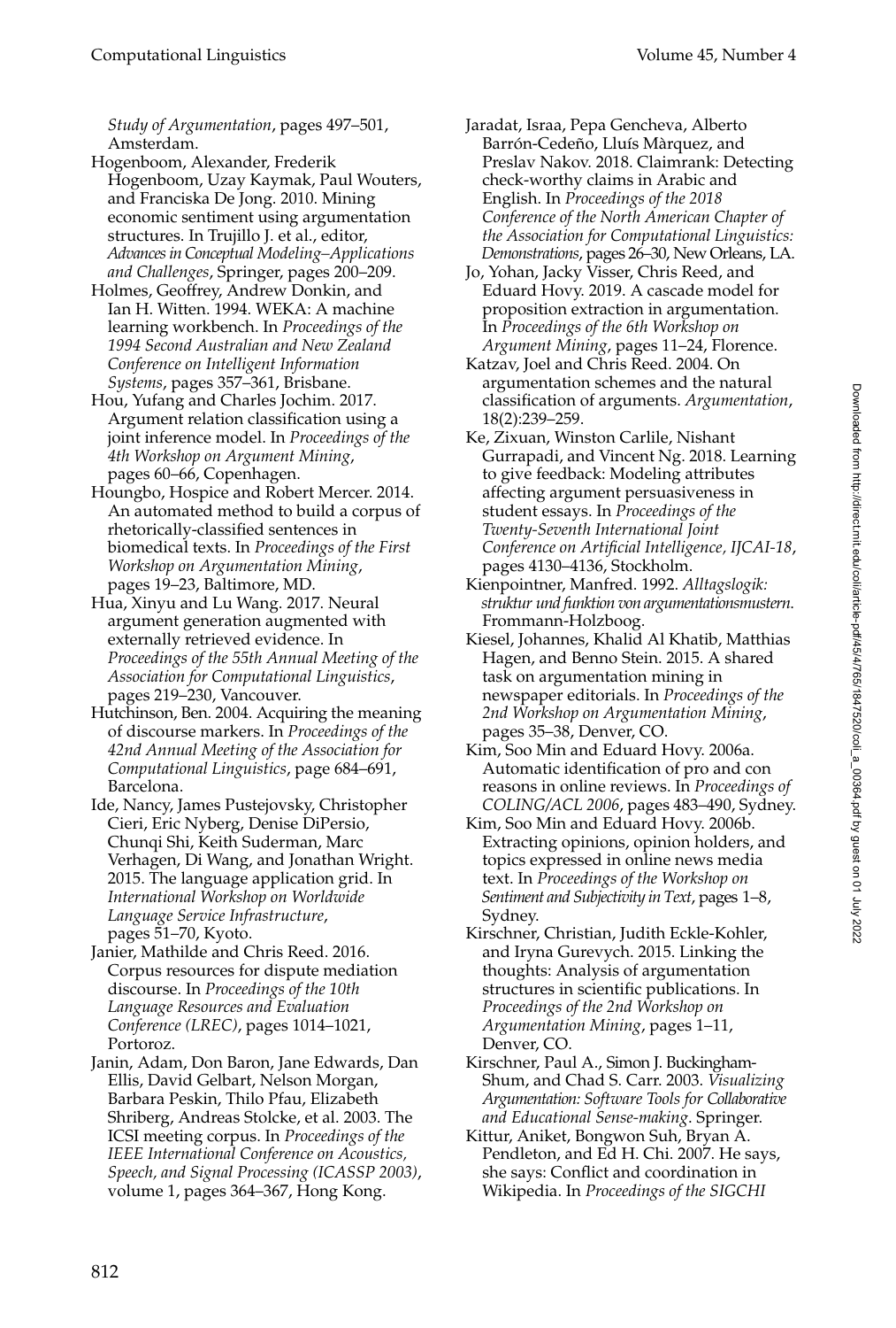*Study of Argumentation*, pages 497–501, Amsterdam.

Hogenboom, Alexander, Frederik Hogenboom, Uzay Kaymak, Paul Wouters, and Franciska De Jong. 2010. Mining economic sentiment using argumentation structures. In Trujillo J. et al., editor, *Advances in Conceptual Modeling–Applications and Challenges*, Springer, pages 200–209.

Holmes, Geoffrey, Andrew Donkin, and Ian H. Witten. 1994. WEKA: A machine learning workbench. In *Proceedings of the 1994 Second Australian and New Zealand Conference on Intelligent Information Systems*, pages 357–361, Brisbane.

Hou, Yufang and Charles Jochim. 2017. Argument relation classification using a joint inference model. In *Proceedings of the 4th Workshop on Argument Mining*, pages 60–66, Copenhagen.

Houngbo, Hospice and Robert Mercer. 2014. An automated method to build a corpus of rhetorically-classified sentences in biomedical texts. In *Proceedings of the First Workshop on Argumentation Mining*, pages 19–23, Baltimore, MD.

Hua, Xinyu and Lu Wang. 2017. Neural argument generation augmented with externally retrieved evidence. In *Proceedings of the 55th Annual Meeting of the Association for Computational Linguistics*, pages 219–230, Vancouver.

Hutchinson, Ben. 2004. Acquiring the meaning of discourse markers. In *Proceedings of the 42nd Annual Meeting of the Association for Computational Linguistics*, page 684–691, Barcelona.

Ide, Nancy, James Pustejovsky, Christopher Cieri, Eric Nyberg, Denise DiPersio, Chunqi Shi, Keith Suderman, Marc Verhagen, Di Wang, and Jonathan Wright. 2015. The language application grid. In *International Workshop on Worldwide Language Service Infrastructure*, pages 51–70, Kyoto.

Janier, Mathilde and Chris Reed. 2016. Corpus resources for dispute mediation discourse. In *Proceedings of the 10th Language Resources and Evaluation Conference (LREC)*, pages 1014–1021, Portoroz.

Janin, Adam, Don Baron, Jane Edwards, Dan Ellis, David Gelbart, Nelson Morgan, Barbara Peskin, Thilo Pfau, Elizabeth Shriberg, Andreas Stolcke, et al. 2003. The ICSI meeting corpus. In *Proceedings of the IEEE International Conference on Acoustics, Speech, and Signal Processing (ICASSP 2003)*, volume 1, pages 364–367, Hong Kong.

Jaradat, Israa, Pepa Gencheva, Alberto Barrón-Cedeño, Lluís Màrquez, and Preslav Nakov. 2018. Claimrank: Detecting check-worthy claims in Arabic and English. In *Proceedings of the 2018 Conference of the North American Chapter of the Association for Computational Linguistics: Demonstrations*, pages 26–30, New Orleans, LA.

Jo, Yohan, Jacky Visser, Chris Reed, and Eduard Hovy. 2019. A cascade model for proposition extraction in argumentation. In *Proceedings of the 6th Workshop on Argument Mining*, pages 11–24, Florence.

Katzav, Joel and Chris Reed. 2004. On argumentation schemes and the natural classification of arguments. *Argumentation*, 18(2):239–259.

Ke, Zixuan, Winston Carlile, Nishant Gurrapadi, and Vincent Ng. 2018. Learning to give feedback: Modeling attributes affecting argument persuasiveness in student essays. In *Proceedings of the Twenty-Seventh International Joint Conference on Artificial Intelligence, IJCAI-18*, pages 4130–4136, Stockholm.

Kienpointner, Manfred. 1992. *Alltagslogik: struktur und funktion von argumentationsmustern*. Frommann-Holzboog.

Kiesel, Johannes, Khalid Al Khatib, Matthias Hagen, and Benno Stein. 2015. A shared task on argumentation mining in newspaper editorials. In *Proceedings of the 2nd Workshop on Argumentation Mining*, pages 35–38, Denver, CO.

Kim, Soo Min and Eduard Hovy. 2006a. Automatic identification of pro and con reasons in online reviews. In *Proceedings of COLING/ACL 2006*, pages 483–490, Sydney.

Kim, Soo Min and Eduard Hovy. 2006b. Extracting opinions, opinion holders, and topics expressed in online news media text. In *Proceedings of the Workshop on Sentiment and Subjectivity in Text*, pages 1–8, Sydney.

Kirschner, Christian, Judith Eckle-Kohler, and Iryna Gurevych. 2015. Linking the thoughts: Analysis of argumentation structures in scientific publications. In *Proceedings of the 2nd Workshop on Argumentation Mining*, pages 1–11, Denver, CO.

Kirschner, Paul A., Simon J. Buckingham-Shum, and Chad S. Carr. 2003. *Visualizing Argumentation: Software Tools for Collaborative and Educational Sense-making*. Springer.

Kittur, Aniket, Bongwon Suh, Bryan A. Pendleton, and Ed H. Chi. 2007. He says, she says: Conflict and coordination in Wikipedia. In *Proceedings of the SIGCHI*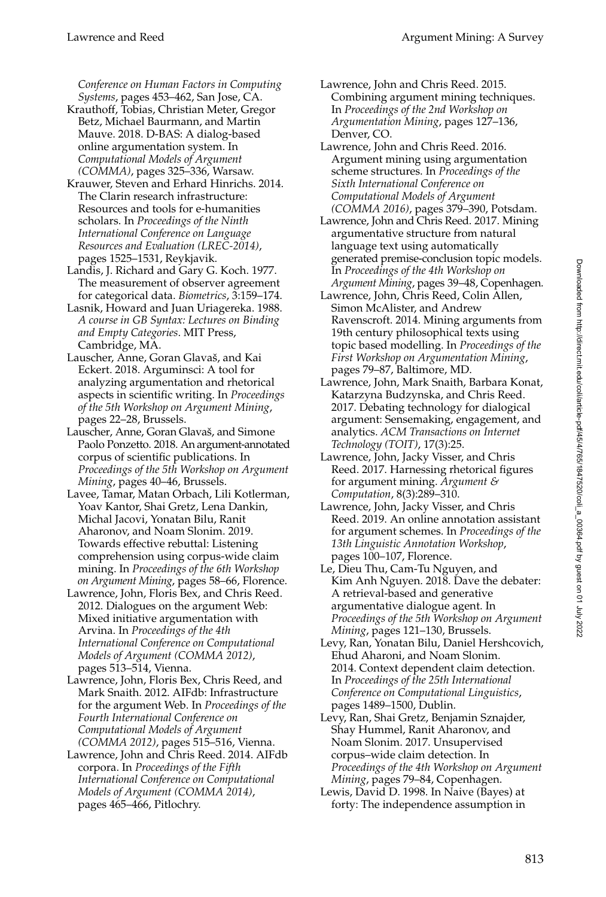*Conference on Human Factors in Computing Systems*, pages 453–462, San Jose, CA.

Krauthoff, Tobias, Christian Meter, Gregor Betz, Michael Baurmann, and Martin Mauve. 2018. D-BAS: A dialog-based online argumentation system. In *Computational Models of Argument (COMMA)*, pages 325–336, Warsaw.

Krauwer, Steven and Erhard Hinrichs. 2014. The Clarin research infrastructure: Resources and tools for e-humanities scholars. In *Proceedings of the Ninth International Conference on Language Resources and Evaluation (LREC-2014)*, pages 1525–1531, Reykjavik.

Landis, J. Richard and Gary G. Koch. 1977. The measurement of observer agreement for categorical data. *Biometrics*, 3:159–174.

Lasnik, Howard and Juan Uriagereka. 1988. *A course in GB Syntax: Lectures on Binding and Empty Categories*. MIT Press, Cambridge, MA.

Lauscher, Anne, Goran Glavaš, and Kai Eckert. 2018. Arguminsci: A tool for analyzing argumentation and rhetorical aspects in scientific writing. In *Proceedings of the 5th Workshop on Argument Mining*, pages 22–28, Brussels.

Lauscher, Anne, Goran Glavaš, and Simone Paolo Ponzetto. 2018. An argument-annotated corpus of scientific publications. In *Proceedings of the 5th Workshop on Argument Mining*, pages 40–46, Brussels.

Lavee, Tamar, Matan Orbach, Lili Kotlerman, Yoav Kantor, Shai Gretz, Lena Dankin, Michal Jacovi, Yonatan Bilu, Ranit Aharonov, and Noam Slonim. 2019. Towards effective rebuttal: Listening comprehension using corpus-wide claim mining. In *Proceedings of the 6th Workshop on Argument Mining*, pages 58–66, Florence.

Lawrence, John, Floris Bex, and Chris Reed. 2012. Dialogues on the argument Web: Mixed initiative argumentation with Arvina. In *Proceedings of the 4th International Conference on Computational Models of Argument (COMMA 2012)*, pages 513–514, Vienna.

Lawrence, John, Floris Bex, Chris Reed, and Mark Snaith. 2012. AIFdb: Infrastructure for the argument Web. In *Proceedings of the Fourth International Conference on Computational Models of Argument (COMMA 2012)*, pages 515–516, Vienna.

Lawrence, John and Chris Reed. 2014. AIFdb corpora. In *Proceedings of the Fifth International Conference on Computational Models of Argument (COMMA 2014)*, pages 465–466, Pitlochry.

Lawrence, John and Chris Reed. 2015. Combining argument mining techniques. In *Proceedings of the 2nd Workshop on Argumentation Mining*, pages 127–136, Denver, CO.

Lawrence, John and Chris Reed. 2016. Argument mining using argumentation scheme structures. In *Proceedings of the Sixth International Conference on Computational Models of Argument (COMMA 2016)*, pages 379–390, Potsdam.

Lawrence, John and Chris Reed. 2017. Mining argumentative structure from natural language text using automatically generated premise-conclusion topic models. In *Proceedings of the 4th Workshop on Argument Mining*, pages 39–48, Copenhagen.

Lawrence, John, Chris Reed, Colin Allen, Simon McAlister, and Andrew Ravenscroft. 2014. Mining arguments from 19th century philosophical texts using topic based modelling. In *Proceedings of the First Workshop on Argumentation Mining*, pages 79–87, Baltimore, MD.

Lawrence, John, Mark Snaith, Barbara Konat, Katarzyna Budzynska, and Chris Reed. 2017. Debating technology for dialogical argument: Sensemaking, engagement, and analytics. *ACM Transactions on Internet Technology (TOIT)*, 17(3):25.

Lawrence, John, Jacky Visser, and Chris Reed. 2017. Harnessing rhetorical figures for argument mining. *Argument & Computation*, 8(3):289–310.

Lawrence, John, Jacky Visser, and Chris Reed. 2019. An online annotation assistant for argument schemes. In *Proceedings of the 13th Linguistic Annotation Workshop*, pages 100–107, Florence.

Le, Dieu Thu, Cam-Tu Nguyen, and Kim Anh Nguyen. 2018. Dave the debater: A retrieval-based and generative argumentative dialogue agent. In *Proceedings of the 5th Workshop on Argument Mining*, pages 121–130, Brussels.

Levy, Ran, Yonatan Bilu, Daniel Hershcovich, Ehud Aharoni, and Noam Slonim. 2014. Context dependent claim detection. In *Proceedings of the 25th International Conference on Computational Linguistics*, pages 1489–1500, Dublin.

Levy, Ran, Shai Gretz, Benjamin Sznajder, Shay Hummel, Ranit Aharonov, and Noam Slonim. 2017. Unsupervised corpus–wide claim detection. In *Proceedings of the 4th Workshop on Argument Mining*, pages 79–84, Copenhagen.

Lewis, David D. 1998. In Naive (Bayes) at forty: The independence assumption in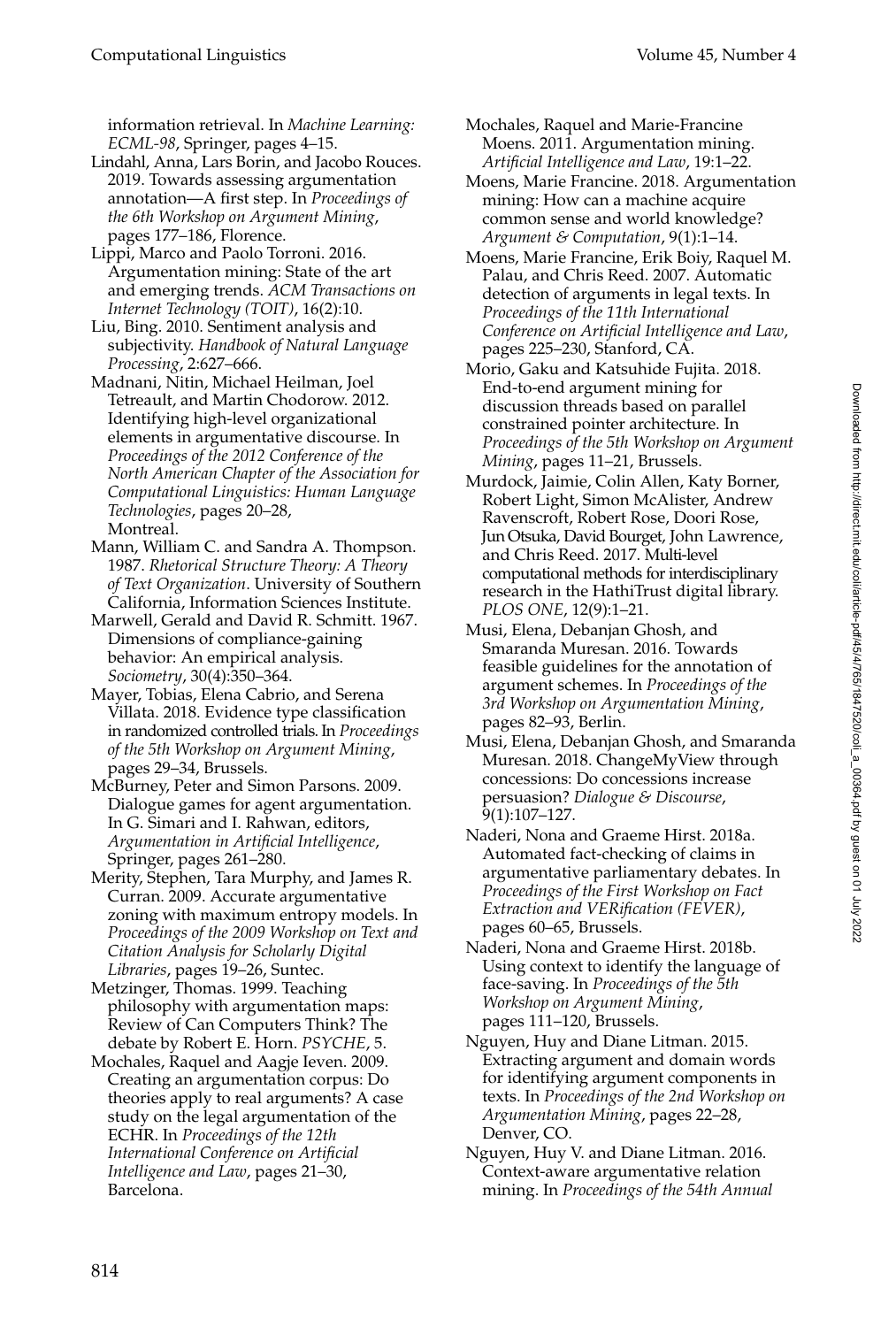information retrieval. In *Machine Learning: ECML-98*, Springer, pages 4–15.

Lindahl, Anna, Lars Borin, and Jacobo Rouces. 2019. Towards assessing argumentation annotation—A first step. In *Proceedings of the 6th Workshop on Argument Mining*, pages 177–186, Florence.

Lippi, Marco and Paolo Torroni. 2016. Argumentation mining: State of the art and emerging trends. *ACM Transactions on Internet Technology (TOIT)*, 16(2):10.

Liu, Bing. 2010. Sentiment analysis and subjectivity. *Handbook of Natural Language Processing*, 2:627–666.

Madnani, Nitin, Michael Heilman, Joel Tetreault, and Martin Chodorow. 2012. Identifying high-level organizational elements in argumentative discourse. In *Proceedings of the 2012 Conference of the North American Chapter of the Association for Computational Linguistics: Human Language Technologies*, pages 20–28, Montreal.

Mann, William C. and Sandra A. Thompson. 1987. *Rhetorical Structure Theory: A Theory of Text Organization*. University of Southern California, Information Sciences Institute.

Marwell, Gerald and David R. Schmitt. 1967. Dimensions of compliance-gaining behavior: An empirical analysis. *Sociometry*, 30(4):350–364.

Mayer, Tobias, Elena Cabrio, and Serena Villata. 2018. Evidence type classification in randomized controlled trials. In *Proceedings of the 5th Workshop on Argument Mining*, pages 29–34, Brussels.

McBurney, Peter and Simon Parsons. 2009. Dialogue games for agent argumentation. In G. Simari and I. Rahwan, editors, *Argumentation in Artificial Intelligence*, Springer, pages 261–280.

Merity, Stephen, Tara Murphy, and James R. Curran. 2009. Accurate argumentative zoning with maximum entropy models. In *Proceedings of the 2009 Workshop on Text and Citation Analysis for Scholarly Digital Libraries*, pages 19–26, Suntec.

Metzinger, Thomas. 1999. Teaching philosophy with argumentation maps: Review of Can Computers Think? The debate by Robert E. Horn. *PSYCHE*, 5.

Mochales, Raquel and Aagje Ieven. 2009. Creating an argumentation corpus: Do theories apply to real arguments? A case study on the legal argumentation of the ECHR. In *Proceedings of the 12th International Conference on Artificial Intelligence and Law*, pages 21–30, Barcelona.

Mochales, Raquel and Marie-Francine Moens. 2011. Argumentation mining. *Artificial Intelligence and Law*, 19:1–22.

Moens, Marie Francine. 2018. Argumentation mining: How can a machine acquire common sense and world knowledge? *Argument & Computation*, 9(1):1–14.

Moens, Marie Francine, Erik Boiy, Raquel M. Palau, and Chris Reed. 2007. Automatic detection of arguments in legal texts. In *Proceedings of the 11th International Conference on Artificial Intelligence and Law*, pages 225–230, Stanford, CA.

Morio, Gaku and Katsuhide Fujita. 2018. End-to-end argument mining for discussion threads based on parallel constrained pointer architecture. In *Proceedings of the 5th Workshop on Argument Mining*, pages 11–21, Brussels.

Murdock, Jaimie, Colin Allen, Katy Borner, Robert Light, Simon McAlister, Andrew Ravenscroft, Robert Rose, Doori Rose, Jun Otsuka, David Bourget, John Lawrence, and Chris Reed. 2017. Multi-level computational methods for interdisciplinary research in the HathiTrust digital library. *PLOS ONE*, 12(9):1–21.

Musi, Elena, Debanjan Ghosh, and Smaranda Muresan. 2016. Towards feasible guidelines for the annotation of argument schemes. In *Proceedings of the 3rd Workshop on Argumentation Mining*, pages 82–93, Berlin.

Musi, Elena, Debanjan Ghosh, and Smaranda Muresan. 2018. ChangeMyView through concessions: Do concessions increase persuasion? *Dialogue & Discourse*, 9(1):107–127.

Naderi, Nona and Graeme Hirst. 2018a. Automated fact-checking of claims in argumentative parliamentary debates. In *Proceedings of the First Workshop on Fact Extraction and VERification (FEVER)*, pages 60–65, Brussels.

Naderi, Nona and Graeme Hirst. 2018b. Using context to identify the language of face-saving. In *Proceedings of the 5th Workshop on Argument Mining*, pages 111–120, Brussels.

Nguyen, Huy and Diane Litman. 2015. Extracting argument and domain words for identifying argument components in texts. In *Proceedings of the 2nd Workshop on Argumentation Mining*, pages 22–28, Denver, CO.

Nguyen, Huy V. and Diane Litman. 2016. Context-aware argumentative relation mining. In *Proceedings of the 54th Annual*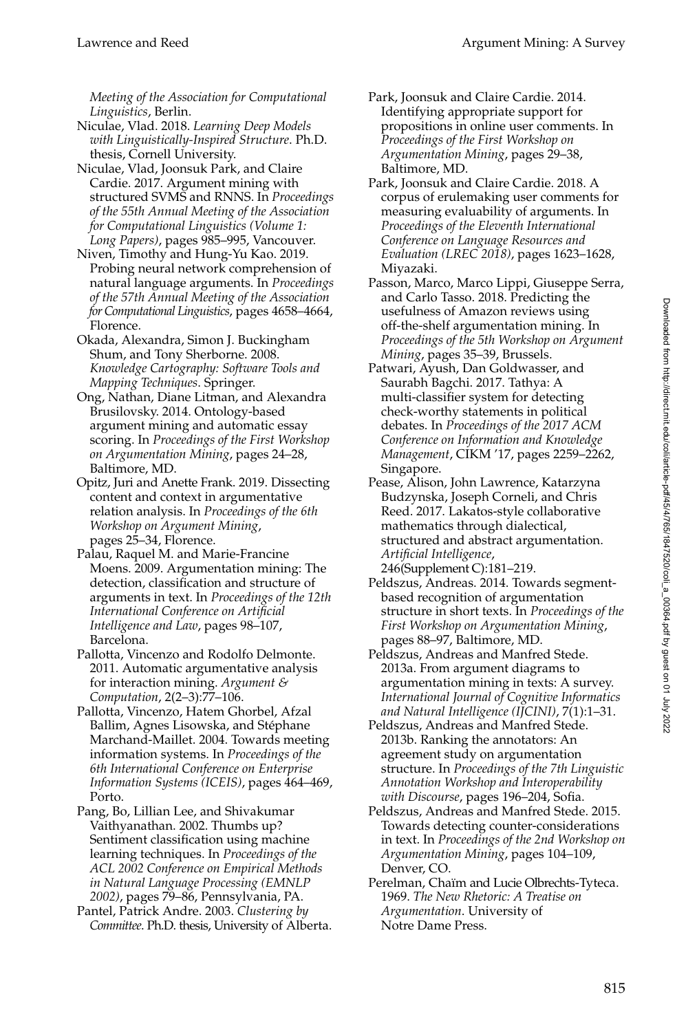*Meeting of the Association for Computational Linguistics*, Berlin.

Niculae, Vlad. 2018. *Learning Deep Models with Linguistically-Inspired Structure*. Ph.D. thesis, Cornell University.

Niculae, Vlad, Joonsuk Park, and Claire Cardie. 2017. Argument mining with structured SVMS and RNNS. In *Proceedings of the 55th Annual Meeting of the Association for Computational Linguistics (Volume 1: Long Papers)*, pages 985–995, Vancouver.

Niven, Timothy and Hung-Yu Kao. 2019. Probing neural network comprehension of natural language arguments. In *Proceedings of the 57th Annual Meeting of the Association for Computational Linguistics*, pages 4658–4664, Florence.

Okada, Alexandra, Simon J. Buckingham Shum, and Tony Sherborne. 2008. *Knowledge Cartography: Software Tools and Mapping Techniques*. Springer.

Ong, Nathan, Diane Litman, and Alexandra Brusilovsky. 2014. Ontology-based argument mining and automatic essay scoring. In *Proceedings of the First Workshop on Argumentation Mining*, pages 24–28, Baltimore, MD.

Opitz, Juri and Anette Frank. 2019. Dissecting content and context in argumentative relation analysis. In *Proceedings of the 6th Workshop on Argument Mining*, pages 25–34, Florence.

Palau, Raquel M. and Marie-Francine Moens. 2009. Argumentation mining: The detection, classification and structure of arguments in text. In *Proceedings of the 12th International Conference on Artificial Intelligence and Law*, pages 98–107, Barcelona.

Pallotta, Vincenzo and Rodolfo Delmonte. 2011. Automatic argumentative analysis for interaction mining. *Argument & Computation*, 2(2–3):77–106.

Pallotta, Vincenzo, Hatem Ghorbel, Afzal Ballim, Agnes Lisowska, and Stéphane Marchand-Maillet. 2004. Towards meeting information systems. In *Proceedings of the 6th International Conference on Enterprise Information Systems (ICEIS)*, pages 464–469, Porto.

Pang, Bo, Lillian Lee, and Shivakumar Vaithyanathan. 2002. Thumbs up? Sentiment classification using machine learning techniques. In *Proceedings of the ACL 2002 Conference on Empirical Methods in Natural Language Processing (EMNLP 2002)*, pages 79–86, Pennsylvania, PA.

Pantel, Patrick Andre. 2003. *Clustering by Committee*. Ph.D. thesis, University of Alberta.

Park, Joonsuk and Claire Cardie. 2014. Identifying appropriate support for propositions in online user comments. In *Proceedings of the First Workshop on Argumentation Mining*, pages 29–38, Baltimore, MD.

Park, Joonsuk and Claire Cardie. 2018. A corpus of erulemaking user comments for measuring evaluability of arguments. In *Proceedings of the Eleventh International Conference on Language Resources and Evaluation (LREC 2018)*, pages 1623–1628, Miyazaki.

Passon, Marco, Marco Lippi, Giuseppe Serra, and Carlo Tasso. 2018. Predicting the usefulness of Amazon reviews using off-the-shelf argumentation mining. In *Proceedings of the 5th Workshop on Argument Mining*, pages 35–39, Brussels.

Patwari, Ayush, Dan Goldwasser, and Saurabh Bagchi. 2017. Tathya: A multi-classifier system for detecting check-worthy statements in political debates. In *Proceedings of the 2017 ACM Conference on Information and Knowledge Management*, CIKM '17, pages 2259–2262, Singapore.

Pease, Alison, John Lawrence, Katarzyna Budzynska, Joseph Corneli, and Chris Reed. 2017. Lakatos-style collaborative mathematics through dialectical, structured and abstract argumentation. *Artificial Intelligence*, 246(Supplement C):181–219.

Peldszus, Andreas. 2014. Towards segment-based recognition of argumentation structure in short texts. In *Proceedings of the First Workshop on Argumentation Mining*, pages 88–97, Baltimore, MD.

Peldszus, Andreas and Manfred Stede. 2013a. From argument diagrams to argumentation mining in texts: A survey. *International Journal of Cognitive Informatics and Natural Intelligence (IJCINI)*, 7(1):1–31.

Peldszus, Andreas and Manfred Stede. 2013b. Ranking the annotators: An agreement study on argumentation structure. In *Proceedings of the 7th Linguistic Annotation Workshop and Interoperability with Discourse*, pages 196–204, Sofia.

Peldszus, Andreas and Manfred Stede. 2015. Towards detecting counter-considerations in text. In *Proceedings of the 2nd Workshop on Argumentation Mining*, pages 104–109, Denver, CO.

Perelman, Chaïm and Lucie Olbrechts-Tyteca. 1969. *The New Rhetoric: A Treatise on Argumentation*. University of Notre Dame Press.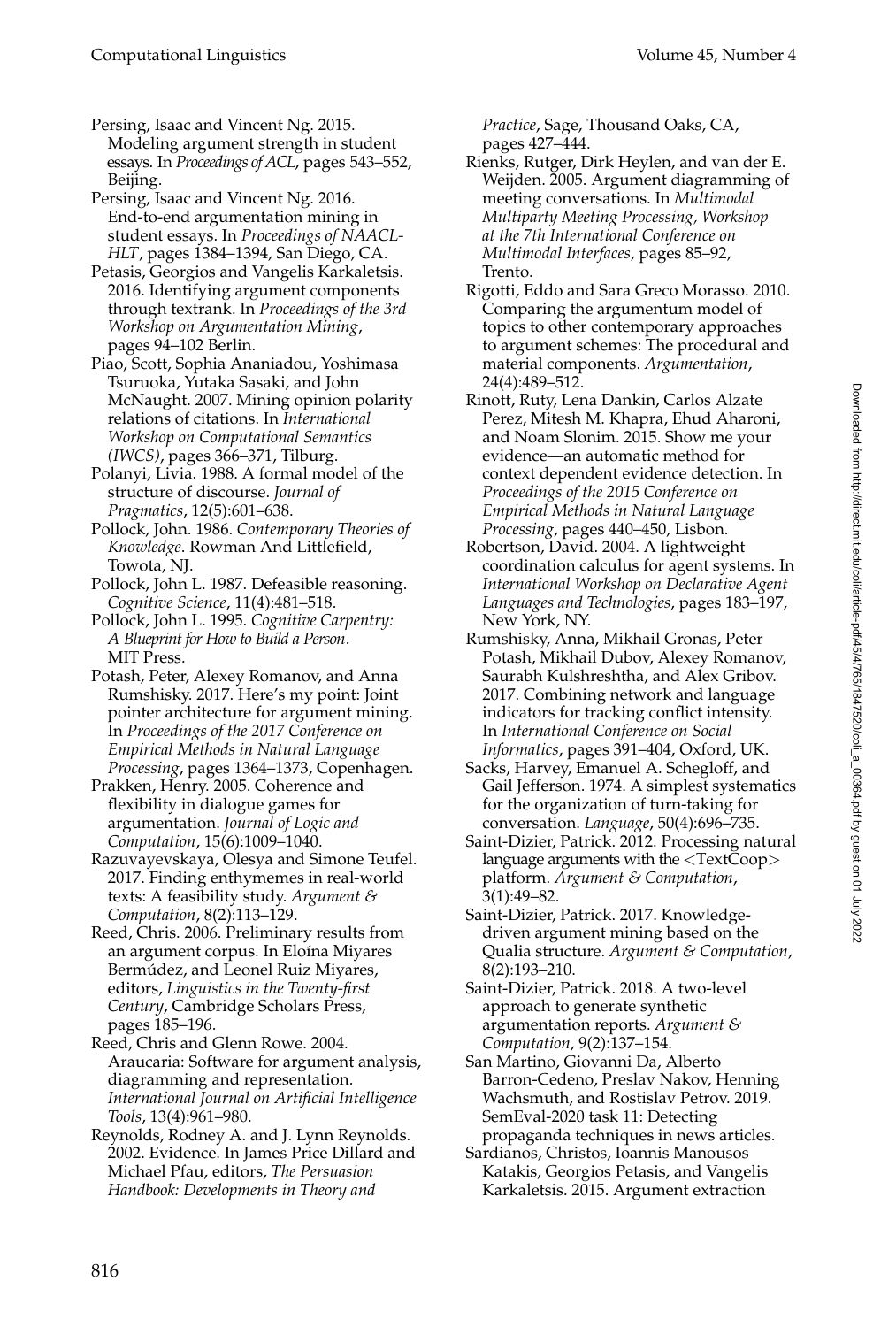Persing, Isaac and Vincent Ng. 2015. Modeling argument strength in student essays. In *Proceedings of ACL*, pages 543–552, Beijing.

Persing, Isaac and Vincent Ng. 2016. End-to-end argumentation mining in student essays. In *Proceedings of NAACL-HLT*, pages 1384–1394, San Diego, CA.

Petasis, Georgios and Vangelis Karkaletsis. 2016. Identifying argument components through textrank. In *Proceedings of the 3rd Workshop on Argumentation Mining*, pages 94–102 Berlin.

Piao, Scott, Sophia Ananiadou, Yoshimasa Tsuruoka, Yutaka Sasaki, and John McNaught. 2007. Mining opinion polarity relations of citations. In *International Workshop on Computational Semantics (IWCS)*, pages 366–371, Tilburg.

Polanyi, Livia. 1988. A formal model of the structure of discourse. *Journal of Pragmatics*, 12(5):601–638.

Pollock, John. 1986. *Contemporary Theories of Knowledge*. Rowman And Littlefield, Towota, NJ.

Pollock, John L. 1987. Defeasible reasoning. *Cognitive Science*, 11(4):481–518.

Pollock, John L. 1995. *Cognitive Carpentry: A Blueprint for How to Build a Person*. MIT Press.

Potash, Peter, Alexey Romanov, and Anna Rumshisky. 2017. Here's my point: Joint pointer architecture for argument mining. In *Proceedings of the 2017 Conference on Empirical Methods in Natural Language Processing*, pages 1364–1373, Copenhagen.

Prakken, Henry. 2005. Coherence and flexibility in dialogue games for argumentation. *Journal of Logic and Computation*, 15(6):1009–1040.

Razuvayevskaya, Olesya and Simone Teufel. 2017. Finding enthymemes in real-world texts: A feasibility study. *Argument & Computation*, 8(2):113–129.

Reed, Chris. 2006. Preliminary results from an argument corpus. In Eloína Miyares Bermúdez, and Leonel Ruiz Miyares, editors, *Linguistics in the Twenty-first Century*, Cambridge Scholars Press, pages 185–196.

Reed, Chris and Glenn Rowe. 2004. Araucaria: Software for argument analysis, diagramming and representation. *International Journal on Artificial Intelligence Tools*, 13(4):961–980.

Reynolds, Rodney A. and J. Lynn Reynolds. 2002. Evidence. In James Price Dillard and Michael Pfau, editors, *The Persuasion Handbook: Developments in Theory and Practice*, Sage, Thousand Oaks, CA, pages 427–444.

Rienks, Rutger, Dirk Heylen, and van der E. Weijden. 2005. Argument diagramming of meeting conversations. In *Multimodal Multiparty Meeting Processing, Workshop at the 7th International Conference on Multimodal Interfaces*, pages 85–92, Trento.

Rigotti, Eddo and Sara Greco Morasso. 2010. Comparing the argumentum model of topics to other contemporary approaches to argument schemes: The procedural and material components. *Argumentation*, 24(4):489–512.

Rinott, Ruty, Lena Dankin, Carlos Alzate Perez, Mitesh M. Khapra, Ehud Aharoni, and Noam Slonim. 2015. Show me your evidence—an automatic method for context dependent evidence detection. In *Proceedings of the 2015 Conference on Empirical Methods in Natural Language Processing*, pages 440–450, Lisbon.

Robertson, David. 2004. A lightweight coordination calculus for agent systems. In *International Workshop on Declarative Agent Languages and Technologies*, pages 183–197, New York, NY.

Rumshisky, Anna, Mikhail Gronas, Peter Potash, Mikhail Dubov, Alexey Romanov, Saurabh Kulshreshtha, and Alex Gribov. 2017. Combining network and language indicators for tracking conflict intensity. In *International Conference on Social Informatics*, pages 391–404, Oxford, UK.

Sacks, Harvey, Emanuel A. Schegloff, and Gail Jefferson. 1974. A simplest systematics for the organization of turn-taking for conversation. *Language*, 50(4):696–735.

Saint-Dizier, Patrick. 2012. Processing natural language arguments with the <TextCoop> platform. *Argument & Computation*, 3(1):49–82.

Saint-Dizier, Patrick. 2017. Knowledge-driven argument mining based on the Qualia structure. *Argument & Computation*, 8(2):193–210.

Saint-Dizier, Patrick. 2018. A two-level approach to generate synthetic argumentation reports. *Argument & Computation*, 9(2):137–154.

San Martino, Giovanni Da, Alberto Barron-Cedeno, Preslav Nakov, Henning Wachsmuth, and Rostislav Petrov. 2019. SemEval-2020 task 11: Detecting propaganda techniques in news articles.

Sardianos, Christos, Ioannis Manousos Katakis, Georgios Petasis, and Vangelis Karkaletsis. 2015. Argument extraction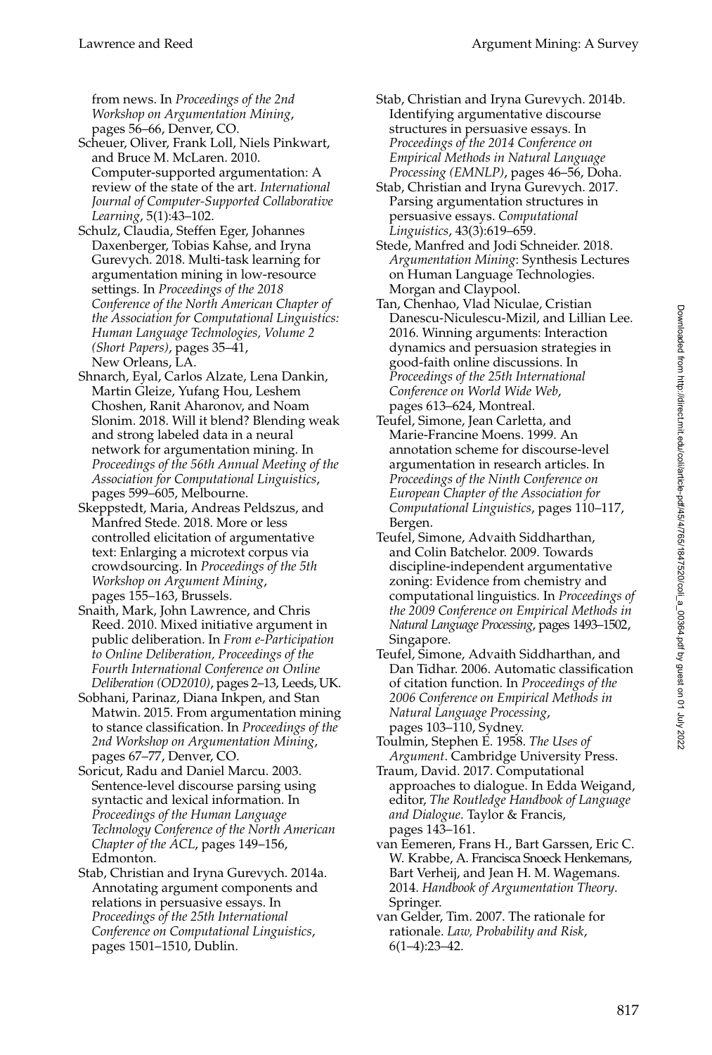from news. In *Proceedings of the 2nd Workshop on Argumentation Mining*, pages 56–66, Denver, CO.

Scheuer, Oliver, Frank Loll, Niels Pinkwart, and Bruce M. McLaren. 2010. Computer-supported argumentation: A review of the state of the art. *International Journal of Computer-Supported Collaborative Learning*, 5(1):43–102.

Schulz, Claudia, Steffen Eger, Johannes Daxenberger, Tobias Kahse, and Iryna Gurevych. 2018. Multi-task learning for argumentation mining in low-resource settings. In *Proceedings of the 2018 Conference of the North American Chapter of the Association for Computational Linguistics: Human Language Technologies, Volume 2 (Short Papers)*, pages 35–41, New Orleans, LA.

Shnarch, Eyal, Carlos Alzate, Lena Dankin, Martin Gleize, Yufang Hou, Leshem Choshen, Ranit Aharonov, and Noam Slonim. 2018. Will it blend? Blending weak and strong labeled data in a neural network for argumentation mining. In *Proceedings of the 56th Annual Meeting of the Association for Computational Linguistics*, pages 599–605, Melbourne.

Skeppstedt, Maria, Andreas Peldszus, and Manfred Stede. 2018. More or less controlled elicitation of argumentative text: Enlarging a microtext corpus via crowdsourcing. In *Proceedings of the 5th Workshop on Argument Mining*, pages 155–163, Brussels.

Snaith, Mark, John Lawrence, and Chris Reed. 2010. Mixed initiative argument in public deliberation. In *From e-Participation to Online Deliberation, Proceedings of the Fourth International Conference on Online Deliberation (OD2010)*, pages 2–13, Leeds, UK.

Sobhani, Parinaz, Diana Inkpen, and Stan Matwin. 2015. From argumentation mining to stance classification. In *Proceedings of the 2nd Workshop on Argumentation Mining*, pages 67–77, Denver, CO.

Soricut, Radu and Daniel Marcu. 2003. Sentence-level discourse parsing using syntactic and lexical information. In *Proceedings of the Human Language Technology Conference of the North American Chapter of the ACL*, pages 149–156, Edmonton.

Stab, Christian and Iryna Gurevych. 2014a. Annotating argument components and relations in persuasive essays. In *Proceedings of the 25th International Conference on Computational Linguistics*, pages 1501–1510, Dublin.

Stab, Christian and Iryna Gurevych. 2014b. Identifying argumentative discourse structures in persuasive essays. In *Proceedings of the 2014 Conference on Empirical Methods in Natural Language Processing (EMNLP)*, pages 46–56, Doha.

Stab, Christian and Iryna Gurevych. 2017. Parsing argumentation structures in persuasive essays. *Computational Linguistics*, 43(3):619–659.

Stede, Manfred and Jodi Schneider. 2018. *Argumentation Mining*: Synthesis Lectures on Human Language Technologies. Morgan and Claypool.

Tan, Chenhao, Vlad Niculae, Cristian Danescu-Niculescu-Mizil, and Lillian Lee. 2016. Winning arguments: Interaction dynamics and persuasion strategies in good-faith online discussions. In *Proceedings of the 25th International Conference on World Wide Web*, pages 613–624, Montreal.

Teufel, Simone, Jean Carletta, and Marie-Francine Moens. 1999. An annotation scheme for discourse-level argumentation in research articles. In *Proceedings of the Ninth Conference on European Chapter of the Association for Computational Linguistics*, pages 110–117, Bergen.

Teufel, Simone, Advaith Siddharthan, and Colin Batchelor. 2009. Towards discipline-independent argumentative zoning: Evidence from chemistry and computational linguistics. In *Proceedings of the 2009 Conference on Empirical Methods in Natural Language Processing*, pages 1493–1502, Singapore.

Teufel, Simone, Advaith Siddharthan, and Dan Tidhar. 2006. Automatic classification of citation function. In *Proceedings of the 2006 Conference on Empirical Methods in Natural Language Processing*, pages 103–110, Sydney.

Toulmin, Stephen E. 1958. *The Uses of Argument*. Cambridge University Press.

Traum, David. 2017. Computational approaches to dialogue. In Edda Weigand, editor, *The Routledge Handbook of Language and Dialogue*. Taylor & Francis, pages 143–161.

van Eemeren, Frans H., Bart Garssen, Eric C. W. Krabbe, A. Francisca Snoeck Henkemans, Bart Verheij, and Jean H. M. Wagemans. 2014. *Handbook of Argumentation Theory*. Springer.

van Gelder, Tim. 2007. The rationale for rationale. *Law, Probability and Risk*, 6(1–4):23–42.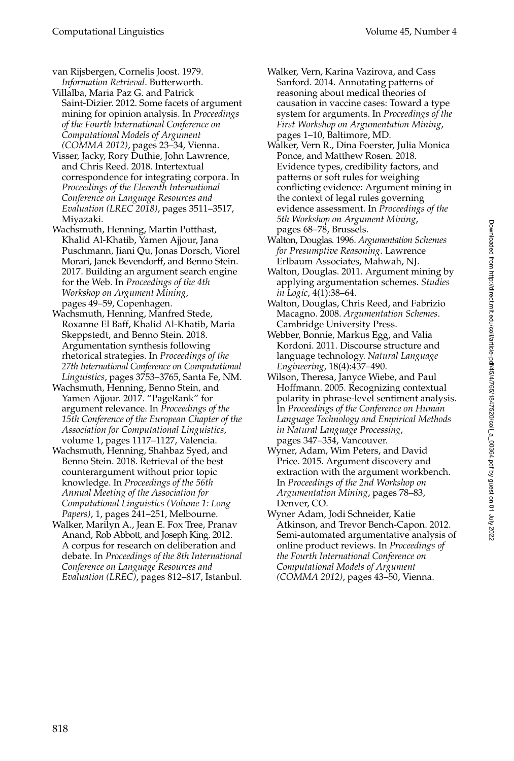van Rijsbergen, Cornelis Joost. 1979. *Information Retrieval*. Butterworth.

Villalba, Maria Paz G. and Patrick Saint-Dizier. 2012. Some facets of argument mining for opinion analysis. In *Proceedings of the Fourth International Conference on Computational Models of Argument (COMMA 2012)*, pages 23–34, Vienna.

Visser, Jacky, Rory Duthie, John Lawrence, and Chris Reed. 2018. Intertextual correspondence for integrating corpora. In *Proceedings of the Eleventh International Conference on Language Resources and Evaluation (LREC 2018)*, pages 3511–3517, Miyazaki.

Wachsmuth, Henning, Martin Potthast, Khalid Al-Khatib, Yamen Ajjour, Jana Puschmann, Jiani Qu, Jonas Dorsch, Viorel Morari, Janek Bevendorff, and Benno Stein. 2017. Building an argument search engine for the Web. In *Proceedings of the 4th Workshop on Argument Mining*, pages 49–59, Copenhagen.

Wachsmuth, Henning, Manfred Stede, Roxanne El Baff, Khalid Al-Khatib, Maria Skeppstedt, and Benno Stein. 2018. Argumentation synthesis following rhetorical strategies. In *Proceedings of the 27th International Conference on Computational Linguistics*, pages 3753–3765, Santa Fe, NM.

Wachsmuth, Henning, Benno Stein, and Yamen Ajjour. 2017. "PageRank" for argument relevance. In *Proceedings of the 15th Conference of the European Chapter of the Association for Computational Linguistics*, volume 1, pages 1117–1127, Valencia.

Wachsmuth, Henning, Shahbaz Syed, and Benno Stein. 2018. Retrieval of the best counterargument without prior topic knowledge. In *Proceedings of the 56th Annual Meeting of the Association for Computational Linguistics (Volume 1: Long Papers)*, 1, pages 241–251, Melbourne.

Walker, Marilyn A., Jean E. Fox Tree, Pranav Anand, Rob Abbott, and Joseph King. 2012. A corpus for research on deliberation and debate. In *Proceedings of the 8th International Conference on Language Resources and Evaluation (LREC)*, pages 812–817, Istanbul.

Walker, Vern, Karina Vazirova, and Cass Sanford. 2014. Annotating patterns of reasoning about medical theories of causation in vaccine cases: Toward a type system for arguments. In *Proceedings of the First Workshop on Argumentation Mining*, pages 1–10, Baltimore, MD.

Walker, Vern R., Dina Foerster, Julia Monica Ponce, and Matthew Rosen. 2018. Evidence types, credibility factors, and patterns or soft rules for weighing conflicting evidence: Argument mining in the context of legal rules governing evidence assessment. In *Proceedings of the 5th Workshop on Argument Mining*, pages 68–78, Brussels.

Walton, Douglas. 1996. *Argumentation Schemes for Presumptive Reasoning*. Lawrence Erlbaum Associates, Mahwah, NJ.

Walton, Douglas. 2011. Argument mining by applying argumentation schemes. *Studies in Logic*, 4(1):38–64.

Walton, Douglas, Chris Reed, and Fabrizio Macagno. 2008. *Argumentation Schemes*. Cambridge University Press.

Webber, Bonnie, Markus Egg, and Valia Kordoni. 2011. Discourse structure and language technology. *Natural Language Engineering*, 18(4):437–490.

Wilson, Theresa, Janyce Wiebe, and Paul Hoffmann. 2005. Recognizing contextual polarity in phrase-level sentiment analysis. In *Proceedings of the Conference on Human Language Technology and Empirical Methods in Natural Language Processing*, pages 347–354, Vancouver.

Wyner, Adam, Wim Peters, and David Price. 2015. Argument discovery and extraction with the argument workbench. In *Proceedings of the 2nd Workshop on Argumentation Mining*, pages 78–83, Denver, CO.

Wyner Adam, Jodi Schneider, Katie Atkinson, and Trevor Bench-Capon. 2012. Semi-automated argumentative analysis of online product reviews. In *Proceedings of the Fourth International Conference on Computational Models of Argument (COMMA 2012)*, pages 43–50, Vienna.